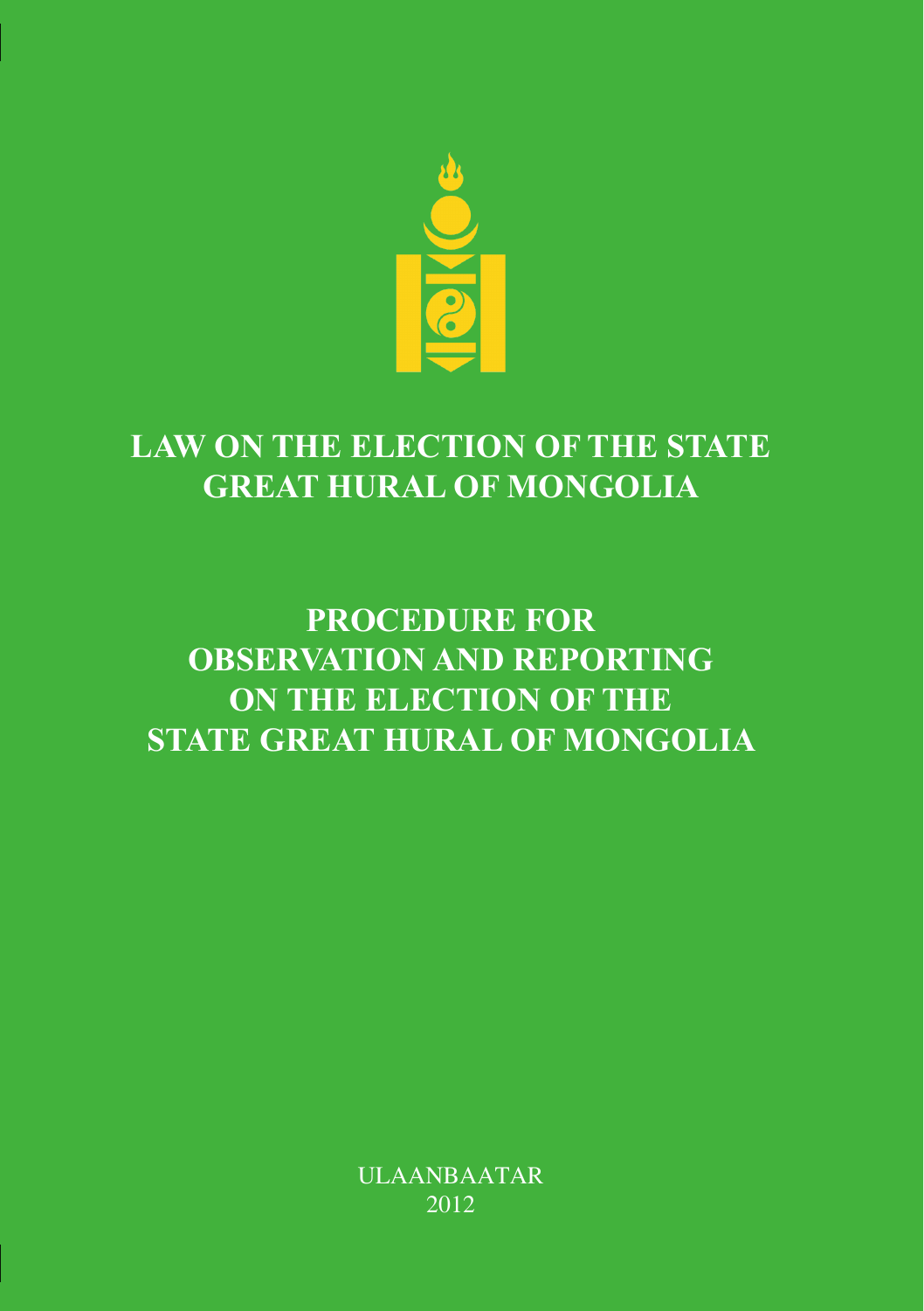# LAW ON THE ELECTION OF THE STATE GREAT HURAL OF MONGOLIA

# PROCEDURE FOR OBSERVATION AND REPORTING ON THE ELECTION OF THE STATE GREAT HURAL OF MONGOLIA

ULAANBAATAR
2012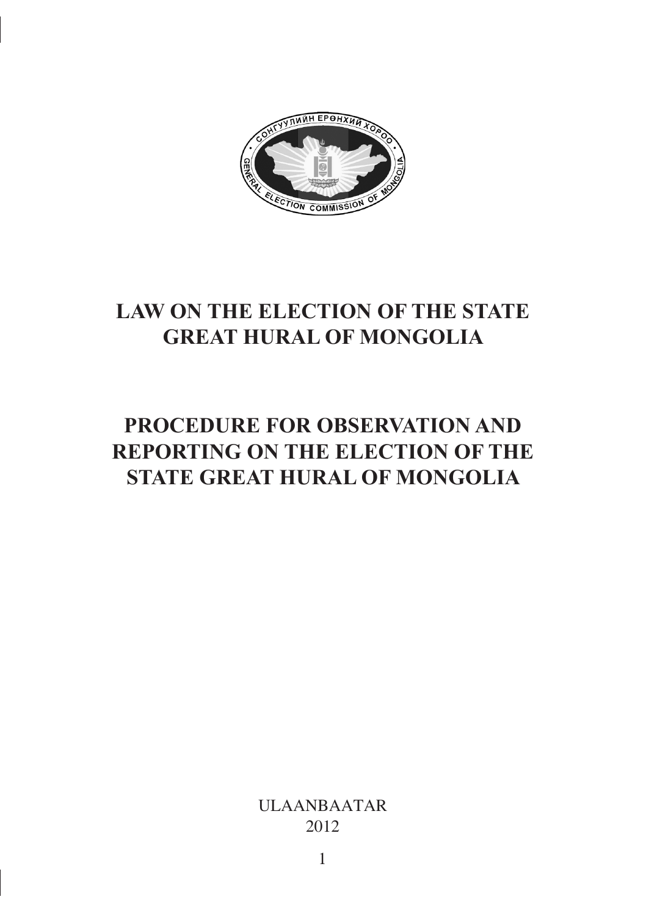# LAW ON THE ELECTION OF THE STATE GREAT HURAL OF MONGOLIA

# PROCEDURE FOR OBSERVATION AND REPORTING ON THE ELECTION OF THE STATE GREAT HURAL OF MONGOLIA

ULAANBAATAR
2012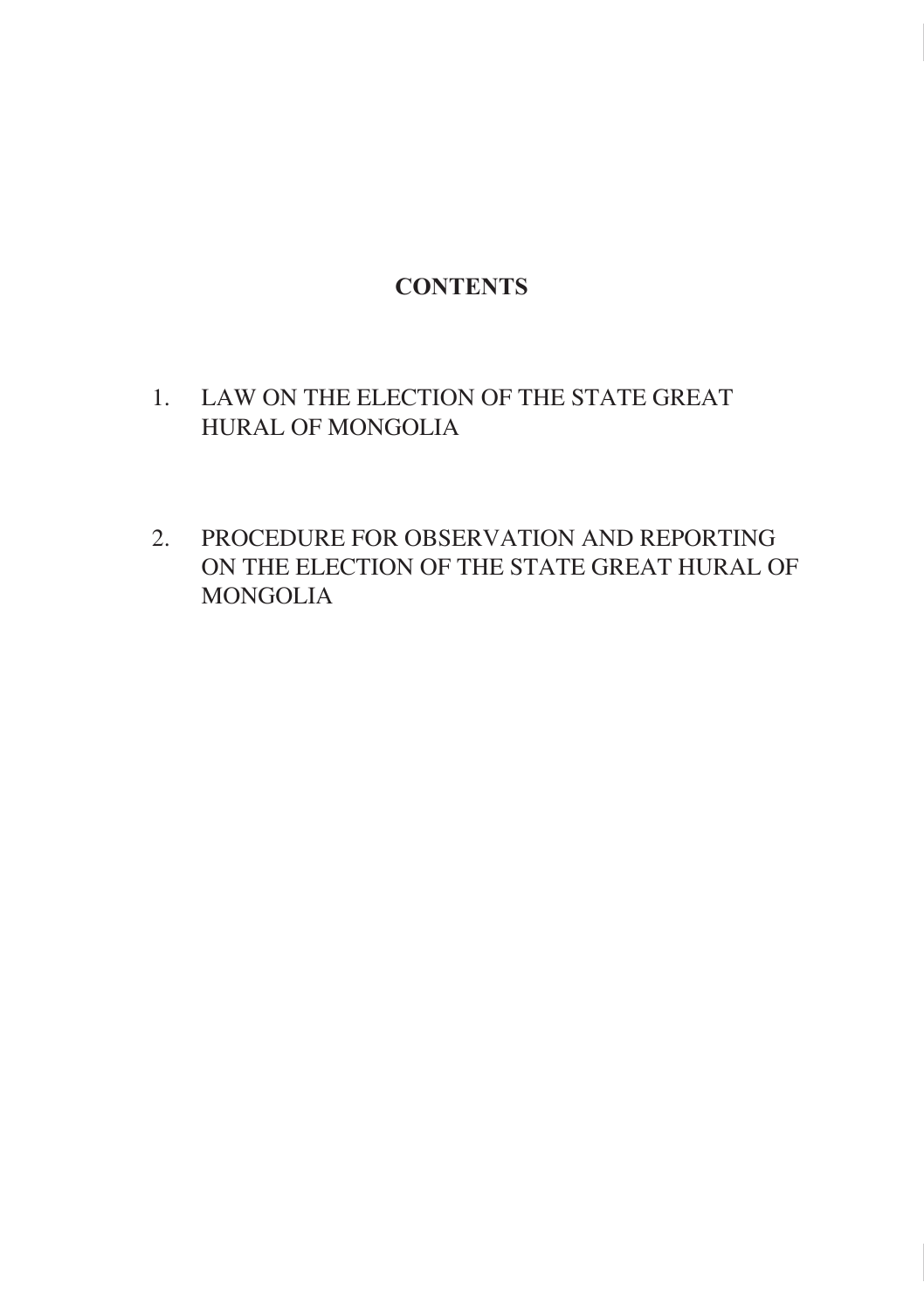# CONTENTS

1. LAW ON THE ELECTION OF THE STATE GREAT HURAL OF MONGOLIA

2. PROCEDURE FOR OBSERVATION AND REPORTING ON THE ELECTION OF THE STATE GREAT HURAL OF MONGOLIA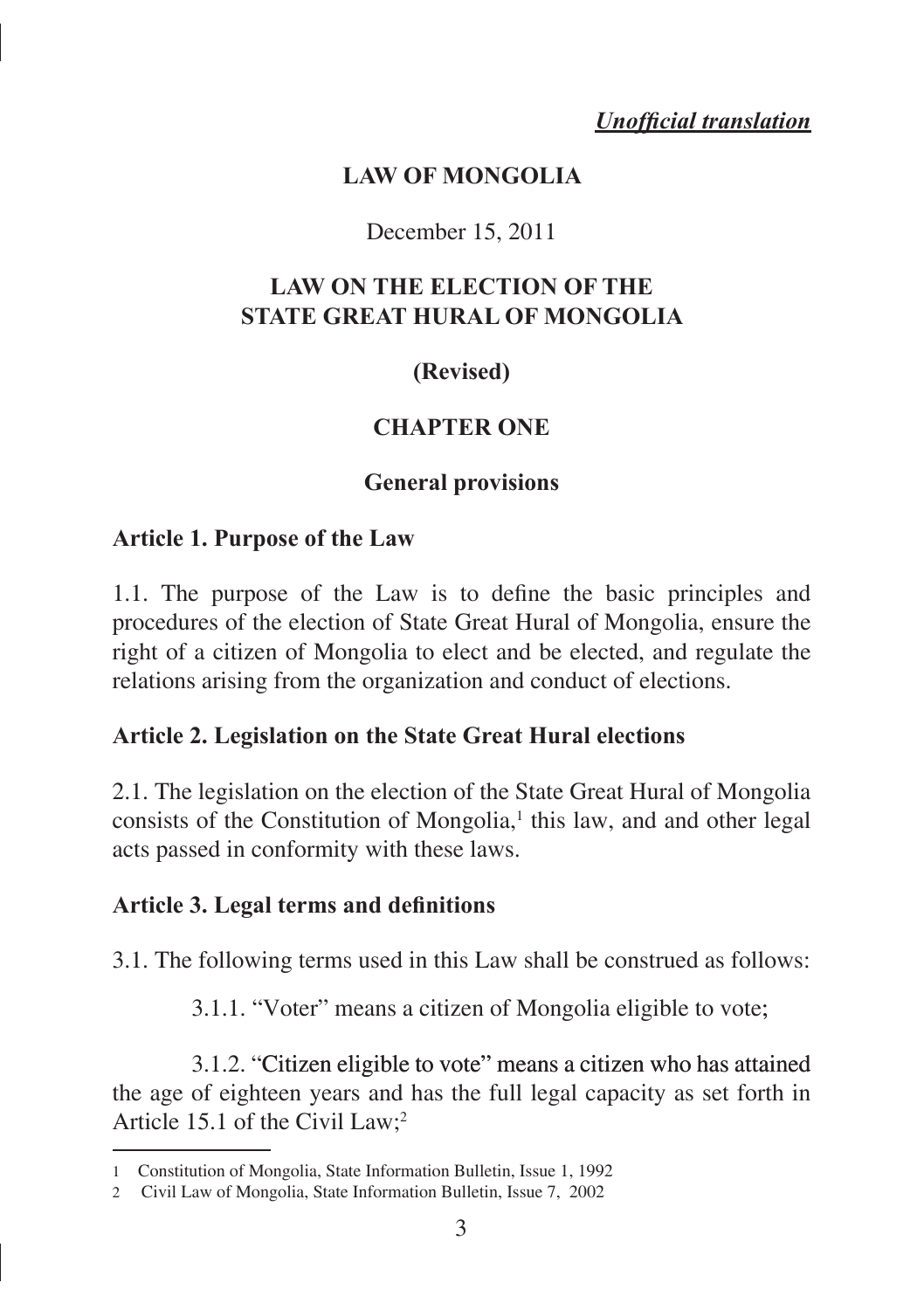*Unofficial translation*

# LAW OF MONGOLIA

December 15, 2011

# LAW ON THE ELECTION OF THE STATE GREAT HURAL OF MONGOLIA

**(Revised)**

## CHAPTER ONE

## General provisions

### Article 1. Purpose of the Law

1.1. The purpose of the Law is to define the basic principles and procedures of the election of State Great Hural of Mongolia, ensure the right of a citizen of Mongolia to elect and be elected, and regulate the relations arising from the organization and conduct of elections.

### Article 2. Legislation on the State Great Hural elections

2.1. The legislation on the election of the State Great Hural of Mongolia consists of the Constitution of Mongolia,[1] this law, and and other legal acts passed in conformity with these laws.

### Article 3. Legal terms and definitions

3.1. The following terms used in this Law shall be construed as follows:

3.1.1. "Voter" means a citizen of Mongolia eligible to vote;

3.1.2. "Citizen eligible to vote" means a citizen who has attained the age of eighteen years and has the full legal capacity as set forth in Article 15.1 of the Civil Law;[2]

---

1 Constitution of Mongolia, State Information Bulletin, Issue 1, 1992

2 Civil Law of Mongolia, State Information Bulletin, Issue 7, 2002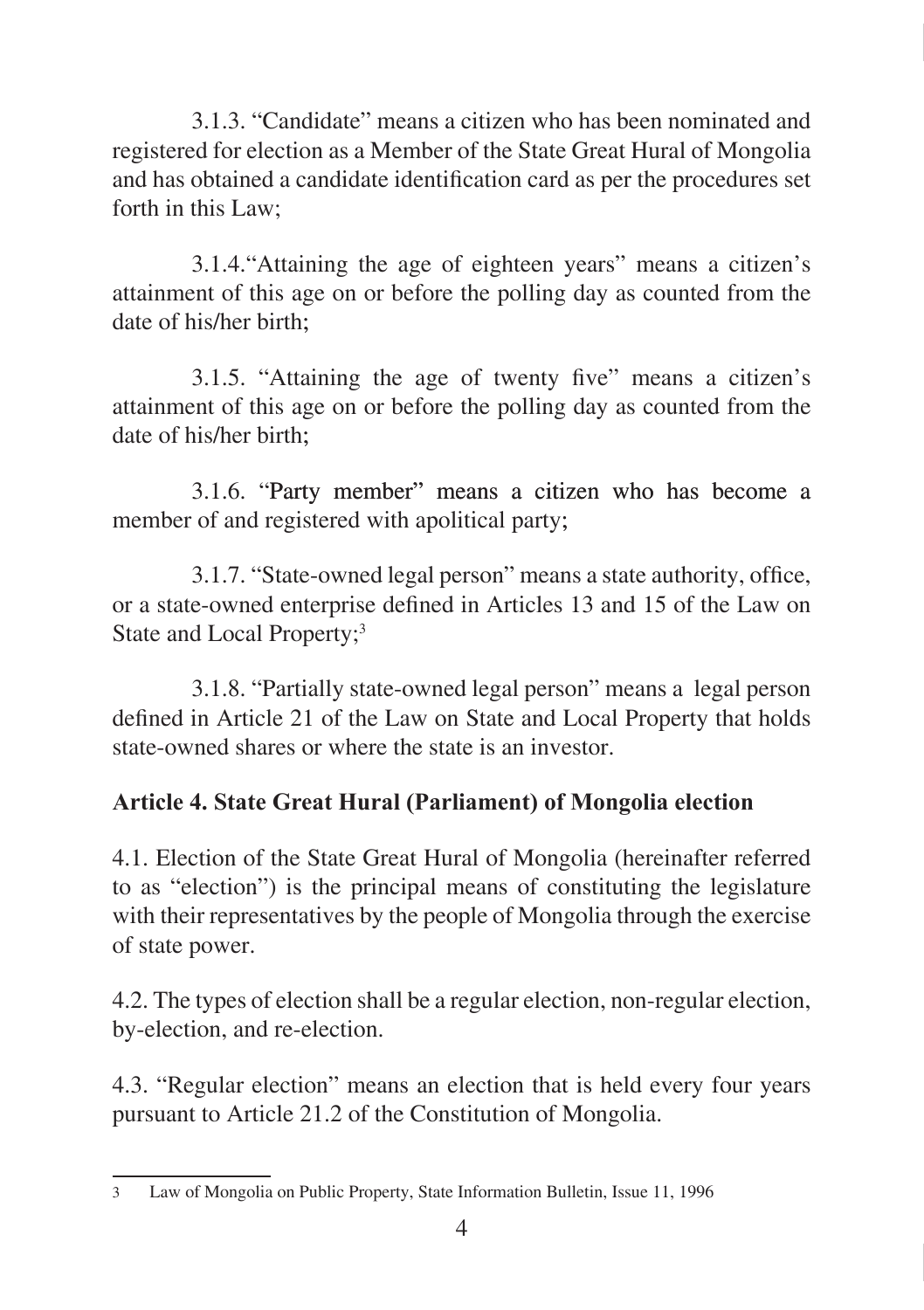3.1.3. "Candidate" means a citizen who has been nominated and registered for election as a Member of the State Great Hural of Mongolia and has obtained a candidate identification card as per the procedures set forth in this Law;

3.1.4."Attaining the age of eighteen years" means a citizen's attainment of this age on or before the polling day as counted from the date of his/her birth;

3.1.5. "Attaining the age of twenty five" means a citizen's attainment of this age on or before the polling day as counted from the date of his/her birth;

3.1.6. "Party member" means a citizen who has become a member of and registered with apolitical party;

3.1.7. "State-owned legal person" means a state authority, office, or a state-owned enterprise defined in Articles 13 and 15 of the Law on State and Local Property;[3]

3.1.8. "Partially state-owned legal person" means a legal person defined in Article 21 of the Law on State and Local Property that holds state-owned shares or where the state is an investor.

**Article 4. State Great Hural (Parliament) of Mongolia election**

4.1. Election of the State Great Hural of Mongolia (hereinafter referred to as "election") is the principal means of constituting the legislature with their representatives by the people of Mongolia through the exercise of state power.

4.2. The types of election shall be a regular election, non-regular election, by-election, and re-election.

4.3. "Regular election" means an election that is held every four years pursuant to Article 21.2 of the Constitution of Mongolia.

---

3 Law of Mongolia on Public Property, State Information Bulletin, Issue 11, 1996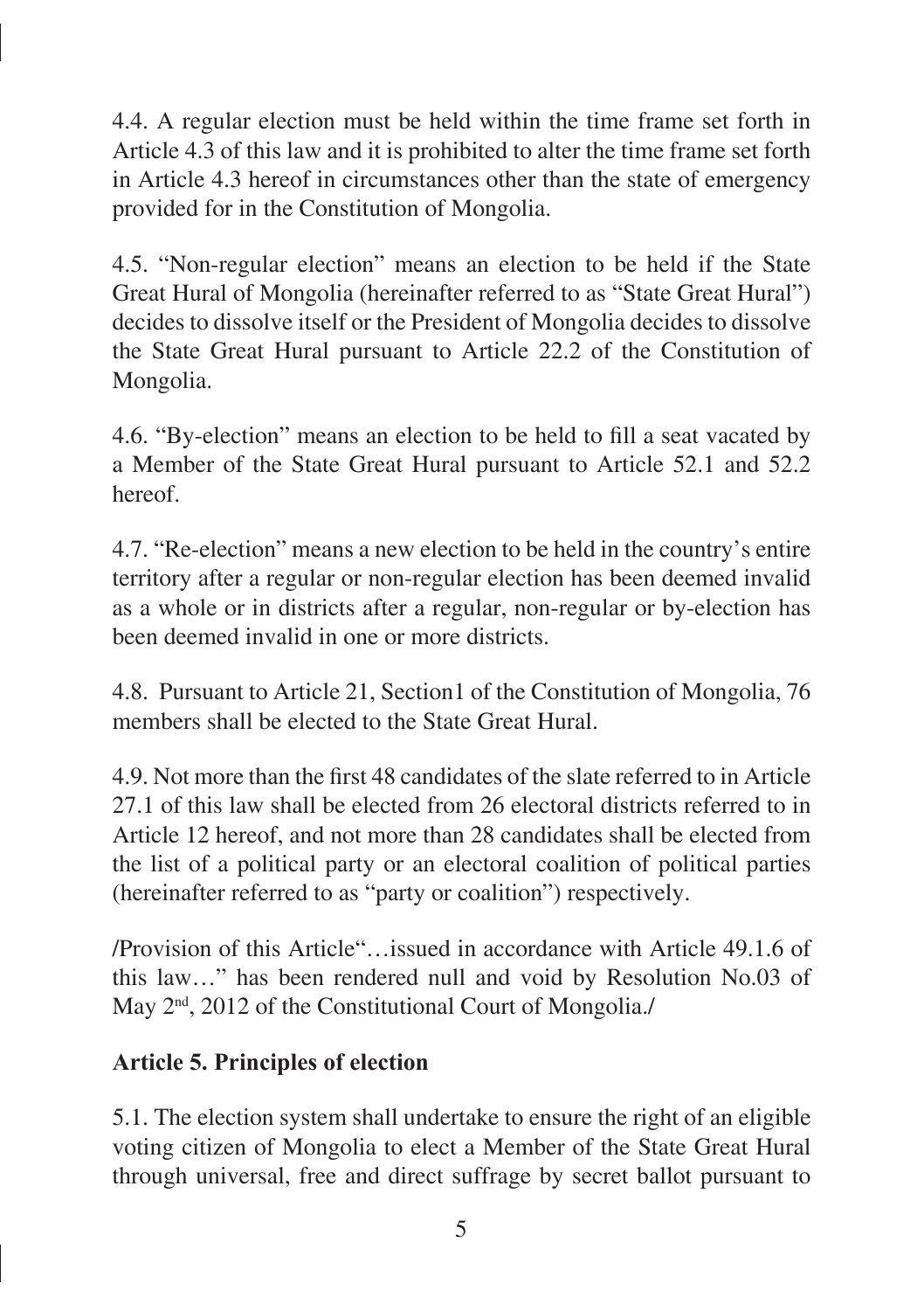4.4. A regular election must be held within the time frame set forth in Article 4.3 of this law and it is prohibited to alter the time frame set forth in Article 4.3 hereof in circumstances other than the state of emergency provided for in the Constitution of Mongolia.

4.5. "Non-regular election" means an election to be held if the State Great Hural of Mongolia (hereinafter referred to as "State Great Hural") decides to dissolve itself or the President of Mongolia decides to dissolve the State Great Hural pursuant to Article 22.2 of the Constitution of Mongolia.

4.6. "By-election" means an election to be held to fill a seat vacated by a Member of the State Great Hural pursuant to Article 52.1 and 52.2 hereof.

4.7. "Re-election" means a new election to be held in the country's entire territory after a regular or non-regular election has been deemed invalid as a whole or in districts after a regular, non-regular or by-election has been deemed invalid in one or more districts.

4.8. Pursuant to Article 21, Section1 of the Constitution of Mongolia, 76 members shall be elected to the State Great Hural.

4.9. Not more than the first 48 candidates of the slate referred to in Article 27.1 of this law shall be elected from 26 electoral districts referred to in Article 12 hereof, and not more than 28 candidates shall be elected from the list of a political party or an electoral coalition of political parties (hereinafter referred to as "party or coalition") respectively.

/Provision of this Article"…issued in accordance with Article 49.1.6 of this law…" has been rendered null and void by Resolution No.03 of May 2nd, 2012 of the Constitutional Court of Mongolia./

**Article 5. Principles of election**

5.1. The election system shall undertake to ensure the right of an eligible voting citizen of Mongolia to elect a Member of the State Great Hural through universal, free and direct suffrage by secret ballot pursuant to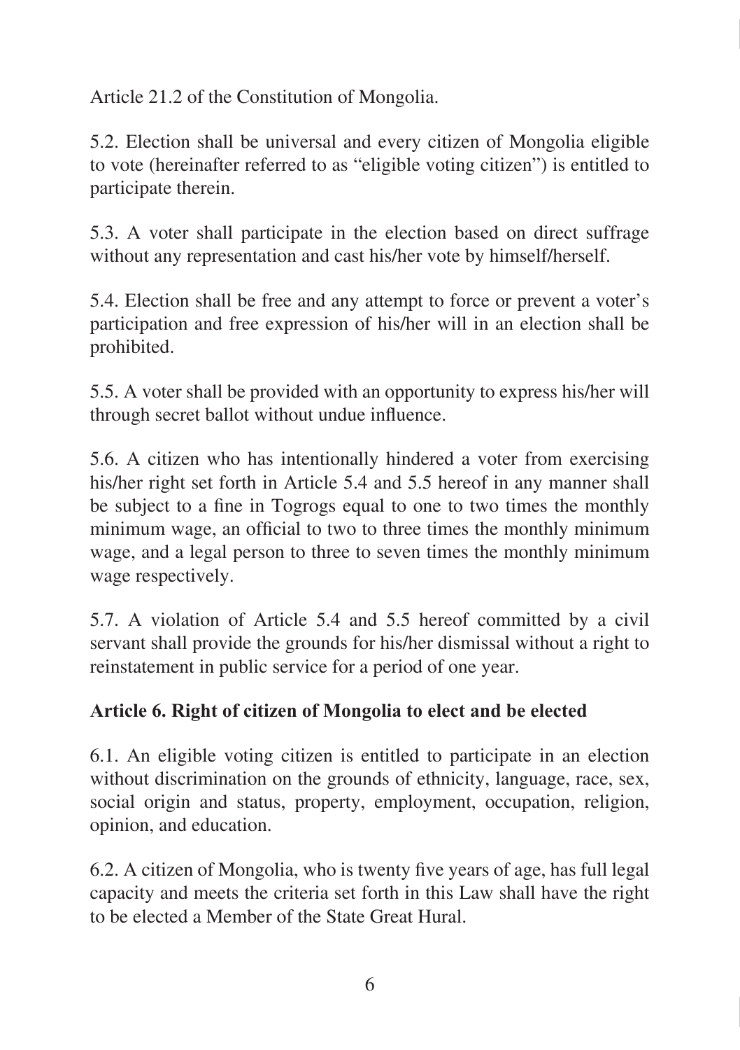Article 21.2 of the Constitution of Mongolia.

5.2. Election shall be universal and every citizen of Mongolia eligible to vote (hereinafter referred to as "eligible voting citizen") is entitled to participate therein.

5.3. A voter shall participate in the election based on direct suffrage without any representation and cast his/her vote by himself/herself.

5.4. Election shall be free and any attempt to force or prevent a voter's participation and free expression of his/her will in an election shall be prohibited.

5.5. A voter shall be provided with an opportunity to express his/her will through secret ballot without undue influence.

5.6. A citizen who has intentionally hindered a voter from exercising his/her right set forth in Article 5.4 and 5.5 hereof in any manner shall be subject to a fine in Togrogs equal to one to two times the monthly minimum wage, an official to two to three times the monthly minimum wage, and a legal person to three to seven times the monthly minimum wage respectively.

5.7. A violation of Article 5.4 and 5.5 hereof committed by a civil servant shall provide the grounds for his/her dismissal without a right to reinstatement in public service for a period of one year.

**Article 6. Right of citizen of Mongolia to elect and be elected**

6.1. An eligible voting citizen is entitled to participate in an election without discrimination on the grounds of ethnicity, language, race, sex, social origin and status, property, employment, occupation, religion, opinion, and education.

6.2. A citizen of Mongolia, who is twenty five years of age, has full legal capacity and meets the criteria set forth in this Law shall have the right to be elected a Member of the State Great Hural.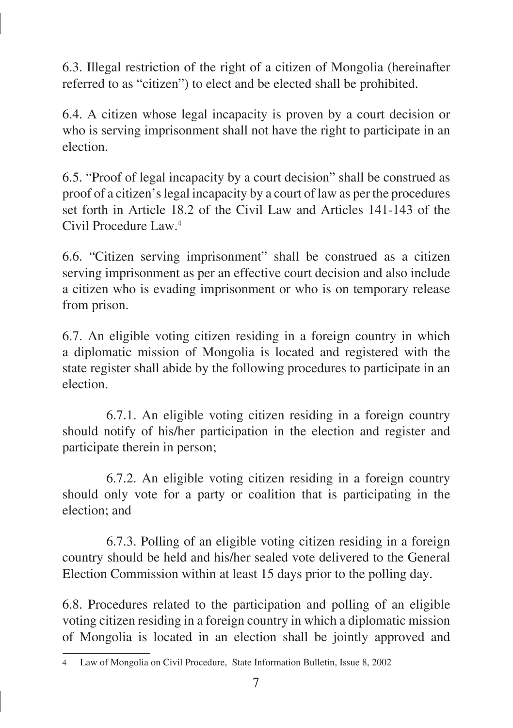6.3. Illegal restriction of the right of a citizen of Mongolia (hereinafter referred to as "citizen") to elect and be elected shall be prohibited.

6.4. A citizen whose legal incapacity is proven by a court decision or who is serving imprisonment shall not have the right to participate in an election.

6.5. "Proof of legal incapacity by a court decision" shall be construed as proof of a citizen's legal incapacity by a court of law as per the procedures set forth in Article 18.2 of the Civil Law and Articles 141-143 of the Civil Procedure Law.[4]

6.6. "Citizen serving imprisonment" shall be construed as a citizen serving imprisonment as per an effective court decision and also include a citizen who is evading imprisonment or who is on temporary release from prison.

6.7. An eligible voting citizen residing in a foreign country in which a diplomatic mission of Mongolia is located and registered with the state register shall abide by the following procedures to participate in an election.

6.7.1. An eligible voting citizen residing in a foreign country should notify of his/her participation in the election and register and participate therein in person;

6.7.2. An eligible voting citizen residing in a foreign country should only vote for a party or coalition that is participating in the election; and

6.7.3. Polling of an eligible voting citizen residing in a foreign country should be held and his/her sealed vote delivered to the General Election Commission within at least 15 days prior to the polling day.

6.8. Procedures related to the participation and polling of an eligible voting citizen residing in a foreign country in which a diplomatic mission of Mongolia is located in an election shall be jointly approved and

---

4 Law of Mongolia on Civil Procedure, State Information Bulletin, Issue 8, 2002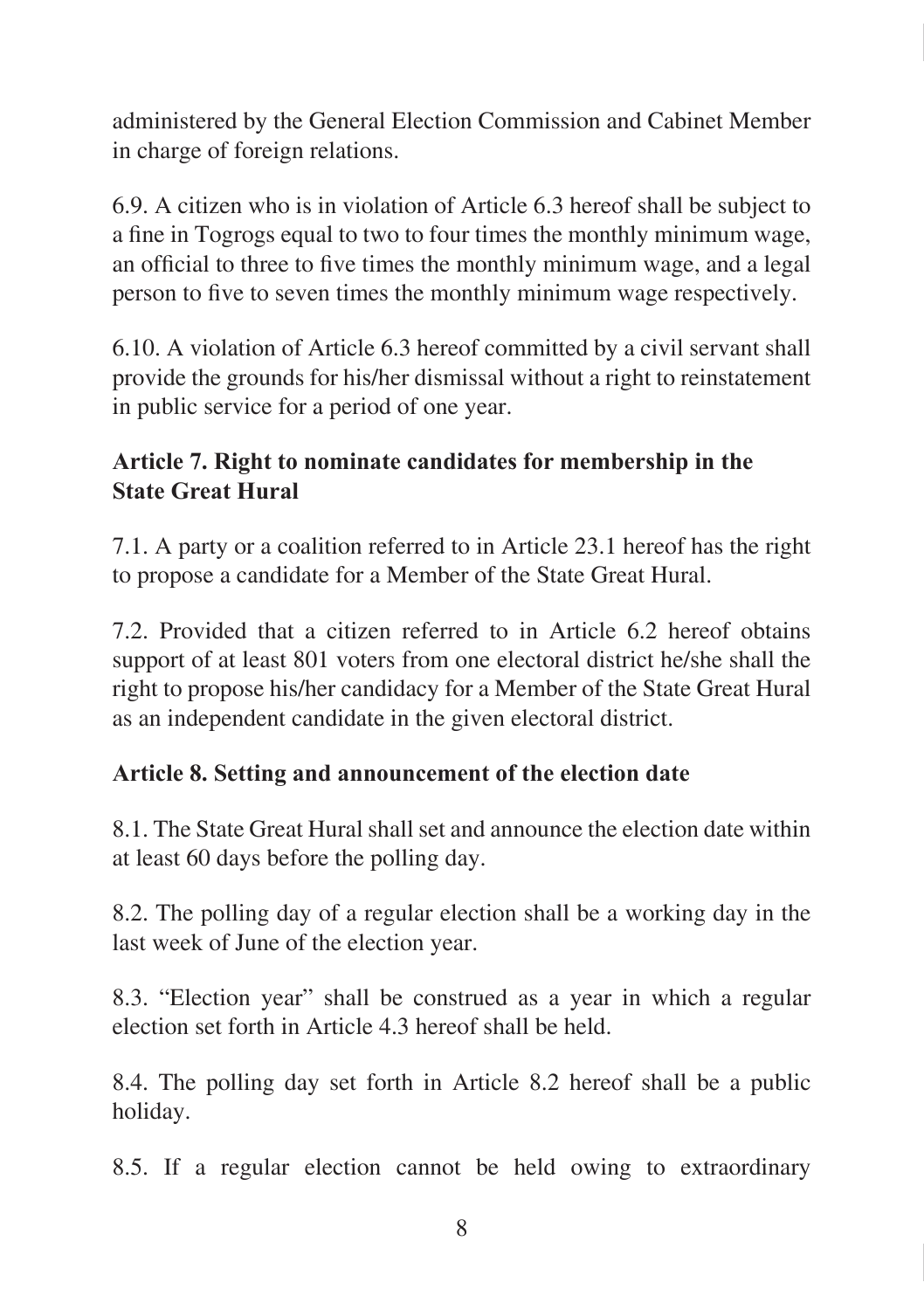administered by the General Election Commission and Cabinet Member in charge of foreign relations.

6.9. A citizen who is in violation of Article 6.3 hereof shall be subject to a fine in Togrogs equal to two to four times the monthly minimum wage, an official to three to five times the monthly minimum wage, and a legal person to five to seven times the monthly minimum wage respectively.

6.10. A violation of Article 6.3 hereof committed by a civil servant shall provide the grounds for his/her dismissal without a right to reinstatement in public service for a period of one year.

**Article 7. Right to nominate candidates for membership in the State Great Hural**

7.1. A party or a coalition referred to in Article 23.1 hereof has the right to propose a candidate for a Member of the State Great Hural.

7.2. Provided that a citizen referred to in Article 6.2 hereof obtains support of at least 801 voters from one electoral district he/she shall the right to propose his/her candidacy for a Member of the State Great Hural as an independent candidate in the given electoral district.

**Article 8. Setting and announcement of the election date**

8.1. The State Great Hural shall set and announce the election date within at least 60 days before the polling day.

8.2. The polling day of a regular election shall be a working day in the last week of June of the election year.

8.3. "Election year" shall be construed as a year in which a regular election set forth in Article 4.3 hereof shall be held.

8.4. The polling day set forth in Article 8.2 hereof shall be a public holiday.

8.5. If a regular election cannot be held owing to extraordinary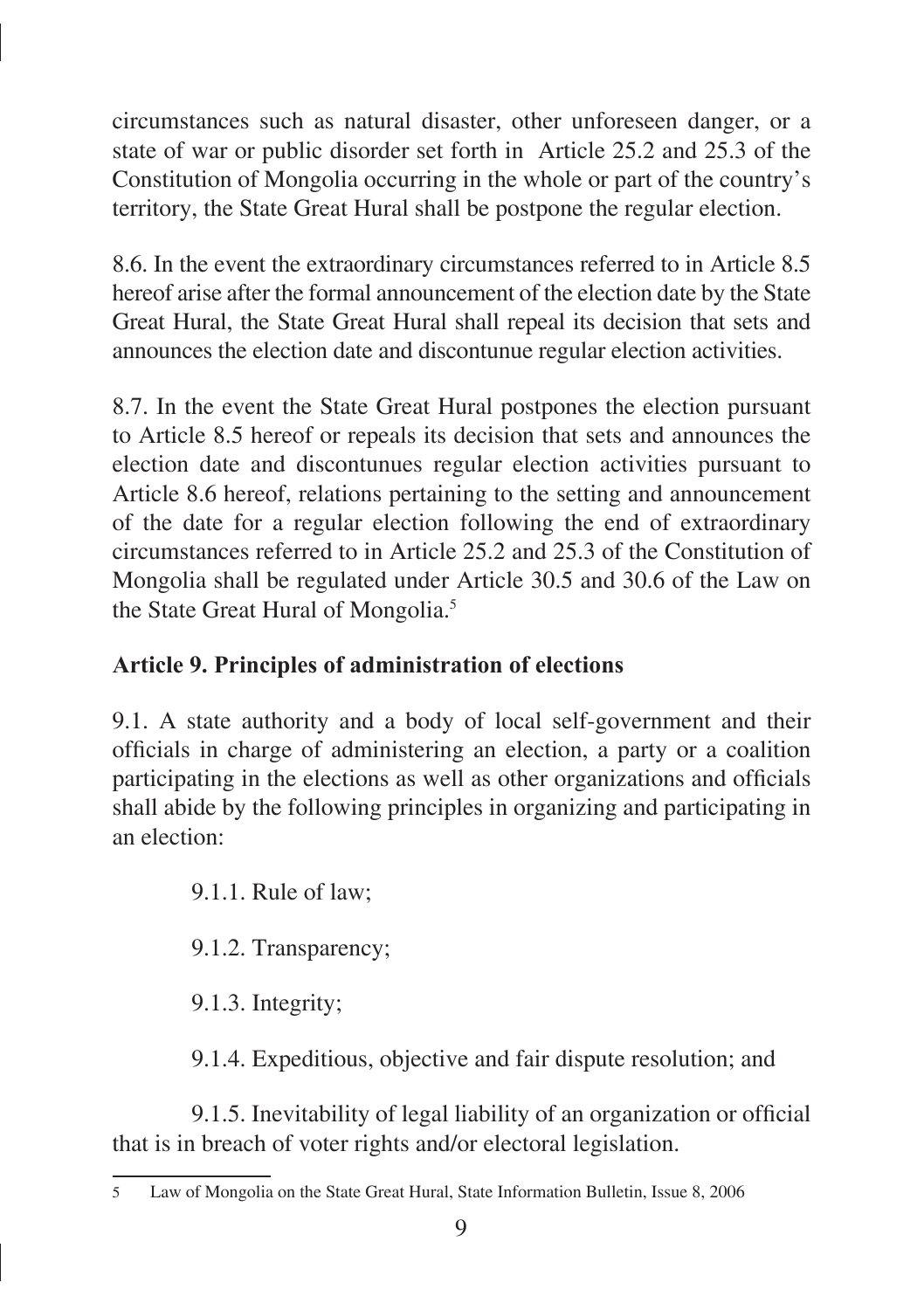circumstances such as natural disaster, other unforeseen danger, or a state of war or public disorder set forth in Article 25.2 and 25.3 of the Constitution of Mongolia occurring in the whole or part of the country's territory, the State Great Hural shall be postpone the regular election.

8.6. In the event the extraordinary circumstances referred to in Article 8.5 hereof arise after the formal announcement of the election date by the State Great Hural, the State Great Hural shall repeal its decision that sets and announces the election date and discontunue regular election activities.

8.7. In the event the State Great Hural postpones the election pursuant to Article 8.5 hereof or repeals its decision that sets and announces the election date and discontunues regular election activities pursuant to Article 8.6 hereof, relations pertaining to the setting and announcement of the date for a regular election following the end of extraordinary circumstances referred to in Article 25.2 and 25.3 of the Constitution of Mongolia shall be regulated under Article 30.5 and 30.6 of the Law on the State Great Hural of Mongolia.[5]

**Article 9. Principles of administration of elections**

9.1. A state authority and a body of local self-government and their officials in charge of administering an election, a party or a coalition participating in the elections as well as other organizations and officials shall abide by the following principles in organizing and participating in an election:

9.1.1. Rule of law;

9.1.2. Transparency;

9.1.3. Integrity;

9.1.4. Expeditious, objective and fair dispute resolution; and

9.1.5. Inevitability of legal liability of an organization or official that is in breach of voter rights and/or electoral legislation.

---

[5] Law of Mongolia on the State Great Hural, State Information Bulletin, Issue 8, 2006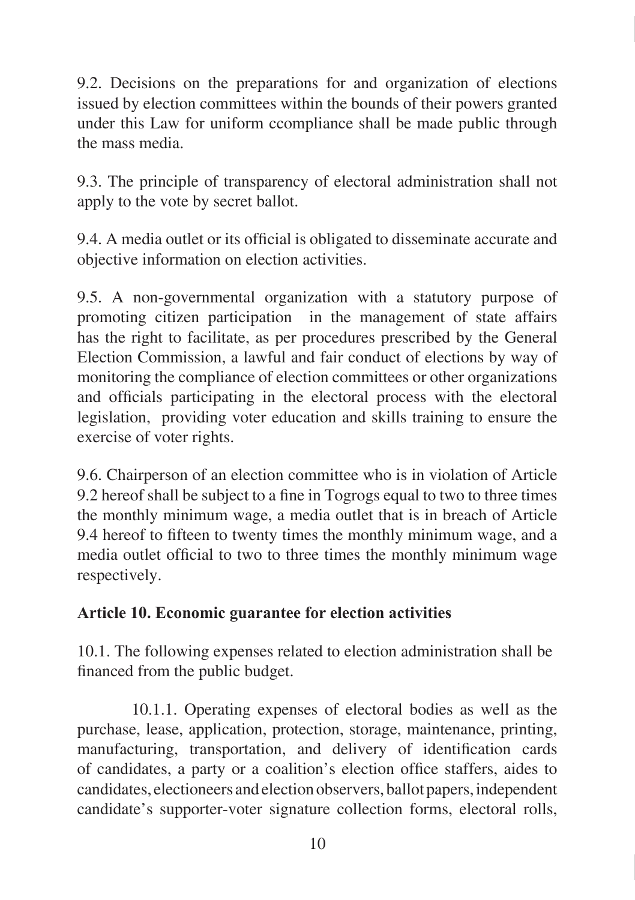9.2. Decisions on the preparations for and organization of elections issued by election committees within the bounds of their powers granted under this Law for uniform ccompliance shall be made public through the mass media.

9.3. The principle of transparency of electoral administration shall not apply to the vote by secret ballot.

9.4. A media outlet or its official is obligated to disseminate accurate and objective information on election activities.

9.5. A non-governmental organization with a statutory purpose of promoting citizen participation in the management of state affairs has the right to facilitate, as per procedures prescribed by the General Election Commission, a lawful and fair conduct of elections by way of monitoring the compliance of election committees or other organizations and officials participating in the electoral process with the electoral legislation, providing voter education and skills training to ensure the exercise of voter rights.

9.6. Chairperson of an election committee who is in violation of Article 9.2 hereof shall be subject to a fine in Togrogs equal to two to three times the monthly minimum wage, a media outlet that is in breach of Article 9.4 hereof to fifteen to twenty times the monthly minimum wage, and a media outlet official to two to three times the monthly minimum wage respectively.

**Article 10. Economic guarantee for election activities**

10.1. The following expenses related to election administration shall be financed from the public budget.

10.1.1. Operating expenses of electoral bodies as well as the purchase, lease, application, protection, storage, maintenance, printing, manufacturing, transportation, and delivery of identification cards of candidates, a party or a coalition's election office staffers, aides to candidates, electioneers and election observers, ballot papers, independent candidate's supporter-voter signature collection forms, electoral rolls,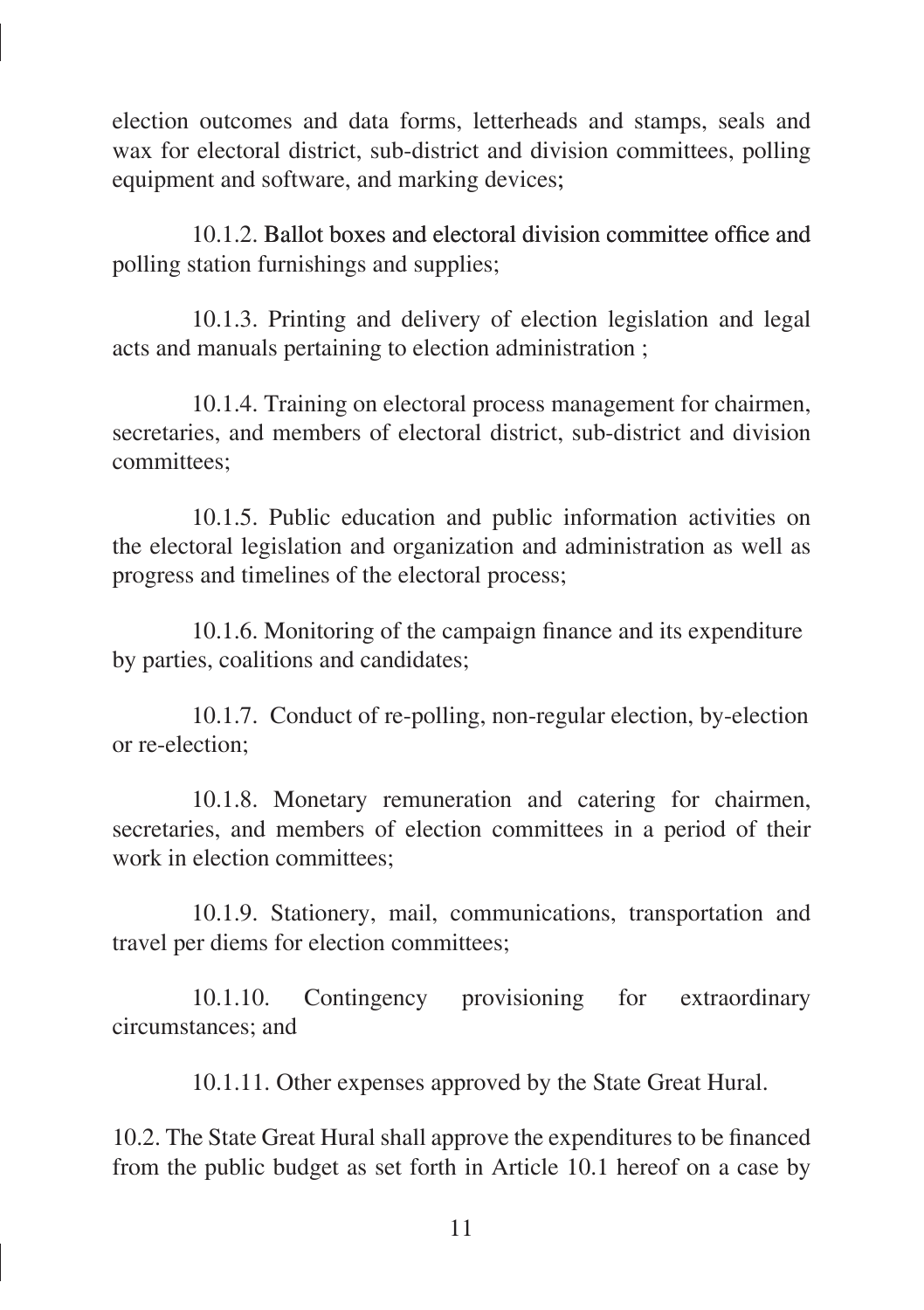election outcomes and data forms, letterheads and stamps, seals and wax for electoral district, sub-district and division committees, polling equipment and software, and marking devices;

10.1.2. Ballot boxes and electoral division committee office and polling station furnishings and supplies;

10.1.3. Printing and delivery of election legislation and legal acts and manuals pertaining to election administration ;

10.1.4. Training on electoral process management for chairmen, secretaries, and members of electoral district, sub-district and division committees;

10.1.5. Public education and public information activities on the electoral legislation and organization and administration as well as progress and timelines of the electoral process;

10.1.6. Monitoring of the campaign finance and its expenditure by parties, coalitions and candidates;

10.1.7. Conduct of re-polling, non-regular election, by-election or re-election;

10.1.8. Monetary remuneration and catering for chairmen, secretaries, and members of election committees in a period of their work in election committees;

10.1.9. Stationery, mail, communications, transportation and travel per diems for election committees;

10.1.10. Contingency provisioning for extraordinary circumstances; and

10.1.11. Other expenses approved by the State Great Hural.

10.2. The State Great Hural shall approve the expenditures to be financed from the public budget as set forth in Article 10.1 hereof on a case by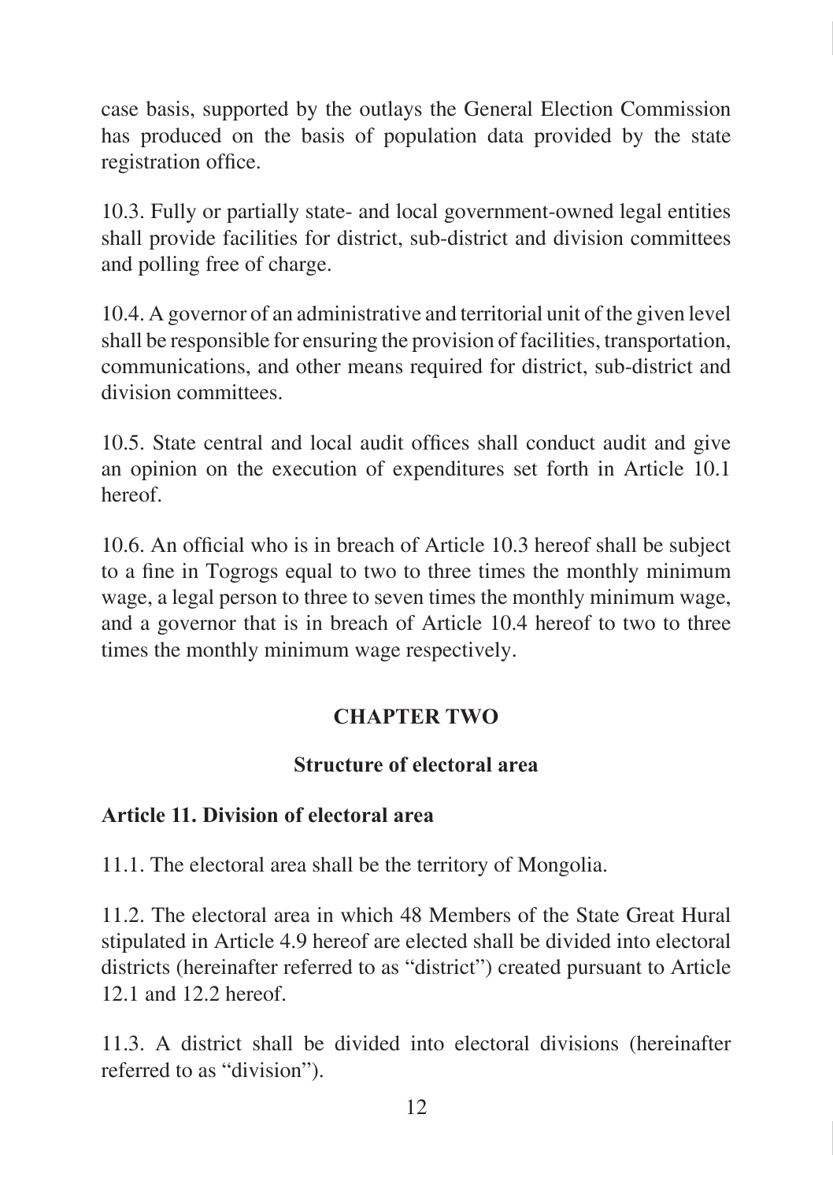case basis, supported by the outlays the General Election Commission has produced on the basis of population data provided by the state registration office.

10.3. Fully or partially state- and local government-owned legal entities shall provide facilities for district, sub-district and division committees and polling free of charge.

10.4. A governor of an administrative and territorial unit of the given level shall be responsible for ensuring the provision of facilities, transportation, communications, and other means required for district, sub-district and division committees.

10.5. State central and local audit offices shall conduct audit and give an opinion on the execution of expenditures set forth in Article 10.1 hereof.

10.6. An official who is in breach of Article 10.3 hereof shall be subject to a fine in Togrogs equal to two to three times the monthly minimum wage, a legal person to three to seven times the monthly minimum wage, and a governor that is in breach of Article 10.4 hereof to two to three times the monthly minimum wage respectively.

## CHAPTER TWO

## Structure of electoral area

### Article 11. Division of electoral area

11.1. The electoral area shall be the territory of Mongolia.

11.2. The electoral area in which 48 Members of the State Great Hural stipulated in Article 4.9 hereof are elected shall be divided into electoral districts (hereinafter referred to as "district") created pursuant to Article 12.1 and 12.2 hereof.

11.3. A district shall be divided into electoral divisions (hereinafter referred to as "division").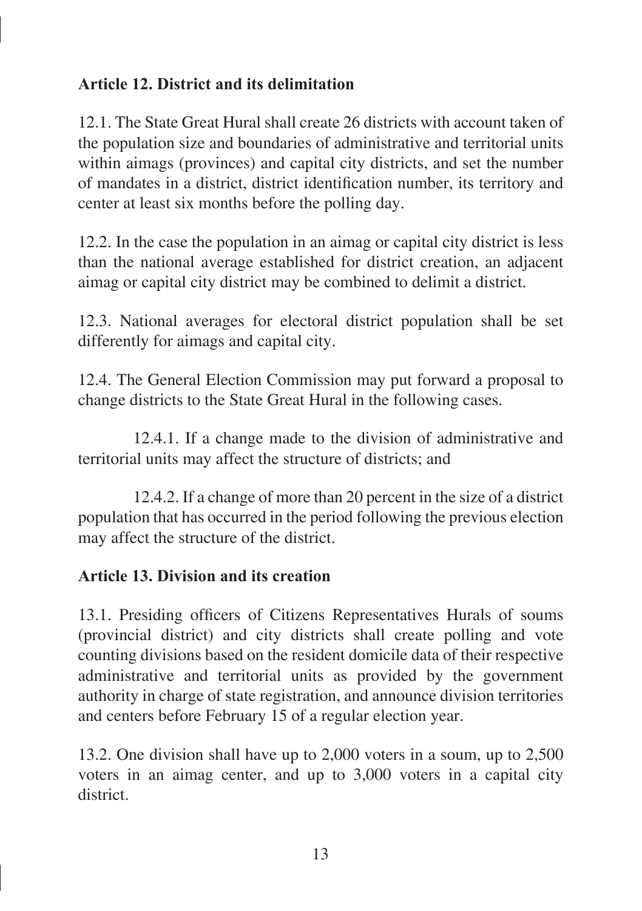**Article 12. District and its delimitation**

12.1. The State Great Hural shall create 26 districts with account taken of the population size and boundaries of administrative and territorial units within aimags (provinces) and capital city districts, and set the number of mandates in a district, district identification number, its territory and center at least six months before the polling day.

12.2. In the case the population in an aimag or capital city district is less than the national average established for district creation, an adjacent aimag or capital city district may be combined to delimit a district.

12.3. National averages for electoral district population shall be set differently for aimags and capital city.

12.4. The General Election Commission may put forward a proposal to change districts to the State Great Hural in the following cases.

12.4.1. If a change made to the division of administrative and territorial units may affect the structure of districts; and

12.4.2. If a change of more than 20 percent in the size of a district population that has occurred in the period following the previous election may affect the structure of the district.

**Article 13. Division and its creation**

13.1. Presiding officers of Citizens Representatives Hurals of soums (provincial district) and city districts shall create polling and vote counting divisions based on the resident domicile data of their respective administrative and territorial units as provided by the government authority in charge of state registration, and announce division territories and centers before February 15 of a regular election year.

13.2. One division shall have up to 2,000 voters in a soum, up to 2,500 voters in an aimag center, and up to 3,000 voters in a capital city district.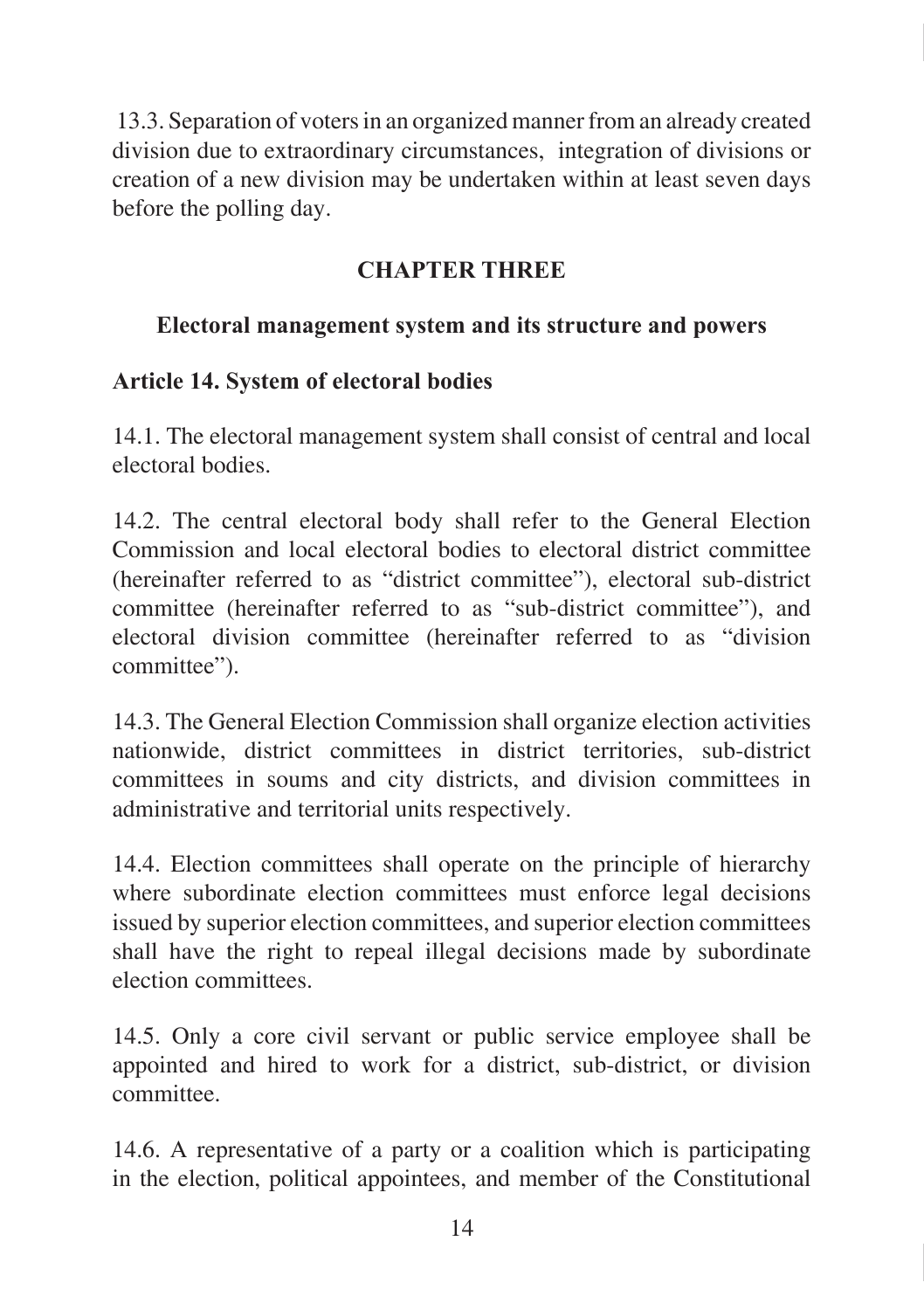13.3. Separation of voters in an organized manner from an already created division due to extraordinary circumstances, integration of divisions or creation of a new division may be undertaken within at least seven days before the polling day.

## CHAPTER THREE

### Electoral management system and its structure and powers

**Article 14. System of electoral bodies**

14.1. The electoral management system shall consist of central and local electoral bodies.

14.2. The central electoral body shall refer to the General Election Commission and local electoral bodies to electoral district committee (hereinafter referred to as "district committee"), electoral sub-district committee (hereinafter referred to as "sub-district committee"), and electoral division committee (hereinafter referred to as "division committee").

14.3. The General Election Commission shall organize election activities nationwide, district committees in district territories, sub-district committees in soums and city districts, and division committees in administrative and territorial units respectively.

14.4. Election committees shall operate on the principle of hierarchy where subordinate election committees must enforce legal decisions issued by superior election committees, and superior election committees shall have the right to repeal illegal decisions made by subordinate election committees.

14.5. Only a core civil servant or public service employee shall be appointed and hired to work for a district, sub-district, or division committee.

14.6. A representative of a party or a coalition which is participating in the election, political appointees, and member of the Constitutional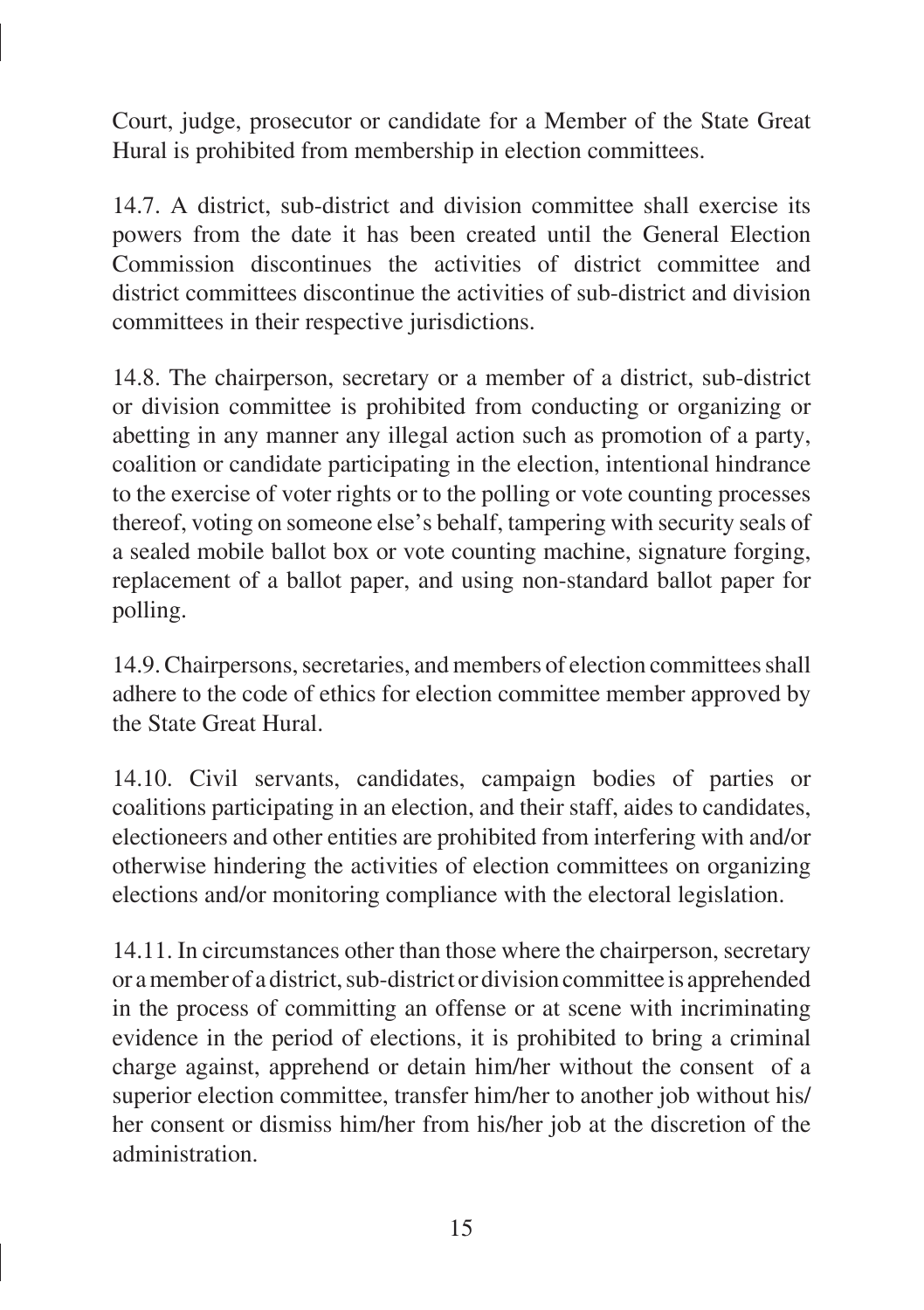Court, judge, prosecutor or candidate for a Member of the State Great Hural is prohibited from membership in election committees.

14.7. A district, sub-district and division committee shall exercise its powers from the date it has been created until the General Election Commission discontinues the activities of district committee and district committees discontinue the activities of sub-district and division committees in their respective jurisdictions.

14.8. The chairperson, secretary or a member of a district, sub-district or division committee is prohibited from conducting or organizing or abetting in any manner any illegal action such as promotion of a party, coalition or candidate participating in the election, intentional hindrance to the exercise of voter rights or to the polling or vote counting processes thereof, voting on someone else's behalf, tampering with security seals of a sealed mobile ballot box or vote counting machine, signature forging, replacement of a ballot paper, and using non-standard ballot paper for polling.

14.9. Chairpersons, secretaries, and members of election committees shall adhere to the code of ethics for election committee member approved by the State Great Hural.

14.10. Civil servants, candidates, campaign bodies of parties or coalitions participating in an election, and their staff, aides to candidates, electioneers and other entities are prohibited from interfering with and/or otherwise hindering the activities of election committees on organizing elections and/or monitoring compliance with the electoral legislation.

14.11. In circumstances other than those where the chairperson, secretary or a member of a district, sub-district or division committee is apprehended in the process of committing an offense or at scene with incriminating evidence in the period of elections, it is prohibited to bring a criminal charge against, apprehend or detain him/her without the consent of a superior election committee, transfer him/her to another job without his/her consent or dismiss him/her from his/her job at the discretion of the administration.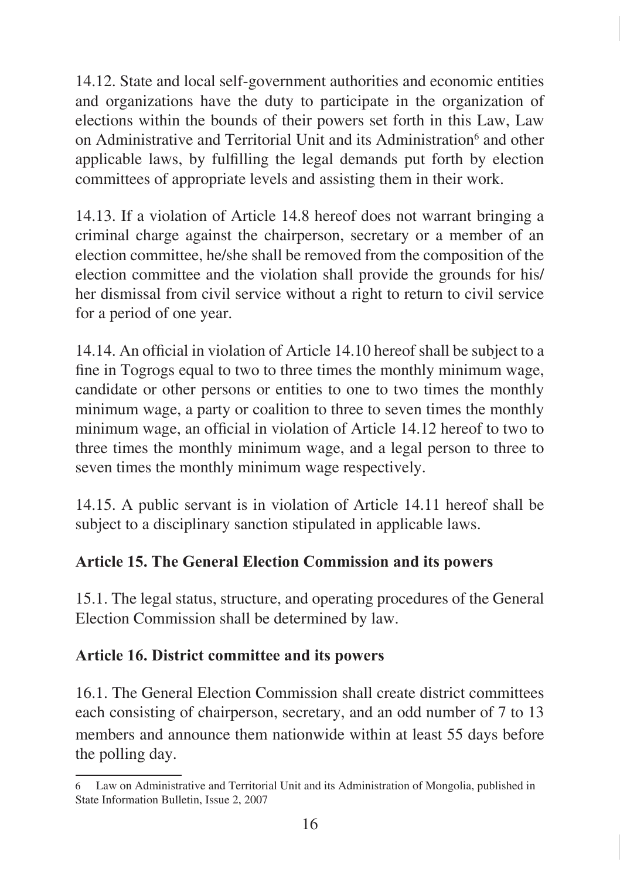14.12. State and local self-government authorities and economic entities and organizations have the duty to participate in the organization of elections within the bounds of their powers set forth in this Law, Law on Administrative and Territorial Unit and its Administration[6] and other applicable laws, by fulfilling the legal demands put forth by election committees of appropriate levels and assisting them in their work.

14.13. If a violation of Article 14.8 hereof does not warrant bringing a criminal charge against the chairperson, secretary or a member of an election committee, he/she shall be removed from the composition of the election committee and the violation shall provide the grounds for his/her dismissal from civil service without a right to return to civil service for a period of one year.

14.14. An official in violation of Article 14.10 hereof shall be subject to a fine in Togrogs equal to two to three times the monthly minimum wage, candidate or other persons or entities to one to two times the monthly minimum wage, a party or coalition to three to seven times the monthly minimum wage, an official in violation of Article 14.12 hereof to two to three times the monthly minimum wage, and a legal person to three to seven times the monthly minimum wage respectively.

14.15. A public servant is in violation of Article 14.11 hereof shall be subject to a disciplinary sanction stipulated in applicable laws.

### Article 15. The General Election Commission and its powers

15.1. The legal status, structure, and operating procedures of the General Election Commission shall be determined by law.

### Article 16. District committee and its powers

16.1. The General Election Commission shall create district committees each consisting of chairperson, secretary, and an odd number of 7 to 13 members and announce them nationwide within at least 55 days before the polling day.

---

6 Law on Administrative and Territorial Unit and its Administration of Mongolia, published in State Information Bulletin, Issue 2, 2007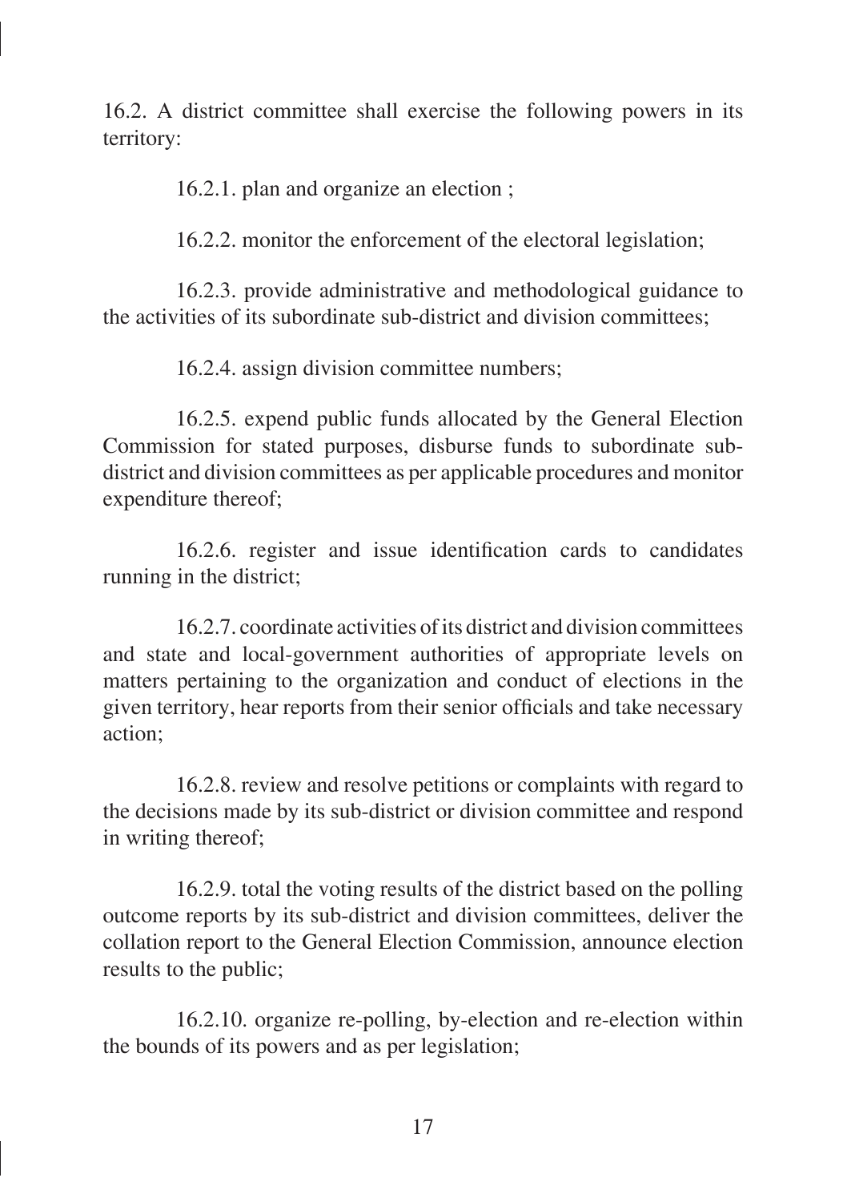16.2. A district committee shall exercise the following powers in its territory:

16.2.1. plan and organize an election ;

16.2.2. monitor the enforcement of the electoral legislation;

16.2.3. provide administrative and methodological guidance to the activities of its subordinate sub-district and division committees;

16.2.4. assign division committee numbers;

16.2.5. expend public funds allocated by the General Election Commission for stated purposes, disburse funds to subordinate sub-district and division committees as per applicable procedures and monitor expenditure thereof;

16.2.6. register and issue identification cards to candidates running in the district;

16.2.7. coordinate activities of its district and division committees and state and local-government authorities of appropriate levels on matters pertaining to the organization and conduct of elections in the given territory, hear reports from their senior officials and take necessary action;

16.2.8. review and resolve petitions or complaints with regard to the decisions made by its sub-district or division committee and respond in writing thereof;

16.2.9. total the voting results of the district based on the polling outcome reports by its sub-district and division committees, deliver the collation report to the General Election Commission, announce election results to the public;

16.2.10. organize re-polling, by-election and re-election within the bounds of its powers and as per legislation;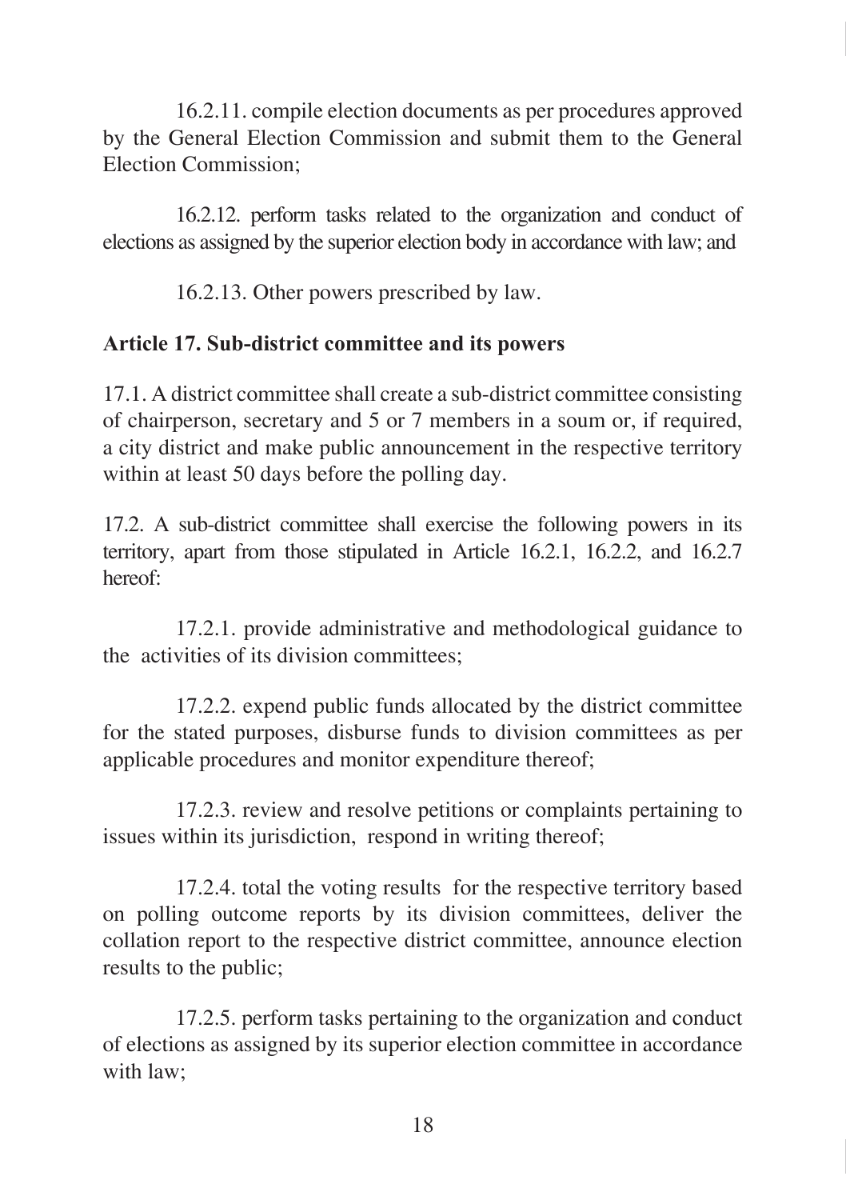16.2.11. compile election documents as per procedures approved by the General Election Commission and submit them to the General Election Commission;

16.2.12. perform tasks related to the organization and conduct of elections as assigned by the superior election body in accordance with law; and

16.2.13. Other powers prescribed by law.

**Article 17. Sub-district committee and its powers**

17.1. A district committee shall create a sub-district committee consisting of chairperson, secretary and 5 or 7 members in a soum or, if required, a city district and make public announcement in the respective territory within at least 50 days before the polling day.

17.2. A sub-district committee shall exercise the following powers in its territory, apart from those stipulated in Article 16.2.1, 16.2.2, and 16.2.7 hereof:

17.2.1. provide administrative and methodological guidance to the activities of its division committees;

17.2.2. expend public funds allocated by the district committee for the stated purposes, disburse funds to division committees as per applicable procedures and monitor expenditure thereof;

17.2.3. review and resolve petitions or complaints pertaining to issues within its jurisdiction, respond in writing thereof;

17.2.4. total the voting results for the respective territory based on polling outcome reports by its division committees, deliver the collation report to the respective district committee, announce election results to the public;

17.2.5. perform tasks pertaining to the organization and conduct of elections as assigned by its superior election committee in accordance with law;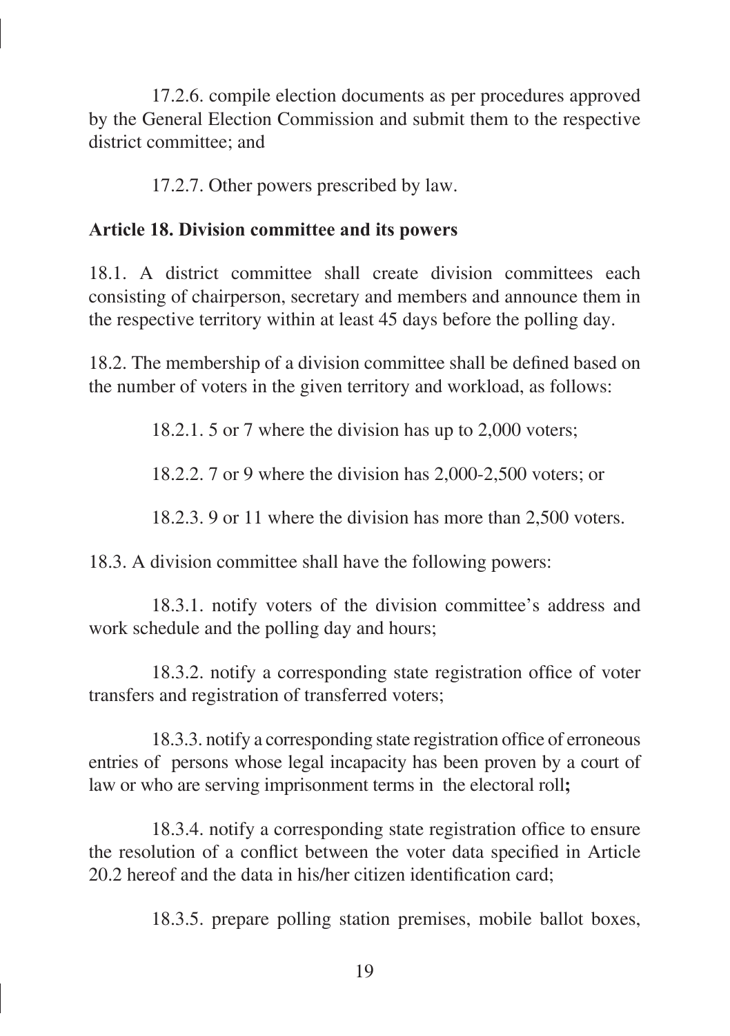17.2.6. compile election documents as per procedures approved by the General Election Commission and submit them to the respective district committee; and

17.2.7. Other powers prescribed by law.

**Article 18. Division committee and its powers**

18.1. A district committee shall create division committees each consisting of chairperson, secretary and members and announce them in the respective territory within at least 45 days before the polling day.

18.2. The membership of a division committee shall be defined based on the number of voters in the given territory and workload, as follows:

18.2.1. 5 or 7 where the division has up to 2,000 voters;

18.2.2. 7 or 9 where the division has 2,000-2,500 voters; or

18.2.3. 9 or 11 where the division has more than 2,500 voters.

18.3. A division committee shall have the following powers:

18.3.1. notify voters of the division committee's address and work schedule and the polling day and hours;

18.3.2. notify a corresponding state registration office of voter transfers and registration of transferred voters;

18.3.3. notify a corresponding state registration office of erroneous entries of persons whose legal incapacity has been proven by a court of law or who are serving imprisonment terms in the electoral roll**;**

18.3.4. notify a corresponding state registration office to ensure the resolution of a conflict between the voter data specified in Article 20.2 hereof and the data in his/her citizen identification card;

18.3.5. prepare polling station premises, mobile ballot boxes,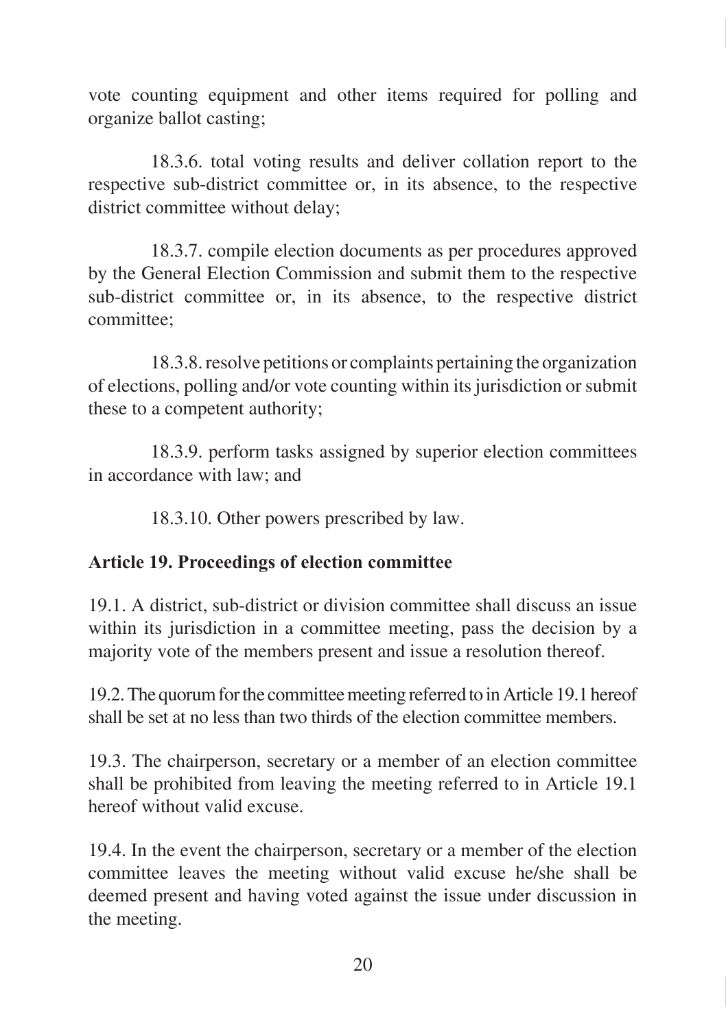vote counting equipment and other items required for polling and organize ballot casting;

18.3.6. total voting results and deliver collation report to the respective sub-district committee or, in its absence, to the respective district committee without delay;

18.3.7. compile election documents as per procedures approved by the General Election Commission and submit them to the respective sub-district committee or, in its absence, to the respective district committee;

18.3.8. resolve petitions or complaints pertaining the organization of elections, polling and/or vote counting within its jurisdiction or submit these to a competent authority;

18.3.9. perform tasks assigned by superior election committees in accordance with law; and

18.3.10. Other powers prescribed by law.

**Article 19. Proceedings of election committee**

19.1. A district, sub-district or division committee shall discuss an issue within its jurisdiction in a committee meeting, pass the decision by a majority vote of the members present and issue a resolution thereof.

19.2. The quorum for the committee meeting referred to in Article 19.1 hereof shall be set at no less than two thirds of the election committee members.

19.3. The chairperson, secretary or a member of an election committee shall be prohibited from leaving the meeting referred to in Article 19.1 hereof without valid excuse.

19.4. In the event the chairperson, secretary or a member of the election committee leaves the meeting without valid excuse he/she shall be deemed present and having voted against the issue under discussion in the meeting.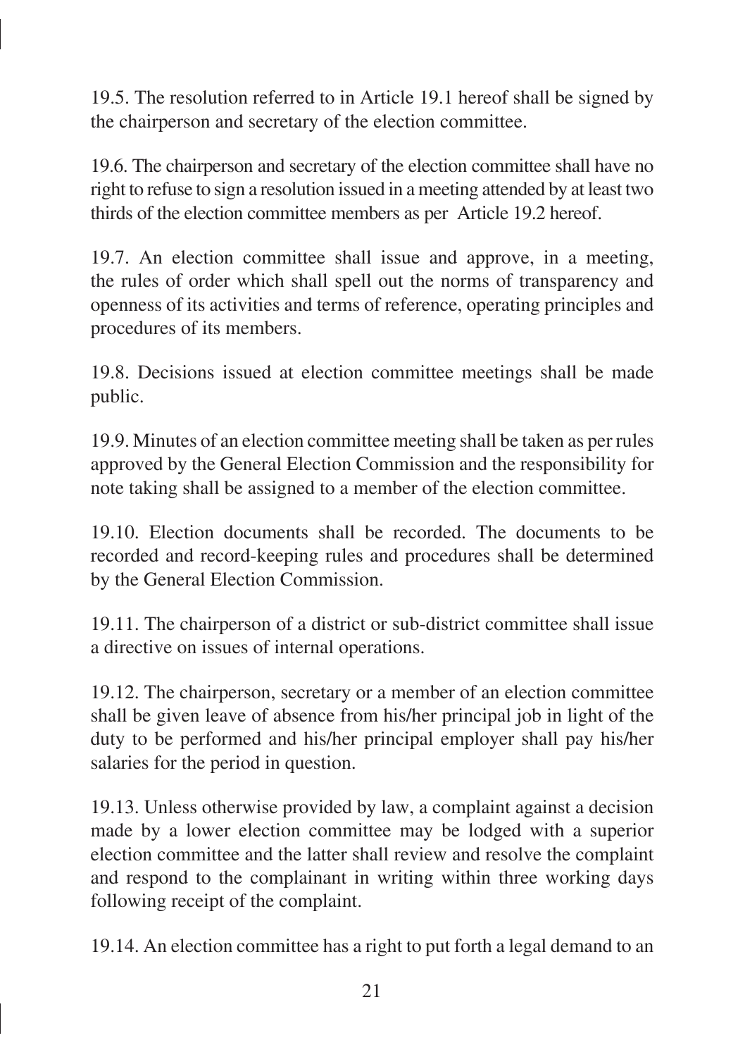19.5. The resolution referred to in Article 19.1 hereof shall be signed by the chairperson and secretary of the election committee.

19.6. The chairperson and secretary of the election committee shall have no right to refuse to sign a resolution issued in a meeting attended by at least two thirds of the election committee members as per Article 19.2 hereof.

19.7. An election committee shall issue and approve, in a meeting, the rules of order which shall spell out the norms of transparency and openness of its activities and terms of reference, operating principles and procedures of its members.

19.8. Decisions issued at election committee meetings shall be made public.

19.9. Minutes of an election committee meeting shall be taken as per rules approved by the General Election Commission and the responsibility for note taking shall be assigned to a member of the election committee.

19.10. Election documents shall be recorded. The documents to be recorded and record-keeping rules and procedures shall be determined by the General Election Commission.

19.11. The chairperson of a district or sub-district committee shall issue a directive on issues of internal operations.

19.12. The chairperson, secretary or a member of an election committee shall be given leave of absence from his/her principal job in light of the duty to be performed and his/her principal employer shall pay his/her salaries for the period in question.

19.13. Unless otherwise provided by law, a complaint against a decision made by a lower election committee may be lodged with a superior election committee and the latter shall review and resolve the complaint and respond to the complainant in writing within three working days following receipt of the complaint.

19.14. An election committee has a right to put forth a legal demand to an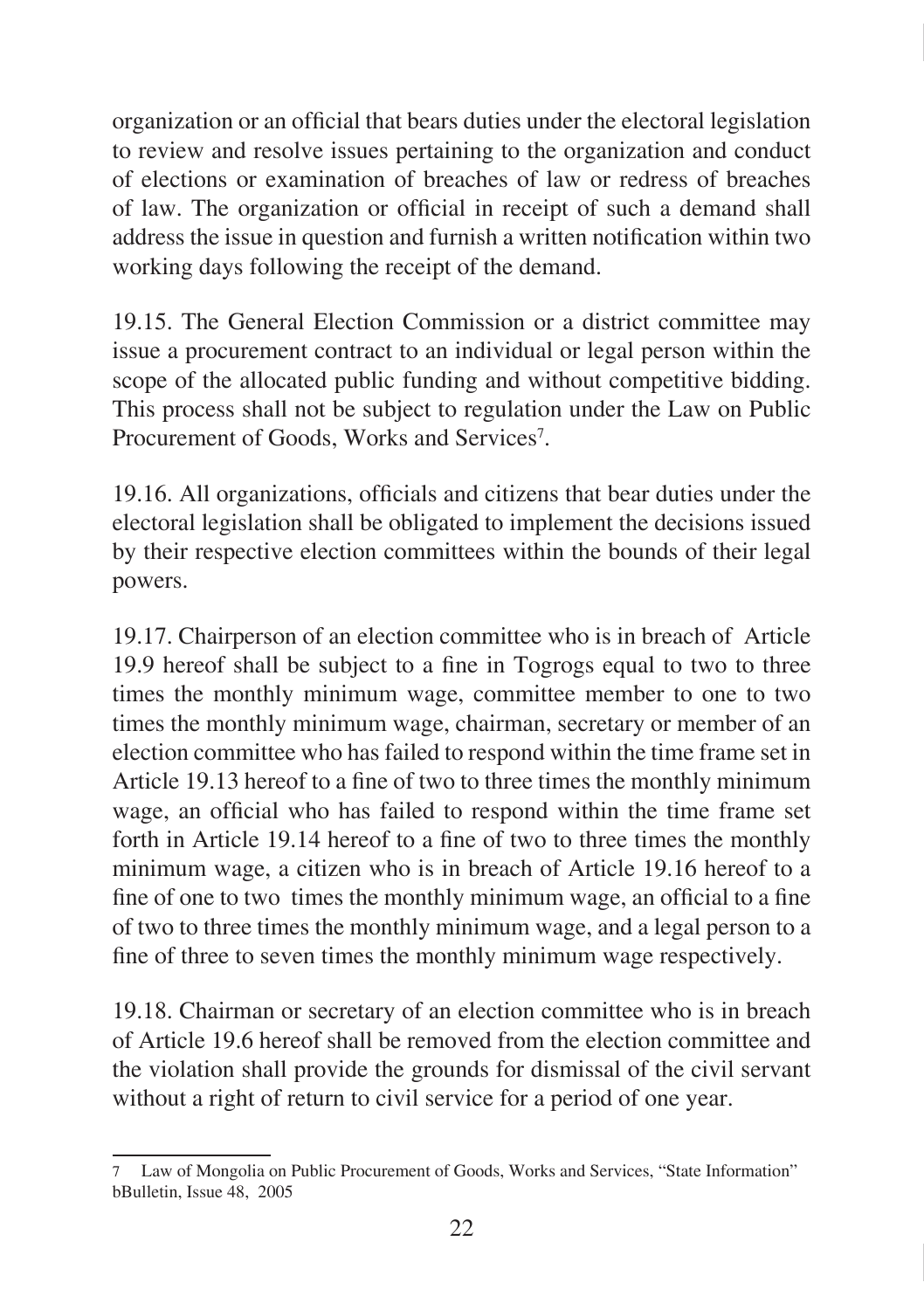organization or an official that bears duties under the electoral legislation to review and resolve issues pertaining to the organization and conduct of elections or examination of breaches of law or redress of breaches of law. The organization or official in receipt of such a demand shall address the issue in question and furnish a written notification within two working days following the receipt of the demand.

19.15. The General Election Commission or a district committee may issue a procurement contract to an individual or legal person within the scope of the allocated public funding and without competitive bidding. This process shall not be subject to regulation under the Law on Public Procurement of Goods, Works and Services[7].

19.16. All organizations, officials and citizens that bear duties under the electoral legislation shall be obligated to implement the decisions issued by their respective election committees within the bounds of their legal powers.

19.17. Chairperson of an election committee who is in breach of Article 19.9 hereof shall be subject to a fine in Togrogs equal to two to three times the monthly minimum wage, committee member to one to two times the monthly minimum wage, chairman, secretary or member of an election committee who has failed to respond within the time frame set in Article 19.13 hereof to a fine of two to three times the monthly minimum wage, an official who has failed to respond within the time frame set forth in Article 19.14 hereof to a fine of two to three times the monthly minimum wage, a citizen who is in breach of Article 19.16 hereof to a fine of one to two times the monthly minimum wage, an official to a fine of two to three times the monthly minimum wage, and a legal person to a fine of three to seven times the monthly minimum wage respectively.

19.18. Chairman or secretary of an election committee who is in breach of Article 19.6 hereof shall be removed from the election committee and the violation shall provide the grounds for dismissal of the civil servant without a right of return to civil service for a period of one year.

---

7 Law of Mongolia on Public Procurement of Goods, Works and Services, "State Information" bBulletin, Issue 48, 2005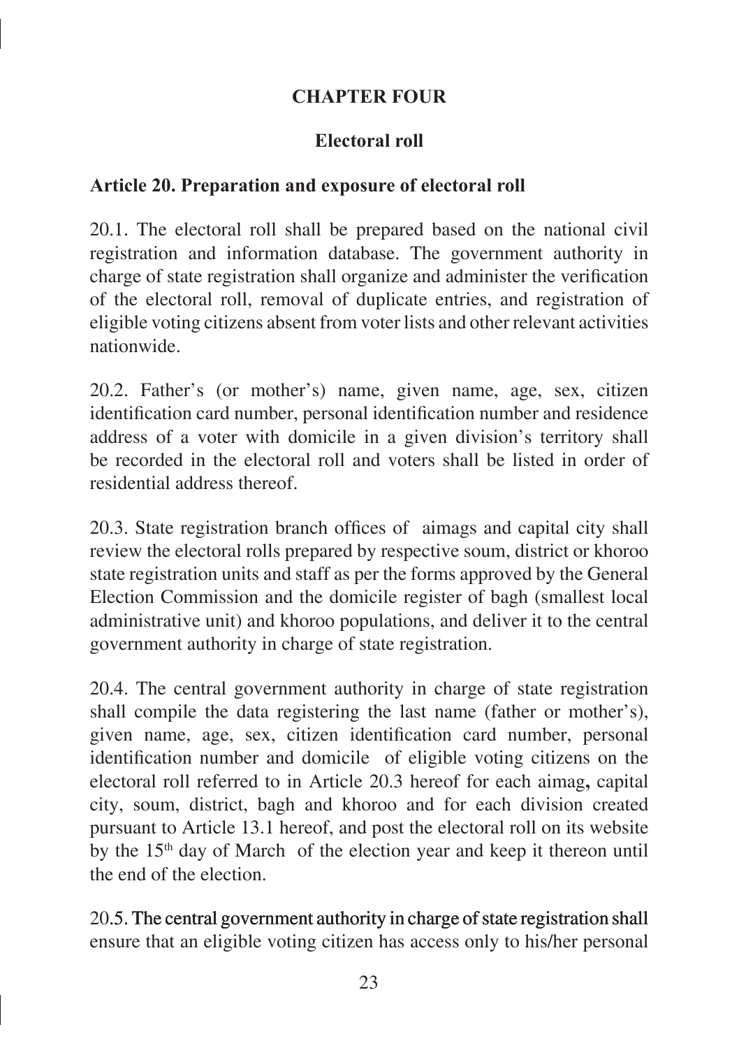## CHAPTER FOUR

### Electoral roll

**Article 20. Preparation and exposure of electoral roll**

20.1. The electoral roll shall be prepared based on the national civil registration and information database. The government authority in charge of state registration shall organize and administer the verification of the electoral roll, removal of duplicate entries, and registration of eligible voting citizens absent from voter lists and other relevant activities nationwide.

20.2. Father's (or mother's) name, given name, age, sex, citizen identification card number, personal identification number and residence address of a voter with domicile in a given division's territory shall be recorded in the electoral roll and voters shall be listed in order of residential address thereof.

20.3. State registration branch offices of aimags and capital city shall review the electoral rolls prepared by respective soum, district or khoroo state registration units and staff as per the forms approved by the General Election Commission and the domicile register of bagh (smallest local administrative unit) and khoroo populations, and deliver it to the central government authority in charge of state registration.

20.4. The central government authority in charge of state registration shall compile the data registering the last name (father or mother's), given name, age, sex, citizen identification card number, personal identification number and domicile of eligible voting citizens on the electoral roll referred to in Article 20.3 hereof for each aimag**,** capital city, soum, district, bagh and khoroo and for each division created pursuant to Article 13.1 hereof, and post the electoral roll on its website by the 15th day of March of the election year and keep it thereon until the end of the election.

20.5. The central government authority in charge of state registration shall ensure that an eligible voting citizen has access only to his/her personal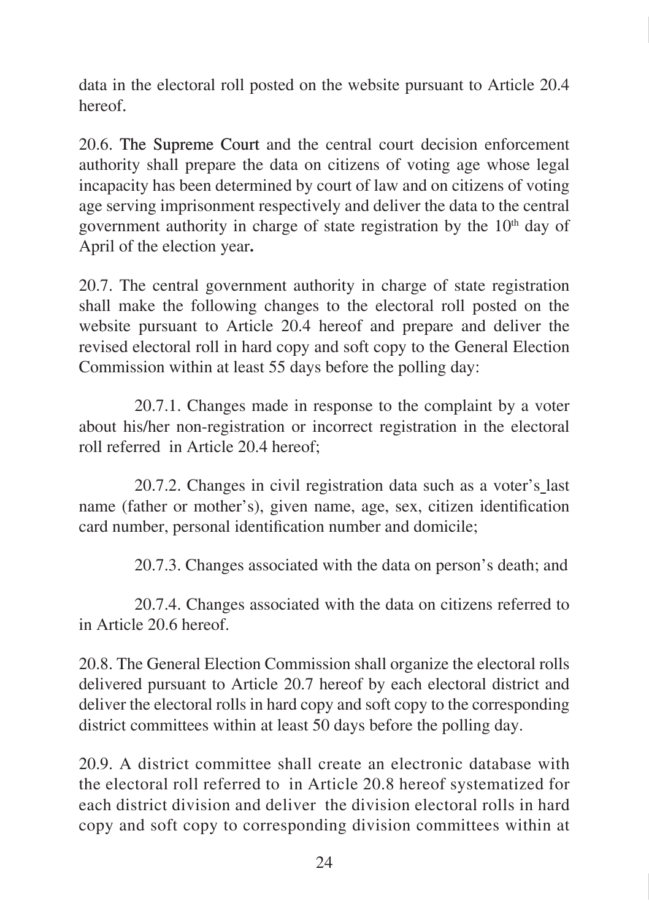data in the electoral roll posted on the website pursuant to Article 20.4 hereof.

20.6. The Supreme Court and the central court decision enforcement authority shall prepare the data on citizens of voting age whose legal incapacity has been determined by court of law and on citizens of voting age serving imprisonment respectively and deliver the data to the central government authority in charge of state registration by the 10th day of April of the election year**.**

20.7. The central government authority in charge of state registration shall make the following changes to the electoral roll posted on the website pursuant to Article 20.4 hereof and prepare and deliver the revised electoral roll in hard copy and soft copy to the General Election Commission within at least 55 days before the polling day:

20.7.1. Changes made in response to the complaint by a voter about his/her non-registration or incorrect registration in the electoral roll referred in Article 20.4 hereof;

20.7.2. Changes in civil registration data such as a voter's last name (father or mother's), given name, age, sex, citizen identification card number, personal identification number and domicile;

20.7.3. Changes associated with the data on person's death; and

20.7.4. Changes associated with the data on citizens referred to in Article 20.6 hereof.

20.8. The General Election Commission shall organize the electoral rolls delivered pursuant to Article 20.7 hereof by each electoral district and deliver the electoral rolls in hard copy and soft copy to the corresponding district committees within at least 50 days before the polling day.

20.9. A district committee shall create an electronic database with the electoral roll referred to in Article 20.8 hereof systematized for each district division and deliver the division electoral rolls in hard copy and soft copy to corresponding division committees within at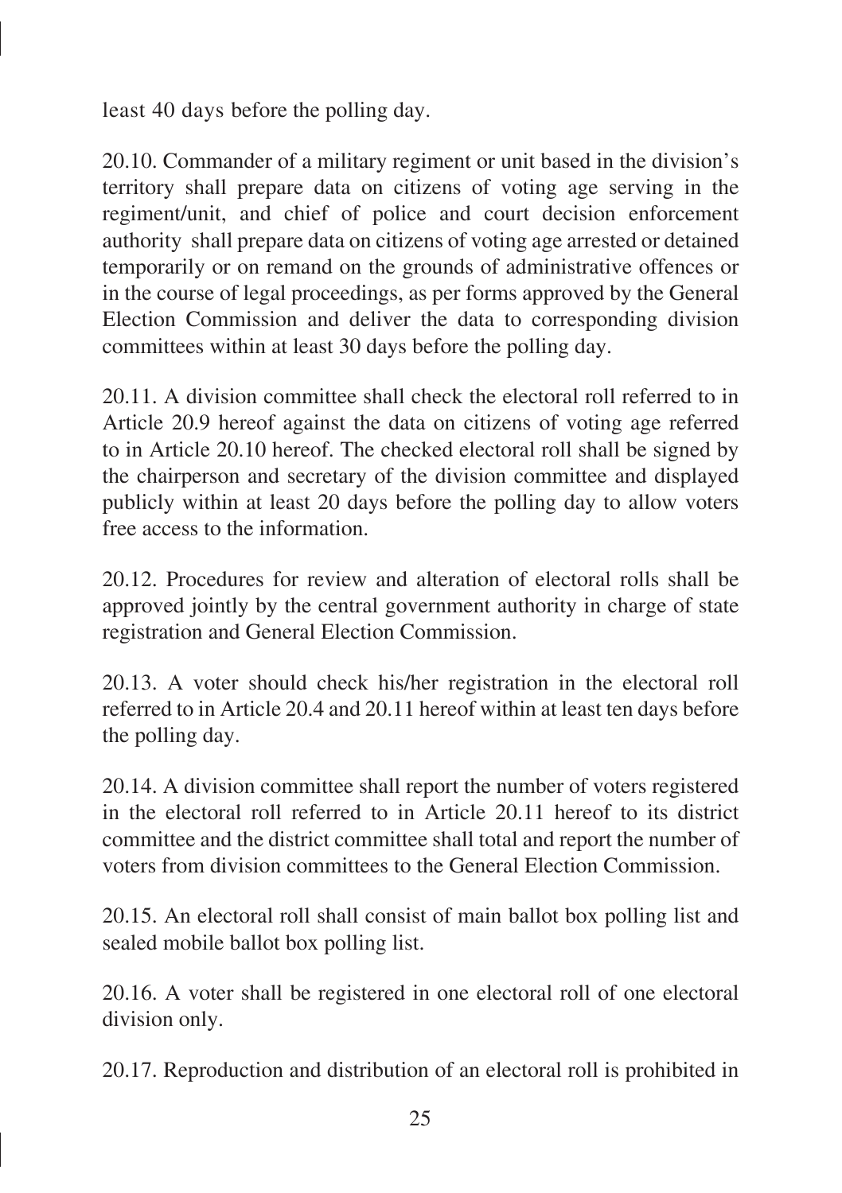least 40 days before the polling day.

20.10. Commander of a military regiment or unit based in the division's territory shall prepare data on citizens of voting age serving in the regiment/unit, and chief of police and court decision enforcement authority shall prepare data on citizens of voting age arrested or detained temporarily or on remand on the grounds of administrative offences or in the course of legal proceedings, as per forms approved by the General Election Commission and deliver the data to corresponding division committees within at least 30 days before the polling day.

20.11. A division committee shall check the electoral roll referred to in Article 20.9 hereof against the data on citizens of voting age referred to in Article 20.10 hereof. The checked electoral roll shall be signed by the chairperson and secretary of the division committee and displayed publicly within at least 20 days before the polling day to allow voters free access to the information.

20.12. Procedures for review and alteration of electoral rolls shall be approved jointly by the central government authority in charge of state registration and General Election Commission.

20.13. A voter should check his/her registration in the electoral roll referred to in Article 20.4 and 20.11 hereof within at least ten days before the polling day.

20.14. A division committee shall report the number of voters registered in the electoral roll referred to in Article 20.11 hereof to its district committee and the district committee shall total and report the number of voters from division committees to the General Election Commission.

20.15. An electoral roll shall consist of main ballot box polling list and sealed mobile ballot box polling list.

20.16. A voter shall be registered in one electoral roll of one electoral division only.

20.17. Reproduction and distribution of an electoral roll is prohibited in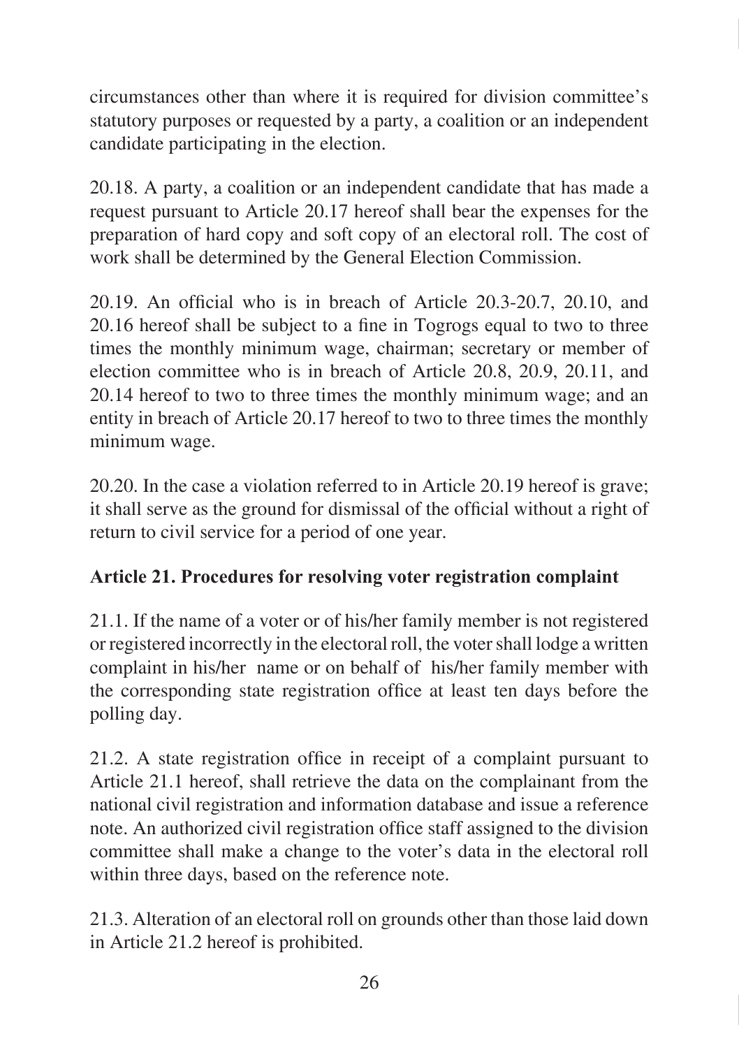circumstances other than where it is required for division committee's statutory purposes or requested by a party, a coalition or an independent candidate participating in the election.

20.18. A party, a coalition or an independent candidate that has made a request pursuant to Article 20.17 hereof shall bear the expenses for the preparation of hard copy and soft copy of an electoral roll. The cost of work shall be determined by the General Election Commission.

20.19. An official who is in breach of Article 20.3-20.7, 20.10, and 20.16 hereof shall be subject to a fine in Togrogs equal to two to three times the monthly minimum wage, chairman; secretary or member of election committee who is in breach of Article 20.8, 20.9, 20.11, and 20.14 hereof to two to three times the monthly minimum wage; and an entity in breach of Article 20.17 hereof to two to three times the monthly minimum wage.

20.20. In the case a violation referred to in Article 20.19 hereof is grave; it shall serve as the ground for dismissal of the official without a right of return to civil service for a period of one year.

**Article 21. Procedures for resolving voter registration complaint**

21.1. If the name of a voter or of his/her family member is not registered or registered incorrectly in the electoral roll, the voter shall lodge a written complaint in his/her name or on behalf of his/her family member with the corresponding state registration office at least ten days before the polling day.

21.2. A state registration office in receipt of a complaint pursuant to Article 21.1 hereof, shall retrieve the data on the complainant from the national civil registration and information database and issue a reference note. An authorized civil registration office staff assigned to the division committee shall make a change to the voter's data in the electoral roll within three days, based on the reference note.

21.3. Alteration of an electoral roll on grounds other than those laid down in Article 21.2 hereof is prohibited.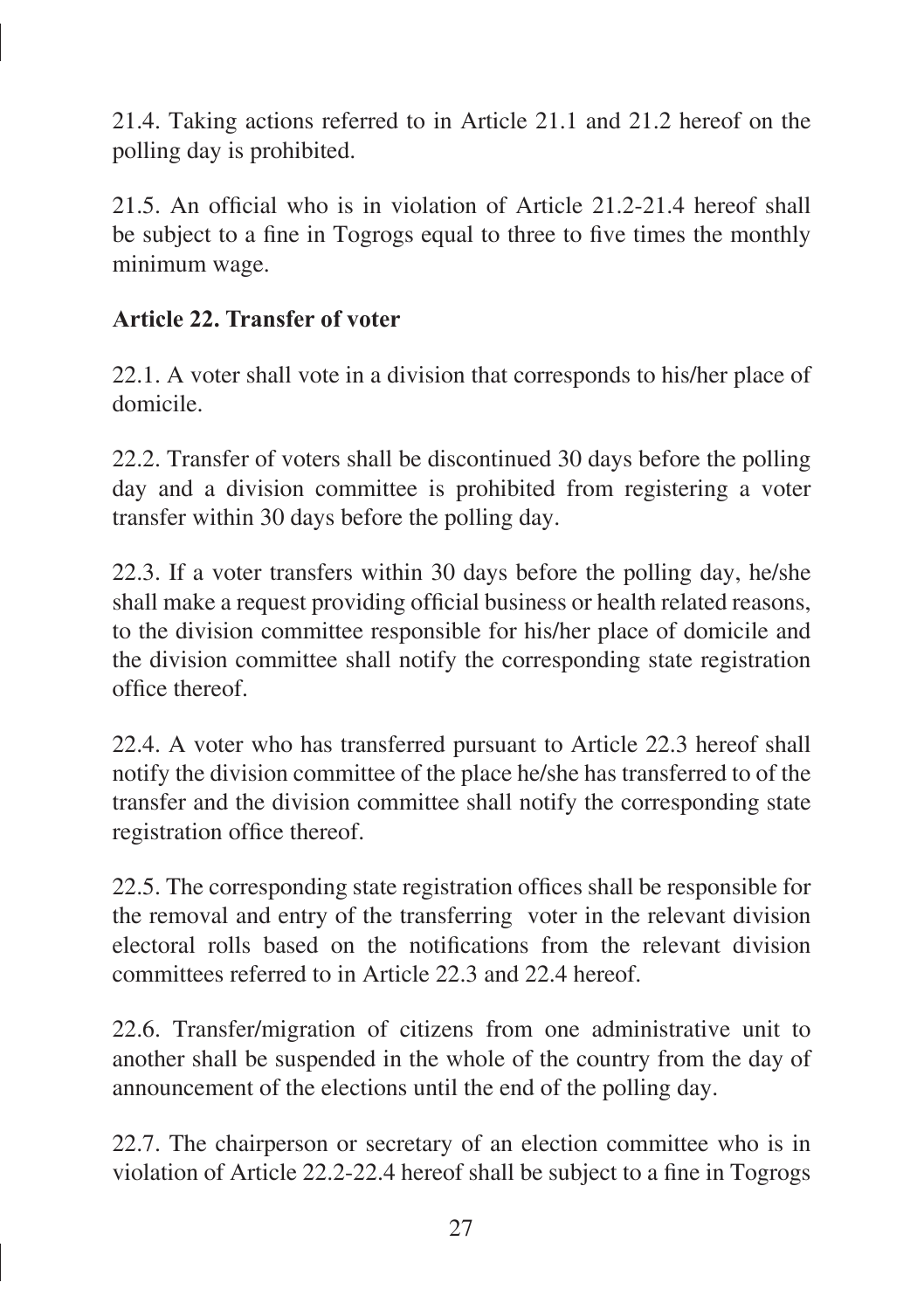21.4. Taking actions referred to in Article 21.1 and 21.2 hereof on the polling day is prohibited.

21.5. An official who is in violation of Article 21.2-21.4 hereof shall be subject to a fine in Togrogs equal to three to five times the monthly minimum wage.

**Article 22. Transfer of voter**

22.1. A voter shall vote in a division that corresponds to his/her place of domicile.

22.2. Transfer of voters shall be discontinued 30 days before the polling day and a division committee is prohibited from registering a voter transfer within 30 days before the polling day.

22.3. If a voter transfers within 30 days before the polling day, he/she shall make a request providing official business or health related reasons, to the division committee responsible for his/her place of domicile and the division committee shall notify the corresponding state registration office thereof.

22.4. A voter who has transferred pursuant to Article 22.3 hereof shall notify the division committee of the place he/she has transferred to of the transfer and the division committee shall notify the corresponding state registration office thereof.

22.5. The corresponding state registration offices shall be responsible for the removal and entry of the transferring voter in the relevant division electoral rolls based on the notifications from the relevant division committees referred to in Article 22.3 and 22.4 hereof.

22.6. Transfer/migration of citizens from one administrative unit to another shall be suspended in the whole of the country from the day of announcement of the elections until the end of the polling day.

22.7. The chairperson or secretary of an election committee who is in violation of Article 22.2-22.4 hereof shall be subject to a fine in Togrogs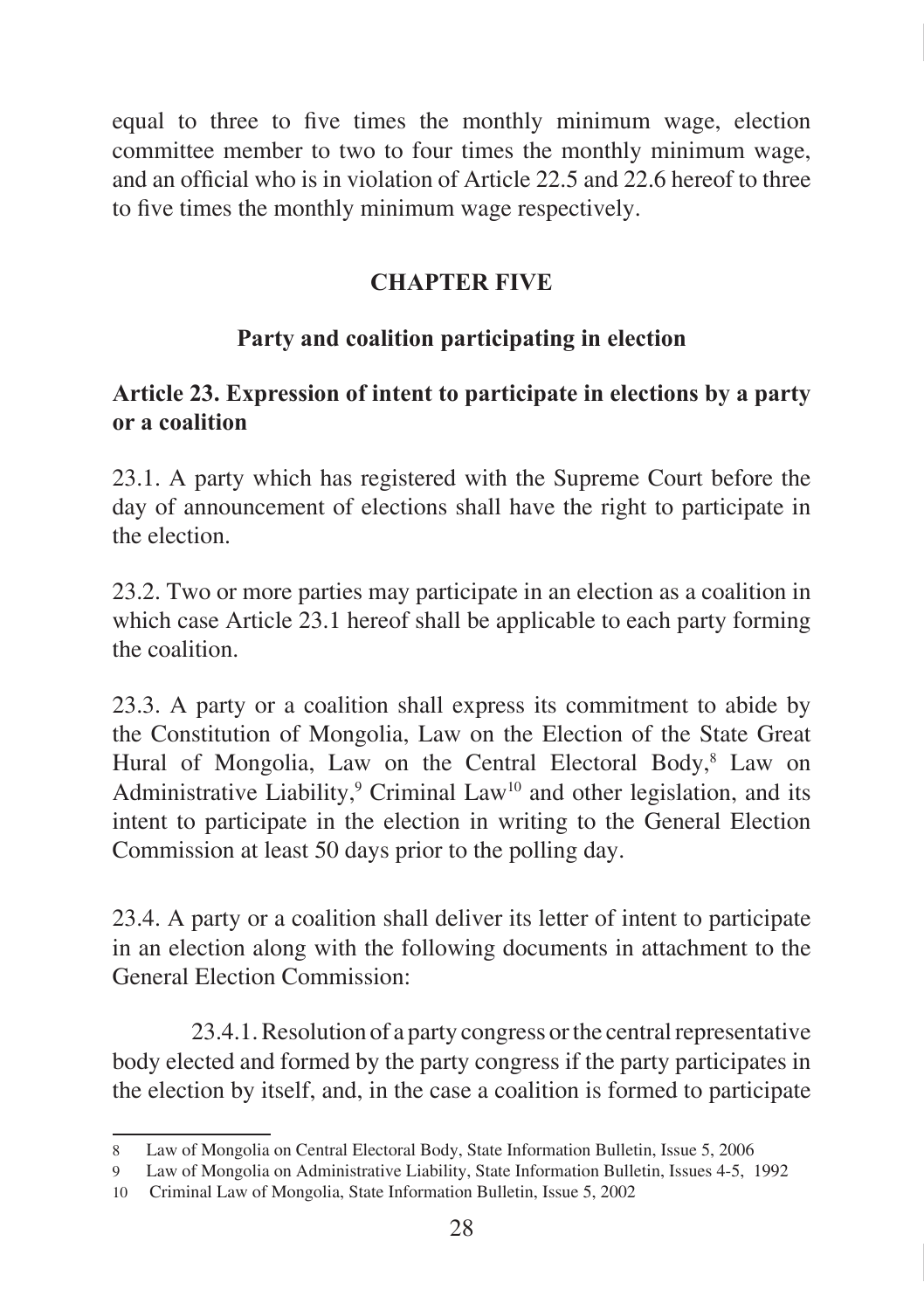equal to three to five times the monthly minimum wage, election committee member to two to four times the monthly minimum wage, and an official who is in violation of Article 22.5 and 22.6 hereof to three to five times the monthly minimum wage respectively.

## CHAPTER FIVE

## Party and coalition participating in election

### Article 23. Expression of intent to participate in elections by a party or a coalition

23.1. A party which has registered with the Supreme Court before the day of announcement of elections shall have the right to participate in the election.

23.2. Two or more parties may participate in an election as a coalition in which case Article 23.1 hereof shall be applicable to each party forming the coalition.

23.3. A party or a coalition shall express its commitment to abide by the Constitution of Mongolia, Law on the Election of the State Great Hural of Mongolia, Law on the Central Electoral Body,[8] Law on Administrative Liability,[9] Criminal Law[10] and other legislation, and its intent to participate in the election in writing to the General Election Commission at least 50 days prior to the polling day.

23.4. A party or a coalition shall deliver its letter of intent to participate in an election along with the following documents in attachment to the General Election Commission:

23.4.1. Resolution of a party congress or the central representative body elected and formed by the party congress if the party participates in the election by itself, and, in the case a coalition is formed to participate

---

8 Law of Mongolia on Central Electoral Body, State Information Bulletin, Issue 5, 2006

9 Law of Mongolia on Administrative Liability, State Information Bulletin, Issues 4-5, 1992

10 Criminal Law of Mongolia, State Information Bulletin, Issue 5, 2002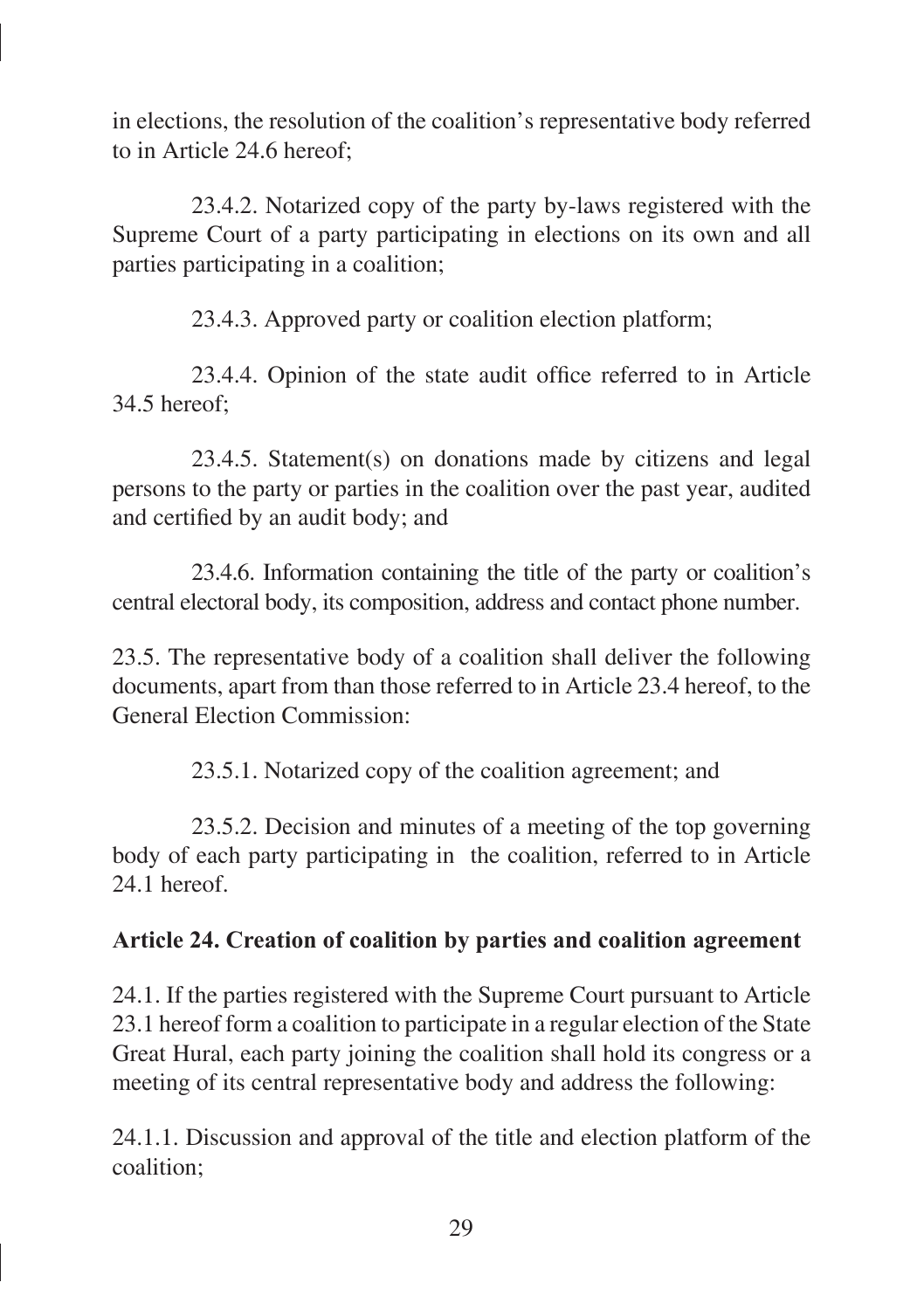in elections, the resolution of the coalition's representative body referred to in Article 24.6 hereof;

23.4.2. Notarized copy of the party by-laws registered with the Supreme Court of a party participating in elections on its own and all parties participating in a coalition;

23.4.3. Approved party or coalition election platform;

23.4.4. Opinion of the state audit office referred to in Article 34.5 hereof;

23.4.5. Statement(s) on donations made by citizens and legal persons to the party or parties in the coalition over the past year, audited and certified by an audit body; and

23.4.6. Information containing the title of the party or coalition's central electoral body, its composition, address and contact phone number.

23.5. The representative body of a coalition shall deliver the following documents, apart from than those referred to in Article 23.4 hereof, to the General Election Commission:

23.5.1. Notarized copy of the coalition agreement; and

23.5.2. Decision and minutes of a meeting of the top governing body of each party participating in the coalition, referred to in Article 24.1 hereof.

**Article 24. Creation of coalition by parties and coalition agreement**

24.1. If the parties registered with the Supreme Court pursuant to Article 23.1 hereof form a coalition to participate in a regular election of the State Great Hural, each party joining the coalition shall hold its congress or a meeting of its central representative body and address the following:

24.1.1. Discussion and approval of the title and election platform of the coalition;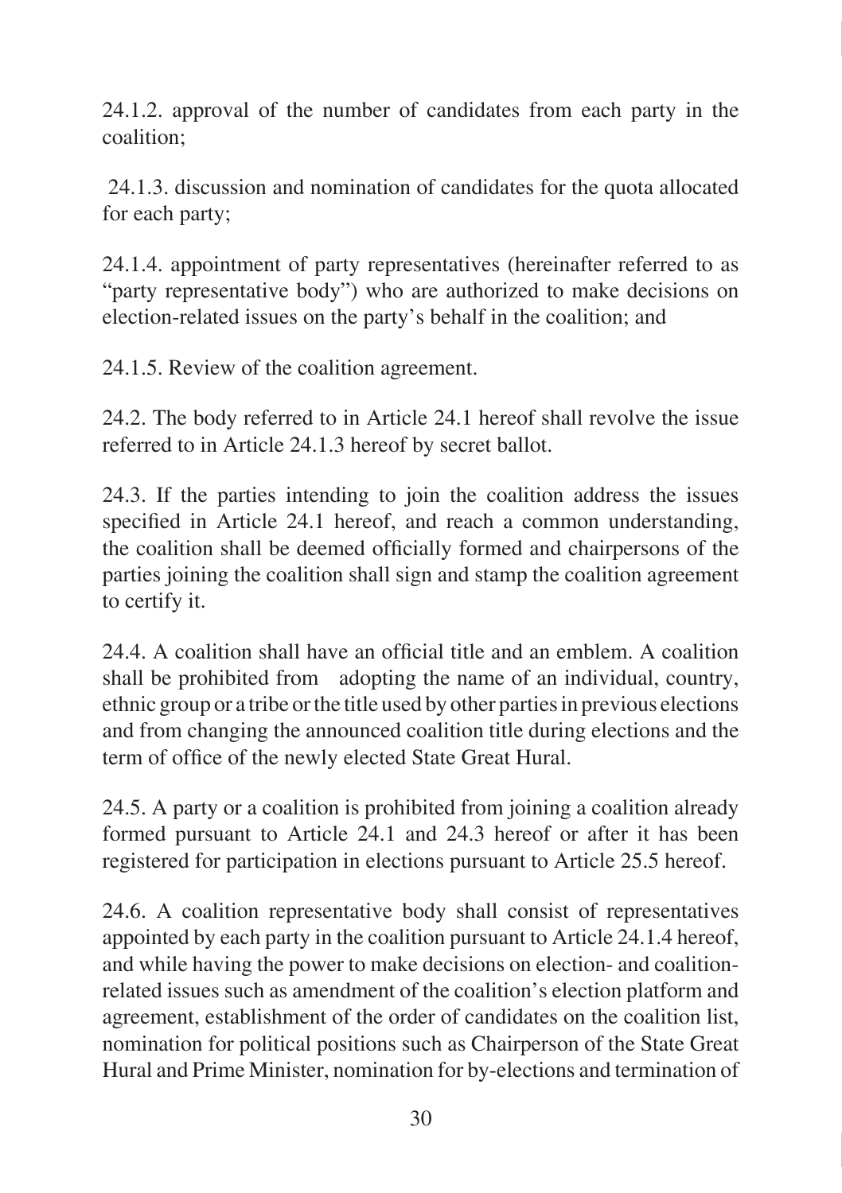24.1.2. approval of the number of candidates from each party in the coalition;

24.1.3. discussion and nomination of candidates for the quota allocated for each party;

24.1.4. appointment of party representatives (hereinafter referred to as "party representative body") who are authorized to make decisions on election-related issues on the party's behalf in the coalition; and

24.1.5. Review of the coalition agreement.

24.2. The body referred to in Article 24.1 hereof shall revolve the issue referred to in Article 24.1.3 hereof by secret ballot.

24.3. If the parties intending to join the coalition address the issues specified in Article 24.1 hereof, and reach a common understanding, the coalition shall be deemed officially formed and chairpersons of the parties joining the coalition shall sign and stamp the coalition agreement to certify it.

24.4. A coalition shall have an official title and an emblem. A coalition shall be prohibited from adopting the name of an individual, country, ethnic group or a tribe or the title used by other parties in previous elections and from changing the announced coalition title during elections and the term of office of the newly elected State Great Hural.

24.5. A party or a coalition is prohibited from joining a coalition already formed pursuant to Article 24.1 and 24.3 hereof or after it has been registered for participation in elections pursuant to Article 25.5 hereof.

24.6. A coalition representative body shall consist of representatives appointed by each party in the coalition pursuant to Article 24.1.4 hereof, and while having the power to make decisions on election- and coalition-related issues such as amendment of the coalition's election platform and agreement, establishment of the order of candidates on the coalition list, nomination for political positions such as Chairperson of the State Great Hural and Prime Minister, nomination for by-elections and termination of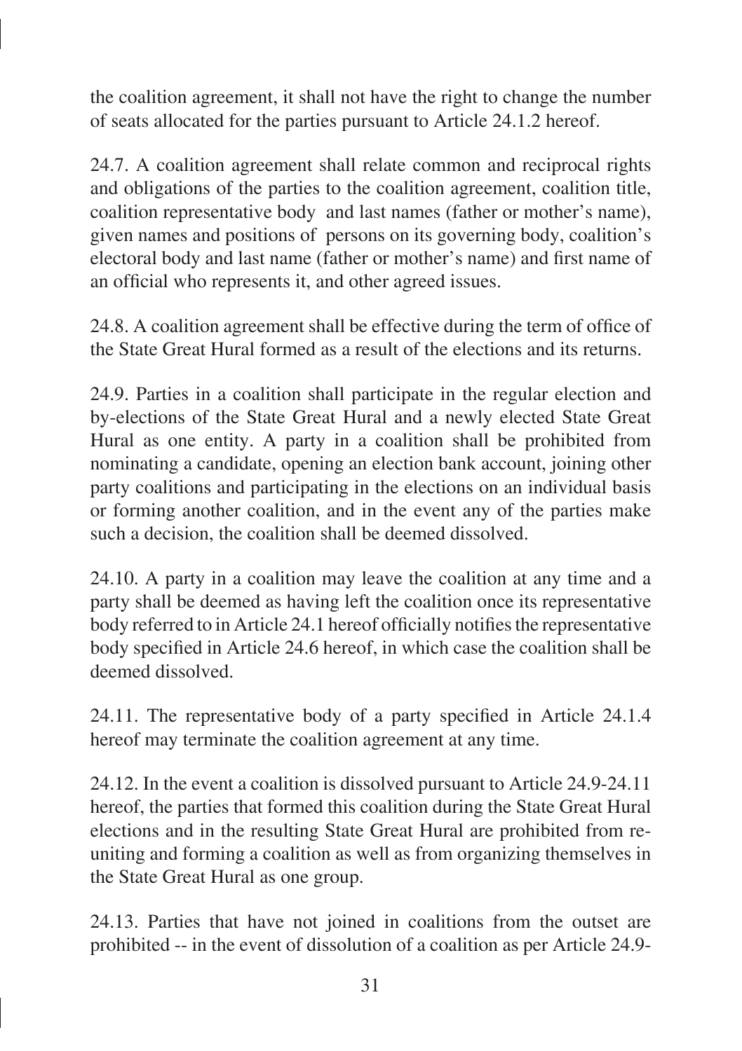the coalition agreement, it shall not have the right to change the number of seats allocated for the parties pursuant to Article 24.1.2 hereof.

24.7. A coalition agreement shall relate common and reciprocal rights and obligations of the parties to the coalition agreement, coalition title, coalition representative body and last names (father or mother's name), given names and positions of persons on its governing body, coalition's electoral body and last name (father or mother's name) and first name of an official who represents it, and other agreed issues.

24.8. A coalition agreement shall be effective during the term of office of the State Great Hural formed as a result of the elections and its returns.

24.9. Parties in a coalition shall participate in the regular election and by-elections of the State Great Hural and a newly elected State Great Hural as one entity. A party in a coalition shall be prohibited from nominating a candidate, opening an election bank account, joining other party coalitions and participating in the elections on an individual basis or forming another coalition, and in the event any of the parties make such a decision, the coalition shall be deemed dissolved.

24.10. A party in a coalition may leave the coalition at any time and a party shall be deemed as having left the coalition once its representative body referred to in Article 24.1 hereof officially notifies the representative body specified in Article 24.6 hereof, in which case the coalition shall be deemed dissolved.

24.11. The representative body of a party specified in Article 24.1.4 hereof may terminate the coalition agreement at any time.

24.12. In the event a coalition is dissolved pursuant to Article 24.9-24.11 hereof, the parties that formed this coalition during the State Great Hural elections and in the resulting State Great Hural are prohibited from re-uniting and forming a coalition as well as from organizing themselves in the State Great Hural as one group.

24.13. Parties that have not joined in coalitions from the outset are prohibited -- in the event of dissolution of a coalition as per Article 24.9-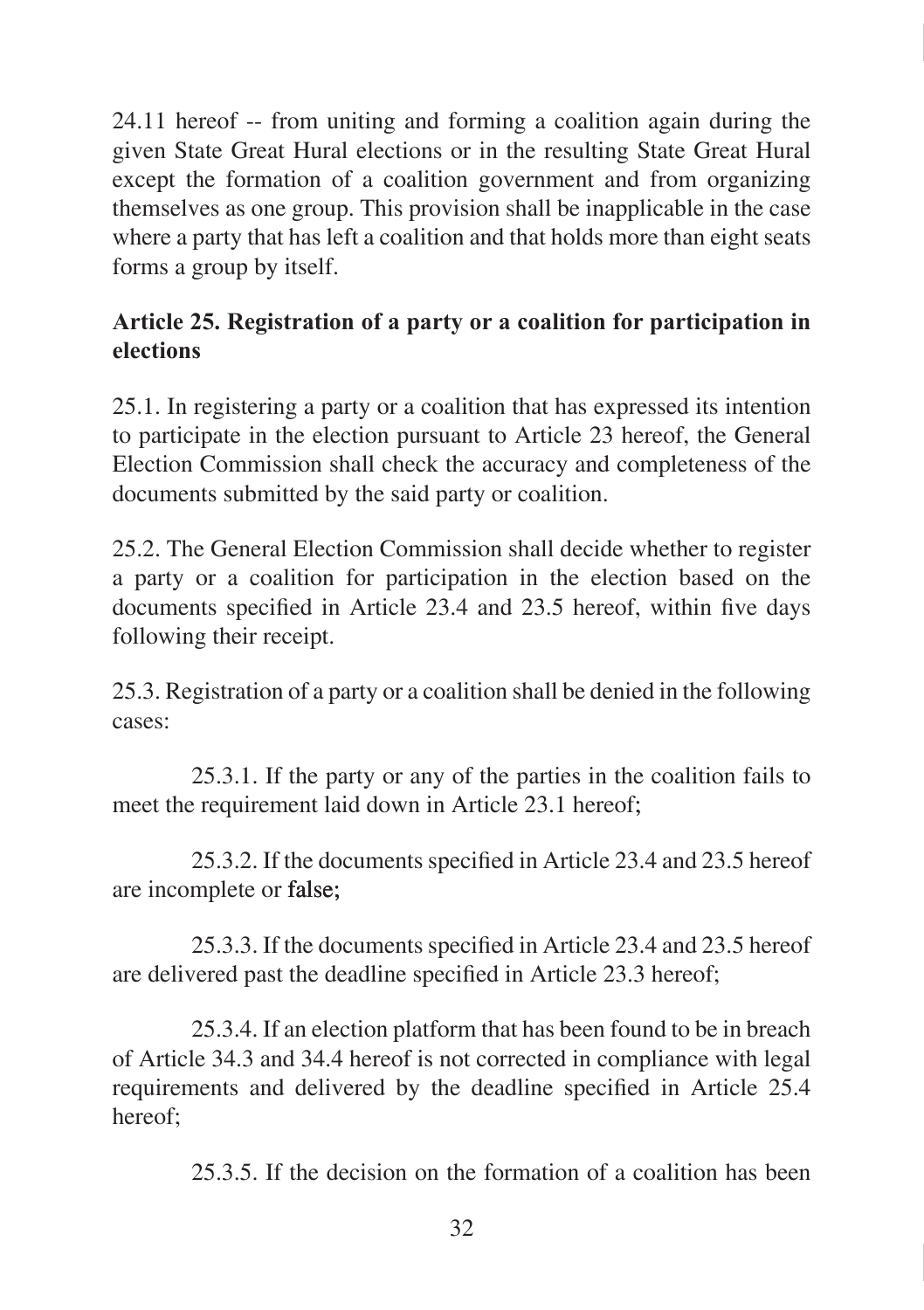24.11 hereof -- from uniting and forming a coalition again during the given State Great Hural elections or in the resulting State Great Hural except the formation of a coalition government and from organizing themselves as one group. This provision shall be inapplicable in the case where a party that has left a coalition and that holds more than eight seats forms a group by itself.

**Article 25. Registration of a party or a coalition for participation in elections**

25.1. In registering a party or a coalition that has expressed its intention to participate in the election pursuant to Article 23 hereof, the General Election Commission shall check the accuracy and completeness of the documents submitted by the said party or coalition.

25.2. The General Election Commission shall decide whether to register a party or a coalition for participation in the election based on the documents specified in Article 23.4 and 23.5 hereof, within five days following their receipt.

25.3. Registration of a party or a coalition shall be denied in the following cases:

25.3.1. If the party or any of the parties in the coalition fails to meet the requirement laid down in Article 23.1 hereof;

25.3.2. If the documents specified in Article 23.4 and 23.5 hereof are incomplete or false;

25.3.3. If the documents specified in Article 23.4 and 23.5 hereof are delivered past the deadline specified in Article 23.3 hereof;

25.3.4. If an election platform that has been found to be in breach of Article 34.3 and 34.4 hereof is not corrected in compliance with legal requirements and delivered by the deadline specified in Article 25.4 hereof;

25.3.5. If the decision on the formation of a coalition has been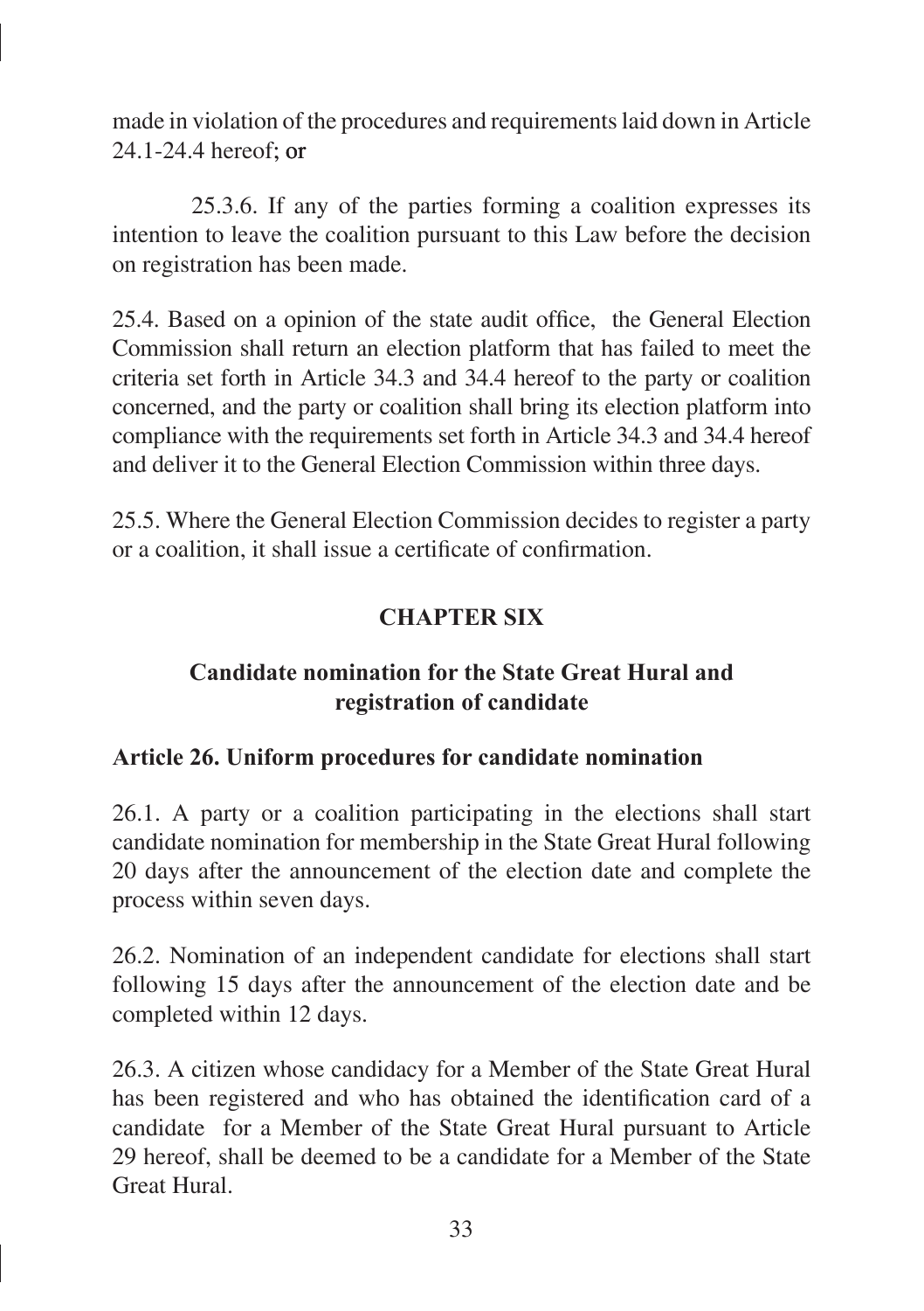made in violation of the procedures and requirements laid down in Article 24.1-24.4 hereof; or

25.3.6. If any of the parties forming a coalition expresses its intention to leave the coalition pursuant to this Law before the decision on registration has been made.

25.4. Based on a opinion of the state audit office, the General Election Commission shall return an election platform that has failed to meet the criteria set forth in Article 34.3 and 34.4 hereof to the party or coalition concerned, and the party or coalition shall bring its election platform into compliance with the requirements set forth in Article 34.3 and 34.4 hereof and deliver it to the General Election Commission within three days.

25.5. Where the General Election Commission decides to register a party or a coalition, it shall issue a certificate of confirmation.

## CHAPTER SIX

## Candidate nomination for the State Great Hural and registration of candidate

### Article 26. Uniform procedures for candidate nomination

26.1. A party or a coalition participating in the elections shall start candidate nomination for membership in the State Great Hural following 20 days after the announcement of the election date and complete the process within seven days.

26.2. Nomination of an independent candidate for elections shall start following 15 days after the announcement of the election date and be completed within 12 days.

26.3. A citizen whose candidacy for a Member of the State Great Hural has been registered and who has obtained the identification card of a candidate for a Member of the State Great Hural pursuant to Article 29 hereof, shall be deemed to be a candidate for a Member of the State Great Hural.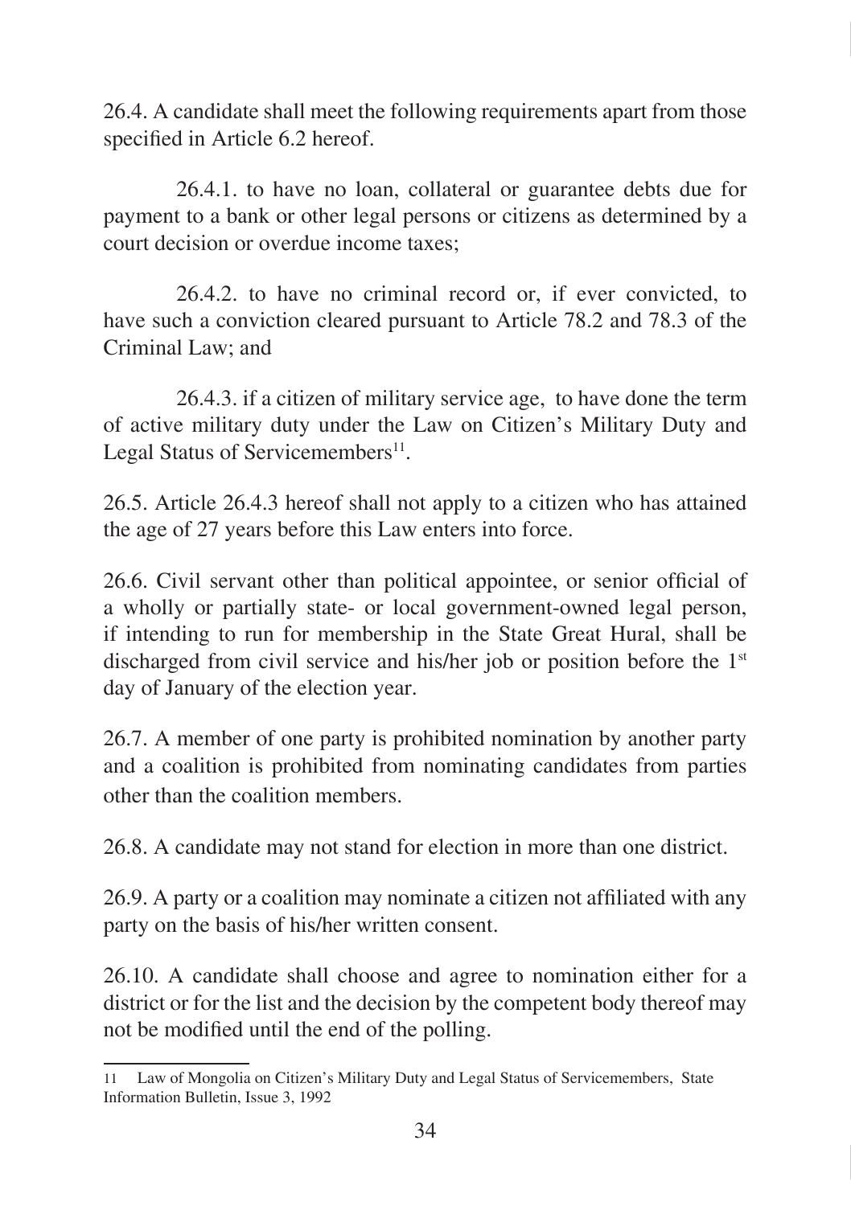26.4. A candidate shall meet the following requirements apart from those specified in Article 6.2 hereof.

26.4.1. to have no loan, collateral or guarantee debts due for payment to a bank or other legal persons or citizens as determined by a court decision or overdue income taxes;

26.4.2. to have no criminal record or, if ever convicted, to have such a conviction cleared pursuant to Article 78.2 and 78.3 of the Criminal Law; and

26.4.3. if a citizen of military service age, to have done the term of active military duty under the Law on Citizen's Military Duty and Legal Status of Servicemembers[11].

26.5. Article 26.4.3 hereof shall not apply to a citizen who has attained the age of 27 years before this Law enters into force.

26.6. Civil servant other than political appointee, or senior official of a wholly or partially state- or local government-owned legal person, if intending to run for membership in the State Great Hural, shall be discharged from civil service and his/her job or position before the 1st day of January of the election year.

26.7. A member of one party is prohibited nomination by another party and a coalition is prohibited from nominating candidates from parties other than the coalition members.

26.8. A candidate may not stand for election in more than one district.

26.9. A party or a coalition may nominate a citizen not affiliated with any party on the basis of his/her written consent.

26.10. A candidate shall choose and agree to nomination either for a district or for the list and the decision by the competent body thereof may not be modified until the end of the polling.

---

11 Law of Mongolia on Citizen's Military Duty and Legal Status of Servicemembers, State Information Bulletin, Issue 3, 1992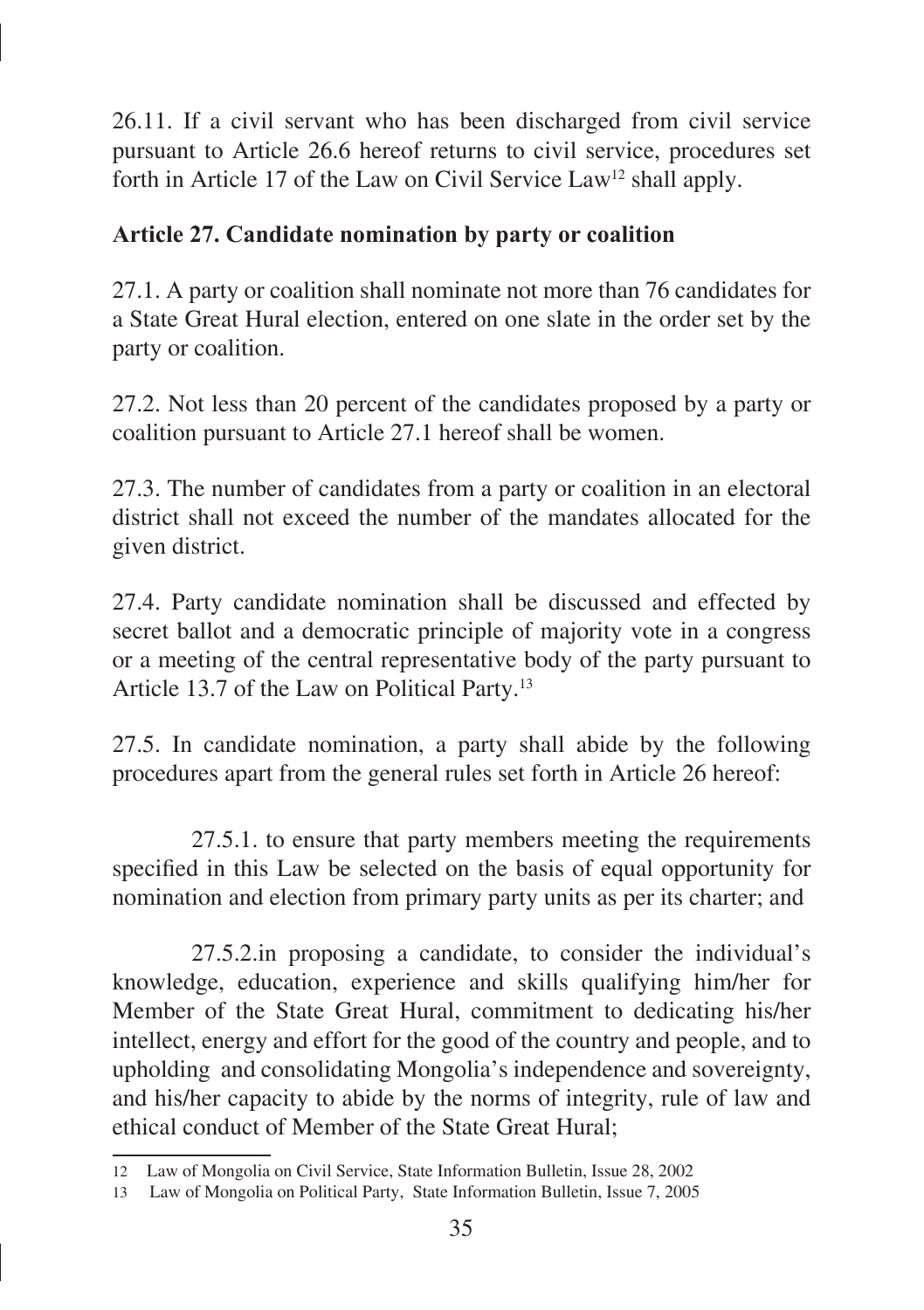26.11. If a civil servant who has been discharged from civil service pursuant to Article 26.6 hereof returns to civil service, procedures set forth in Article 17 of the Law on Civil Service Law[12] shall apply.

**Article 27. Candidate nomination by party or coalition**

27.1. A party or coalition shall nominate not more than 76 candidates for a State Great Hural election, entered on one slate in the order set by the party or coalition.

27.2. Not less than 20 percent of the candidates proposed by a party or coalition pursuant to Article 27.1 hereof shall be women.

27.3. The number of candidates from a party or coalition in an electoral district shall not exceed the number of the mandates allocated for the given district.

27.4. Party candidate nomination shall be discussed and effected by secret ballot and a democratic principle of majority vote in a congress or a meeting of the central representative body of the party pursuant to Article 13.7 of the Law on Political Party.[13]

27.5. In candidate nomination, a party shall abide by the following procedures apart from the general rules set forth in Article 26 hereof:

27.5.1. to ensure that party members meeting the requirements specified in this Law be selected on the basis of equal opportunity for nomination and election from primary party units as per its charter; and

27.5.2.in proposing a candidate, to consider the individual's knowledge, education, experience and skills qualifying him/her for Member of the State Great Hural, commitment to dedicating his/her intellect, energy and effort for the good of the country and people, and to upholding and consolidating Mongolia's independence and sovereignty, and his/her capacity to abide by the norms of integrity, rule of law and ethical conduct of Member of the State Great Hural;

---

12 Law of Mongolia on Civil Service, State Information Bulletin, Issue 28, 2002

13 Law of Mongolia on Political Party, State Information Bulletin, Issue 7, 2005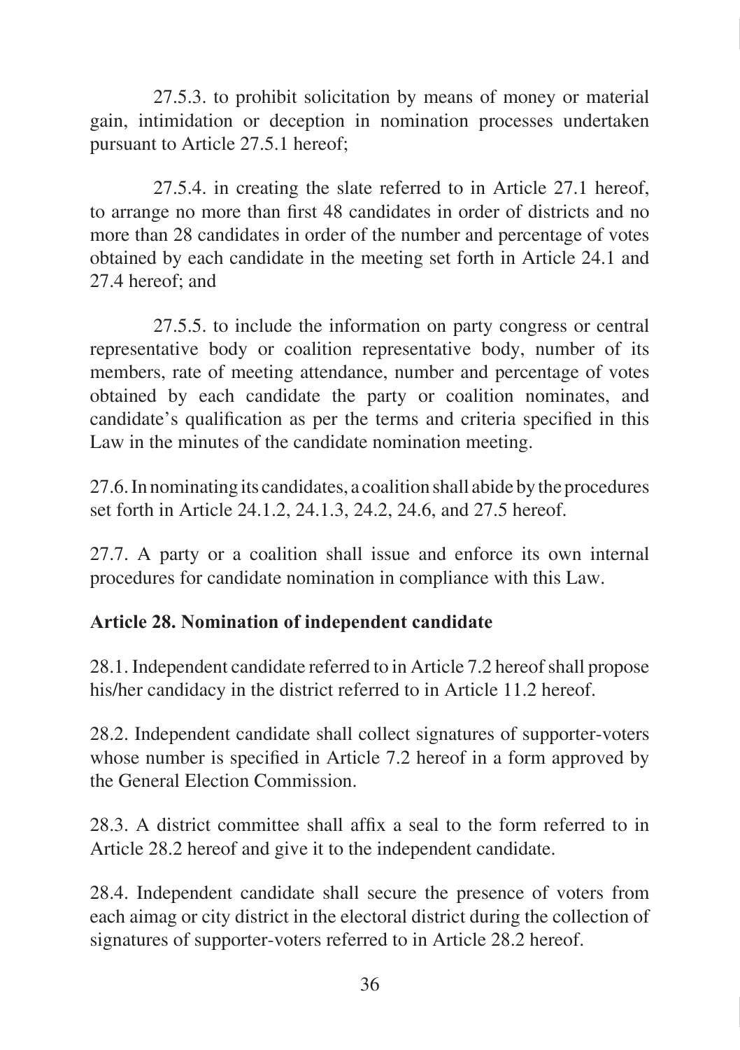27.5.3. to prohibit solicitation by means of money or material gain, intimidation or deception in nomination processes undertaken pursuant to Article 27.5.1 hereof;

27.5.4. in creating the slate referred to in Article 27.1 hereof, to arrange no more than first 48 candidates in order of districts and no more than 28 candidates in order of the number and percentage of votes obtained by each candidate in the meeting set forth in Article 24.1 and 27.4 hereof; and

27.5.5. to include the information on party congress or central representative body or coalition representative body, number of its members, rate of meeting attendance, number and percentage of votes obtained by each candidate the party or coalition nominates, and candidate's qualification as per the terms and criteria specified in this Law in the minutes of the candidate nomination meeting.

27.6. In nominating its candidates, a coalition shall abide by the procedures set forth in Article 24.1.2, 24.1.3, 24.2, 24.6, and 27.5 hereof.

27.7. A party or a coalition shall issue and enforce its own internal procedures for candidate nomination in compliance with this Law.

**Article 28. Nomination of independent candidate**

28.1. Independent candidate referred to in Article 7.2 hereof shall propose his/her candidacy in the district referred to in Article 11.2 hereof.

28.2. Independent candidate shall collect signatures of supporter-voters whose number is specified in Article 7.2 hereof in a form approved by the General Election Commission.

28.3. A district committee shall affix a seal to the form referred to in Article 28.2 hereof and give it to the independent candidate.

28.4. Independent candidate shall secure the presence of voters from each aimag or city district in the electoral district during the collection of signatures of supporter-voters referred to in Article 28.2 hereof.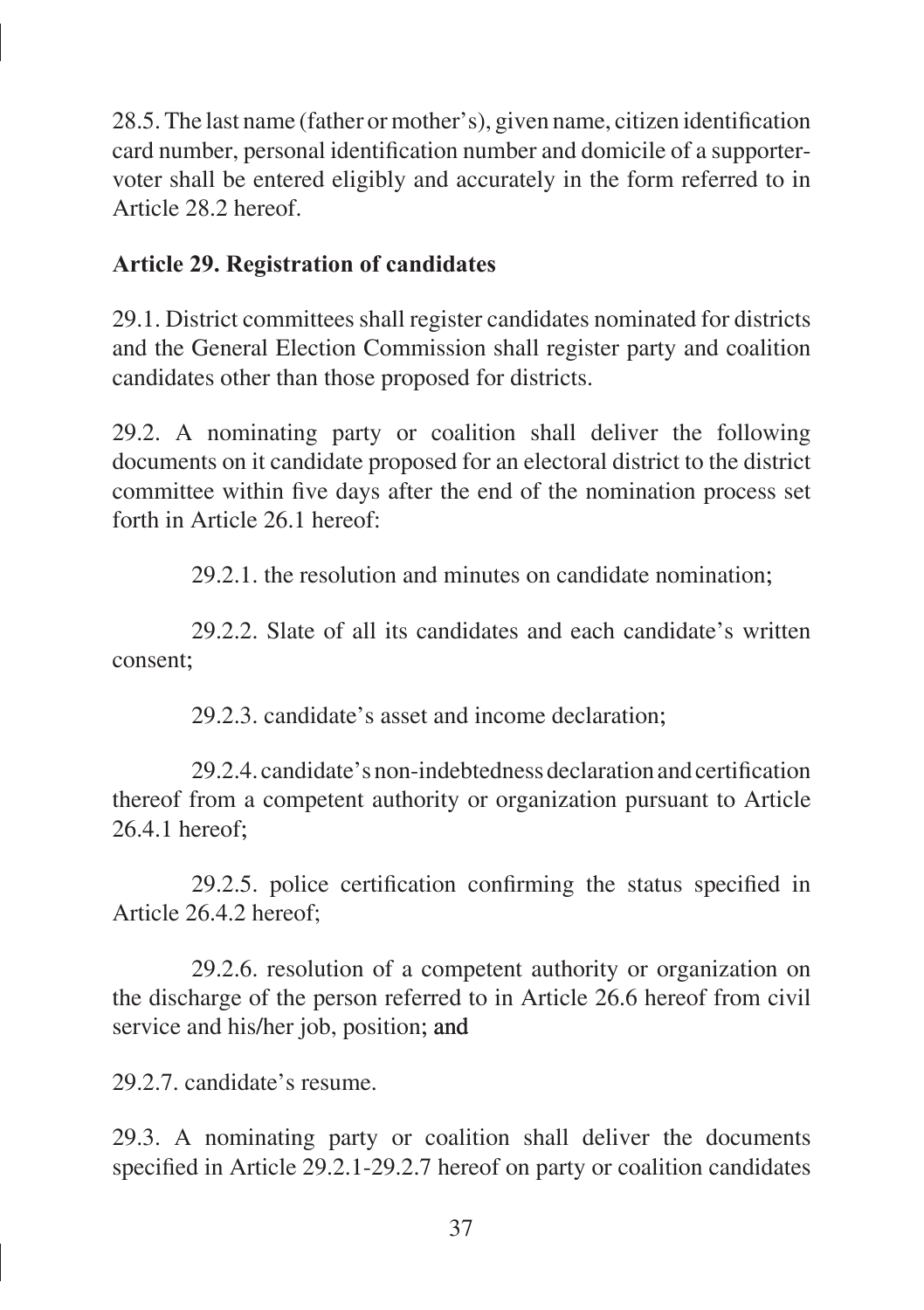28.5. The last name (father or mother's), given name, citizen identification card number, personal identification number and domicile of a supporter-voter shall be entered eligibly and accurately in the form referred to in Article 28.2 hereof.

**Article 29. Registration of candidates**

29.1. District committees shall register candidates nominated for districts and the General Election Commission shall register party and coalition candidates other than those proposed for districts.

29.2. A nominating party or coalition shall deliver the following documents on it candidate proposed for an electoral district to the district committee within five days after the end of the nomination process set forth in Article 26.1 hereof:

29.2.1. the resolution and minutes on candidate nomination;

29.2.2. Slate of all its candidates and each candidate's written consent;

29.2.3. candidate's asset and income declaration;

29.2.4. candidate's non-indebtedness declaration and certification thereof from a competent authority or organization pursuant to Article 26.4.1 hereof;

29.2.5. police certification confirming the status specified in Article 26.4.2 hereof;

29.2.6. resolution of a competent authority or organization on the discharge of the person referred to in Article 26.6 hereof from civil service and his/her job, position; and

29.2.7. candidate's resume.

29.3. A nominating party or coalition shall deliver the documents specified in Article 29.2.1-29.2.7 hereof on party or coalition candidates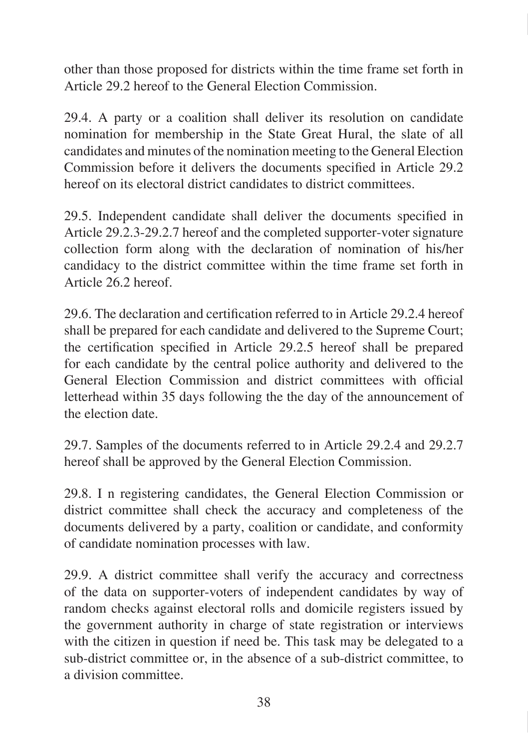other than those proposed for districts within the time frame set forth in Article 29.2 hereof to the General Election Commission.

29.4. A party or a coalition shall deliver its resolution on candidate nomination for membership in the State Great Hural, the slate of all candidates and minutes of the nomination meeting to the General Election Commission before it delivers the documents specified in Article 29.2 hereof on its electoral district candidates to district committees.

29.5. Independent candidate shall deliver the documents specified in Article 29.2.3-29.2.7 hereof and the completed supporter-voter signature collection form along with the declaration of nomination of his/her candidacy to the district committee within the time frame set forth in Article 26.2 hereof.

29.6. The declaration and certification referred to in Article 29.2.4 hereof shall be prepared for each candidate and delivered to the Supreme Court; the certification specified in Article 29.2.5 hereof shall be prepared for each candidate by the central police authority and delivered to the General Election Commission and district committees with official letterhead within 35 days following the the day of the announcement of the election date.

29.7. Samples of the documents referred to in Article 29.2.4 and 29.2.7 hereof shall be approved by the General Election Commission.

29.8. I n registering candidates, the General Election Commission or district committee shall check the accuracy and completeness of the documents delivered by a party, coalition or candidate, and conformity of candidate nomination processes with law.

29.9. A district committee shall verify the accuracy and correctness of the data on supporter-voters of independent candidates by way of random checks against electoral rolls and domicile registers issued by the government authority in charge of state registration or interviews with the citizen in question if need be. This task may be delegated to a sub-district committee or, in the absence of a sub-district committee, to a division committee.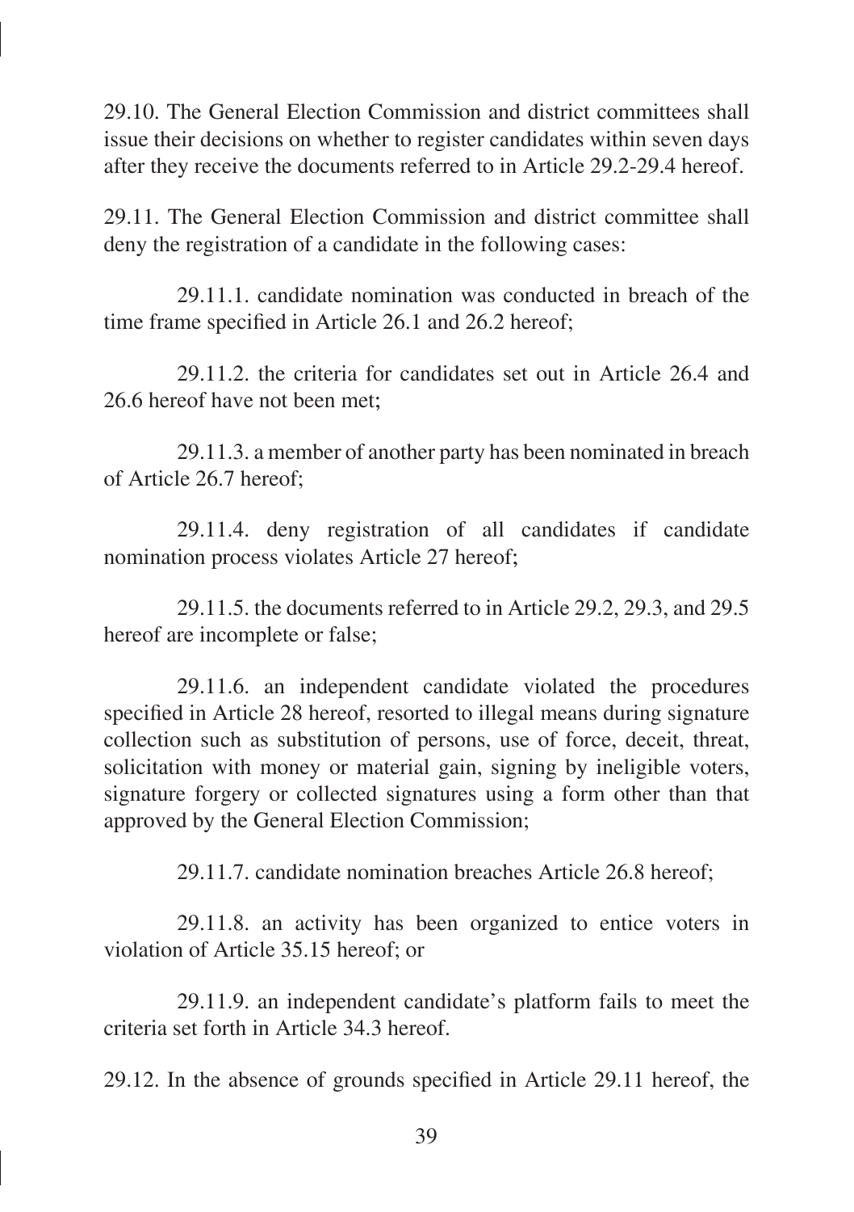29.10. The General Election Commission and district committees shall issue their decisions on whether to register candidates within seven days after they receive the documents referred to in Article 29.2-29.4 hereof.

29.11. The General Election Commission and district committee shall deny the registration of a candidate in the following cases:

29.11.1. candidate nomination was conducted in breach of the time frame specified in Article 26.1 and 26.2 hereof;

29.11.2. the criteria for candidates set out in Article 26.4 and 26.6 hereof have not been met;

29.11.3. a member of another party has been nominated in breach of Article 26.7 hereof;

29.11.4. deny registration of all candidates if candidate nomination process violates Article 27 hereof;

29.11.5. the documents referred to in Article 29.2, 29.3, and 29.5 hereof are incomplete or false;

29.11.6. an independent candidate violated the procedures specified in Article 28 hereof, resorted to illegal means during signature collection such as substitution of persons, use of force, deceit, threat, solicitation with money or material gain, signing by ineligible voters, signature forgery or collected signatures using a form other than that approved by the General Election Commission;

29.11.7. candidate nomination breaches Article 26.8 hereof;

29.11.8. an activity has been organized to entice voters in violation of Article 35.15 hereof; or

29.11.9. an independent candidate's platform fails to meet the criteria set forth in Article 34.3 hereof.

29.12. In the absence of grounds specified in Article 29.11 hereof, the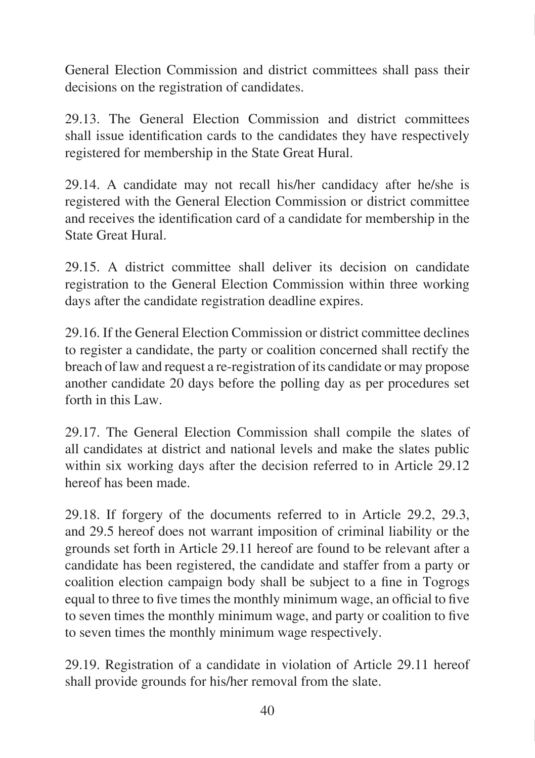General Election Commission and district committees shall pass their decisions on the registration of candidates.

29.13. The General Election Commission and district committees shall issue identification cards to the candidates they have respectively registered for membership in the State Great Hural.

29.14. A candidate may not recall his/her candidacy after he/she is registered with the General Election Commission or district committee and receives the identification card of a candidate for membership in the State Great Hural.

29.15. A district committee shall deliver its decision on candidate registration to the General Election Commission within three working days after the candidate registration deadline expires.

29.16. If the General Election Commission or district committee declines to register a candidate, the party or coalition concerned shall rectify the breach of law and request a re-registration of its candidate or may propose another candidate 20 days before the polling day as per procedures set forth in this Law.

29.17. The General Election Commission shall compile the slates of all candidates at district and national levels and make the slates public within six working days after the decision referred to in Article 29.12 hereof has been made.

29.18. If forgery of the documents referred to in Article 29.2, 29.3, and 29.5 hereof does not warrant imposition of criminal liability or the grounds set forth in Article 29.11 hereof are found to be relevant after a candidate has been registered, the candidate and staffer from a party or coalition election campaign body shall be subject to a fine in Togrogs equal to three to five times the monthly minimum wage, an official to five to seven times the monthly minimum wage, and party or coalition to five to seven times the monthly minimum wage respectively.

29.19. Registration of a candidate in violation of Article 29.11 hereof shall provide grounds for his/her removal from the slate.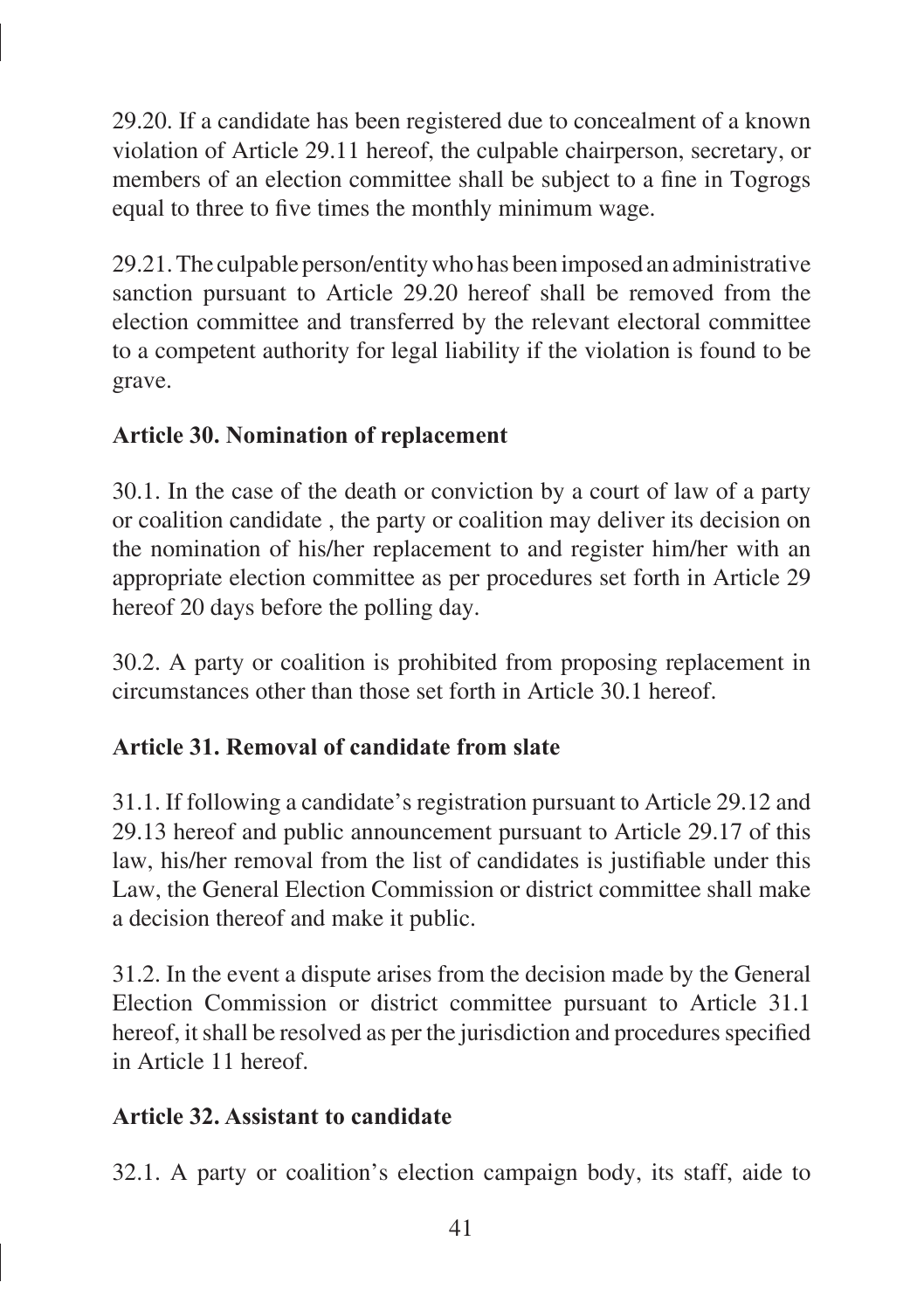29.20. If a candidate has been registered due to concealment of a known violation of Article 29.11 hereof, the culpable chairperson, secretary, or members of an election committee shall be subject to a fine in Togrogs equal to three to five times the monthly minimum wage.

29.21. The culpable person/entity who has been imposed an administrative sanction pursuant to Article 29.20 hereof shall be removed from the election committee and transferred by the relevant electoral committee to a competent authority for legal liability if the violation is found to be grave.

**Article 30. Nomination of replacement**

30.1. In the case of the death or conviction by a court of law of a party or coalition candidate , the party or coalition may deliver its decision on the nomination of his/her replacement to and register him/her with an appropriate election committee as per procedures set forth in Article 29 hereof 20 days before the polling day.

30.2. A party or coalition is prohibited from proposing replacement in circumstances other than those set forth in Article 30.1 hereof.

**Article 31. Removal of candidate from slate**

31.1. If following a candidate's registration pursuant to Article 29.12 and 29.13 hereof and public announcement pursuant to Article 29.17 of this law, his/her removal from the list of candidates is justifiable under this Law, the General Election Commission or district committee shall make a decision thereof and make it public.

31.2. In the event a dispute arises from the decision made by the General Election Commission or district committee pursuant to Article 31.1 hereof, it shall be resolved as per the jurisdiction and procedures specified in Article 11 hereof.

**Article 32. Assistant to candidate**

32.1. A party or coalition's election campaign body, its staff, aide to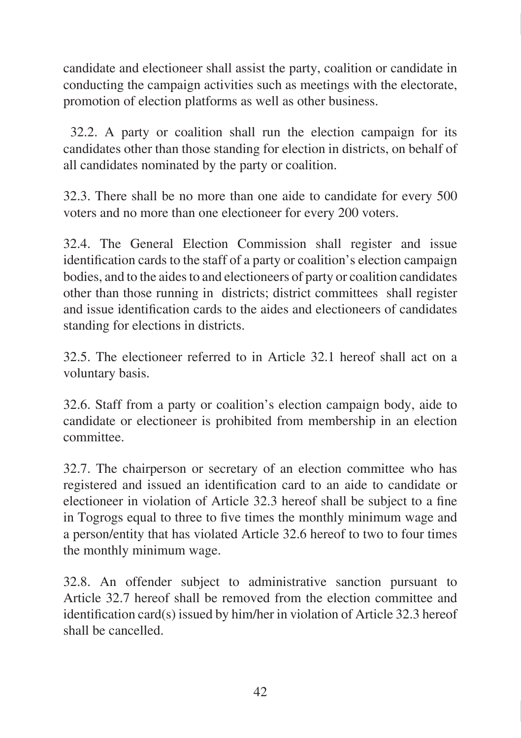candidate and electioneer shall assist the party, coalition or candidate in conducting the campaign activities such as meetings with the electorate, promotion of election platforms as well as other business.

32.2. A party or coalition shall run the election campaign for its candidates other than those standing for election in districts, on behalf of all candidates nominated by the party or coalition.

32.3. There shall be no more than one aide to candidate for every 500 voters and no more than one electioneer for every 200 voters.

32.4. The General Election Commission shall register and issue identification cards to the staff of a party or coalition's election campaign bodies, and to the aides to and electioneers of party or coalition candidates other than those running in districts; district committees shall register and issue identification cards to the aides and electioneers of candidates standing for elections in districts.

32.5. The electioneer referred to in Article 32.1 hereof shall act on a voluntary basis.

32.6. Staff from a party or coalition's election campaign body, aide to candidate or electioneer is prohibited from membership in an election committee.

32.7. The chairperson or secretary of an election committee who has registered and issued an identification card to an aide to candidate or electioneer in violation of Article 32.3 hereof shall be subject to a fine in Togrogs equal to three to five times the monthly minimum wage and a person/entity that has violated Article 32.6 hereof to two to four times the monthly minimum wage.

32.8. An offender subject to administrative sanction pursuant to Article 32.7 hereof shall be removed from the election committee and identification card(s) issued by him/her in violation of Article 32.3 hereof shall be cancelled.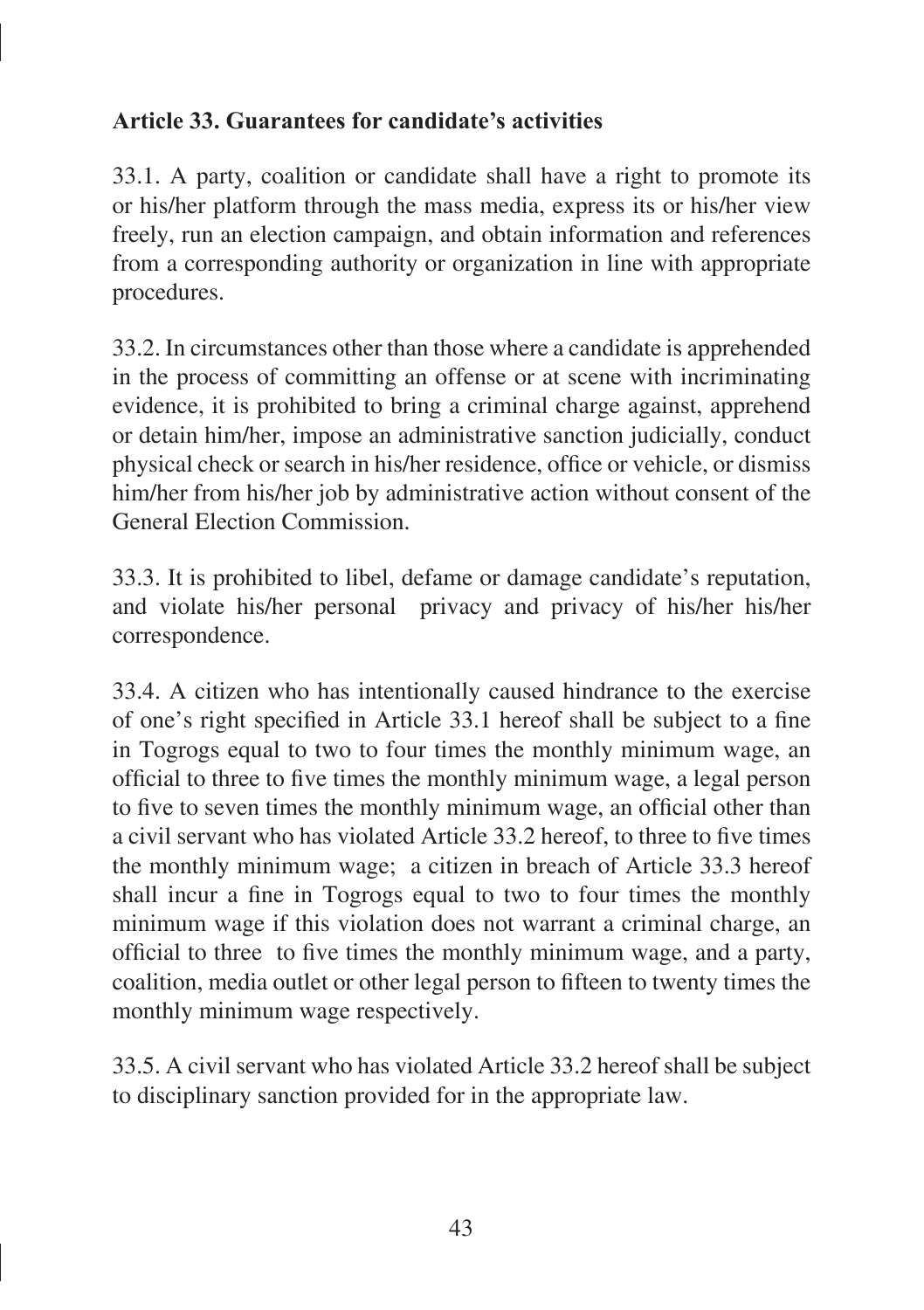**Article 33. Guarantees for candidate's activities**

33.1. A party, coalition or candidate shall have a right to promote its or his/her platform through the mass media, express its or his/her view freely, run an election campaign, and obtain information and references from a corresponding authority or organization in line with appropriate procedures.

33.2. In circumstances other than those where a candidate is apprehended in the process of committing an offense or at scene with incriminating evidence, it is prohibited to bring a criminal charge against, apprehend or detain him/her, impose an administrative sanction judicially, conduct physical check or search in his/her residence, office or vehicle, or dismiss him/her from his/her job by administrative action without consent of the General Election Commission.

33.3. It is prohibited to libel, defame or damage candidate's reputation, and violate his/her personal privacy and privacy of his/her his/her correspondence.

33.4. A citizen who has intentionally caused hindrance to the exercise of one's right specified in Article 33.1 hereof shall be subject to a fine in Togrogs equal to two to four times the monthly minimum wage, an official to three to five times the monthly minimum wage, a legal person to five to seven times the monthly minimum wage, an official other than a civil servant who has violated Article 33.2 hereof, to three to five times the monthly minimum wage; a citizen in breach of Article 33.3 hereof shall incur a fine in Togrogs equal to two to four times the monthly minimum wage if this violation does not warrant a criminal charge, an official to three to five times the monthly minimum wage, and a party, coalition, media outlet or other legal person to fifteen to twenty times the monthly minimum wage respectively.

33.5. A civil servant who has violated Article 33.2 hereof shall be subject to disciplinary sanction provided for in the appropriate law.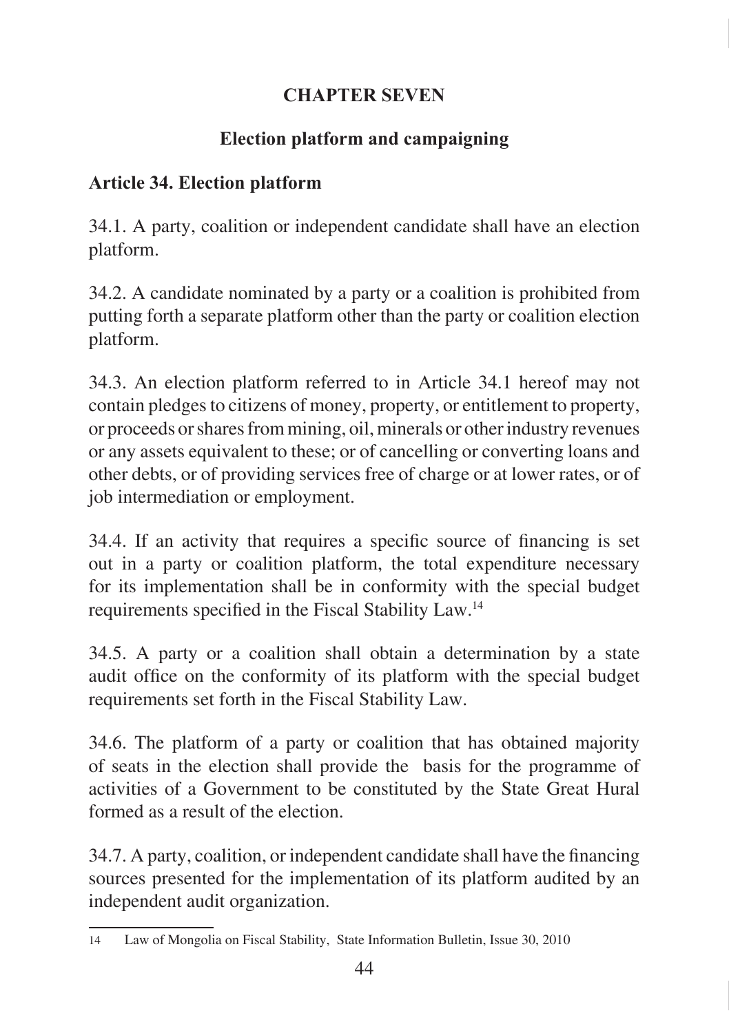## CHAPTER SEVEN

## Election platform and campaigning

### Article 34. Election platform

34.1. A party, coalition or independent candidate shall have an election platform.

34.2. A candidate nominated by a party or a coalition is prohibited from putting forth a separate platform other than the party or coalition election platform.

34.3. An election platform referred to in Article 34.1 hereof may not contain pledges to citizens of money, property, or entitlement to property, or proceeds or shares from mining, oil, minerals or other industry revenues or any assets equivalent to these; or of cancelling or converting loans and other debts, or of providing services free of charge or at lower rates, or of job intermediation or employment.

34.4. If an activity that requires a specific source of financing is set out in a party or coalition platform, the total expenditure necessary for its implementation shall be in conformity with the special budget requirements specified in the Fiscal Stability Law.[14]

34.5. A party or a coalition shall obtain a determination by a state audit office on the conformity of its platform with the special budget requirements set forth in the Fiscal Stability Law.

34.6. The platform of a party or coalition that has obtained majority of seats in the election shall provide the basis for the programme of activities of a Government to be constituted by the State Great Hural formed as a result of the election.

34.7. A party, coalition, or independent candidate shall have the financing sources presented for the implementation of its platform audited by an independent audit organization.

---

[14] Law of Mongolia on Fiscal Stability, State Information Bulletin, Issue 30, 2010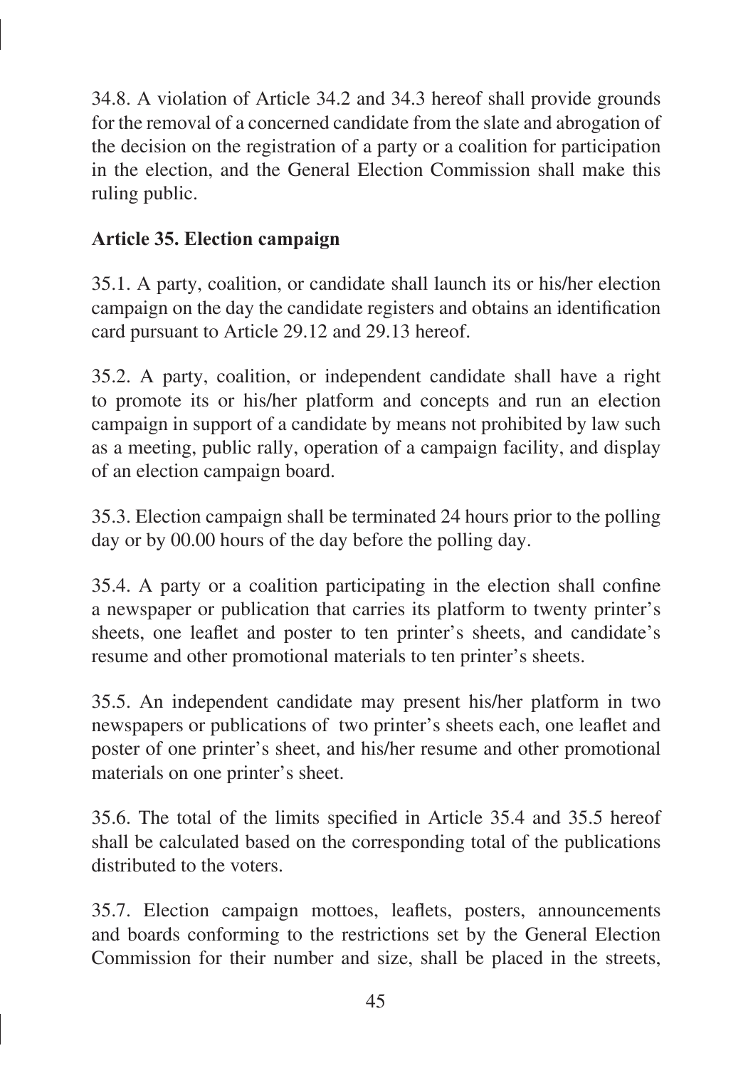34.8. A violation of Article 34.2 and 34.3 hereof shall provide grounds for the removal of a concerned candidate from the slate and abrogation of the decision on the registration of a party or a coalition for participation in the election, and the General Election Commission shall make this ruling public.

**Article 35. Election campaign**

35.1. A party, coalition, or candidate shall launch its or his/her election campaign on the day the candidate registers and obtains an identification card pursuant to Article 29.12 and 29.13 hereof.

35.2. A party, coalition, or independent candidate shall have a right to promote its or his/her platform and concepts and run an election campaign in support of a candidate by means not prohibited by law such as a meeting, public rally, operation of a campaign facility, and display of an election campaign board.

35.3. Election campaign shall be terminated 24 hours prior to the polling day or by 00.00 hours of the day before the polling day.

35.4. A party or a coalition participating in the election shall confine a newspaper or publication that carries its platform to twenty printer's sheets, one leaflet and poster to ten printer's sheets, and candidate's resume and other promotional materials to ten printer's sheets.

35.5. An independent candidate may present his/her platform in two newspapers or publications of two printer's sheets each, one leaflet and poster of one printer's sheet, and his/her resume and other promotional materials on one printer's sheet.

35.6. The total of the limits specified in Article 35.4 and 35.5 hereof shall be calculated based on the corresponding total of the publications distributed to the voters.

35.7. Election campaign mottoes, leaflets, posters, announcements and boards conforming to the restrictions set by the General Election Commission for their number and size, shall be placed in the streets,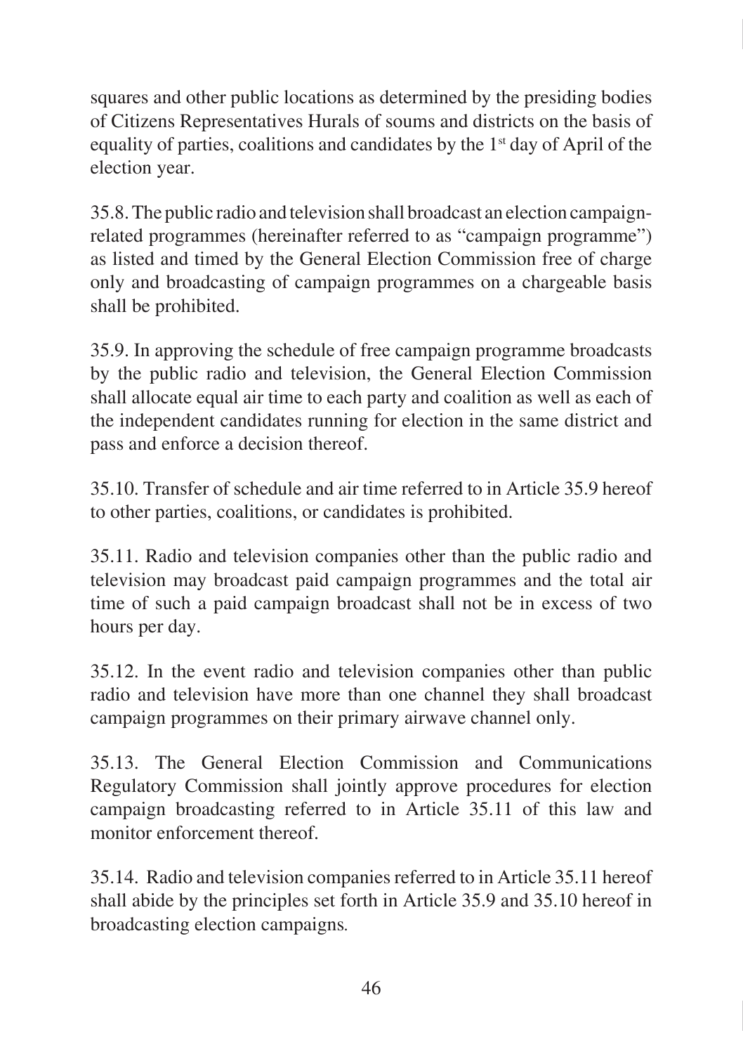squares and other public locations as determined by the presiding bodies of Citizens Representatives Hurals of soums and districts on the basis of equality of parties, coalitions and candidates by the 1st day of April of the election year.

35.8. The public radio and television shall broadcast an election campaign-related programmes (hereinafter referred to as "campaign programme") as listed and timed by the General Election Commission free of charge only and broadcasting of campaign programmes on a chargeable basis shall be prohibited.

35.9. In approving the schedule of free campaign programme broadcasts by the public radio and television, the General Election Commission shall allocate equal air time to each party and coalition as well as each of the independent candidates running for election in the same district and pass and enforce a decision thereof.

35.10. Transfer of schedule and air time referred to in Article 35.9 hereof to other parties, coalitions, or candidates is prohibited.

35.11. Radio and television companies other than the public radio and television may broadcast paid campaign programmes and the total air time of such a paid campaign broadcast shall not be in excess of two hours per day.

35.12. In the event radio and television companies other than public radio and television have more than one channel they shall broadcast campaign programmes on their primary airwave channel only.

35.13. The General Election Commission and Communications Regulatory Commission shall jointly approve procedures for election campaign broadcasting referred to in Article 35.11 of this law and monitor enforcement thereof.

35.14. Radio and television companies referred to in Article 35.11 hereof shall abide by the principles set forth in Article 35.9 and 35.10 hereof in broadcasting election campaigns.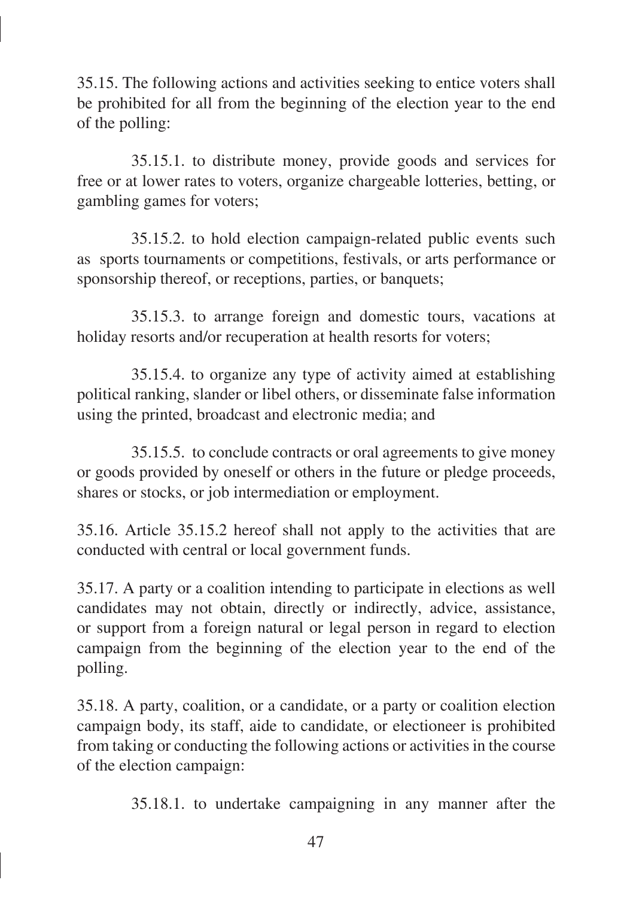35.15. The following actions and activities seeking to entice voters shall be prohibited for all from the beginning of the election year to the end of the polling:

35.15.1. to distribute money, provide goods and services for free or at lower rates to voters, organize chargeable lotteries, betting, or gambling games for voters;

35.15.2. to hold election campaign-related public events such as sports tournaments or competitions, festivals, or arts performance or sponsorship thereof, or receptions, parties, or banquets;

35.15.3. to arrange foreign and domestic tours, vacations at holiday resorts and/or recuperation at health resorts for voters;

35.15.4. to organize any type of activity aimed at establishing political ranking, slander or libel others, or disseminate false information using the printed, broadcast and electronic media; and

35.15.5. to conclude contracts or oral agreements to give money or goods provided by oneself or others in the future or pledge proceeds, shares or stocks, or job intermediation or employment.

35.16. Article 35.15.2 hereof shall not apply to the activities that are conducted with central or local government funds.

35.17. A party or a coalition intending to participate in elections as well candidates may not obtain, directly or indirectly, advice, assistance, or support from a foreign natural or legal person in regard to election campaign from the beginning of the election year to the end of the polling.

35.18. A party, coalition, or a candidate, or a party or coalition election campaign body, its staff, aide to candidate, or electioneer is prohibited from taking or conducting the following actions or activities in the course of the election campaign:

35.18.1. to undertake campaigning in any manner after the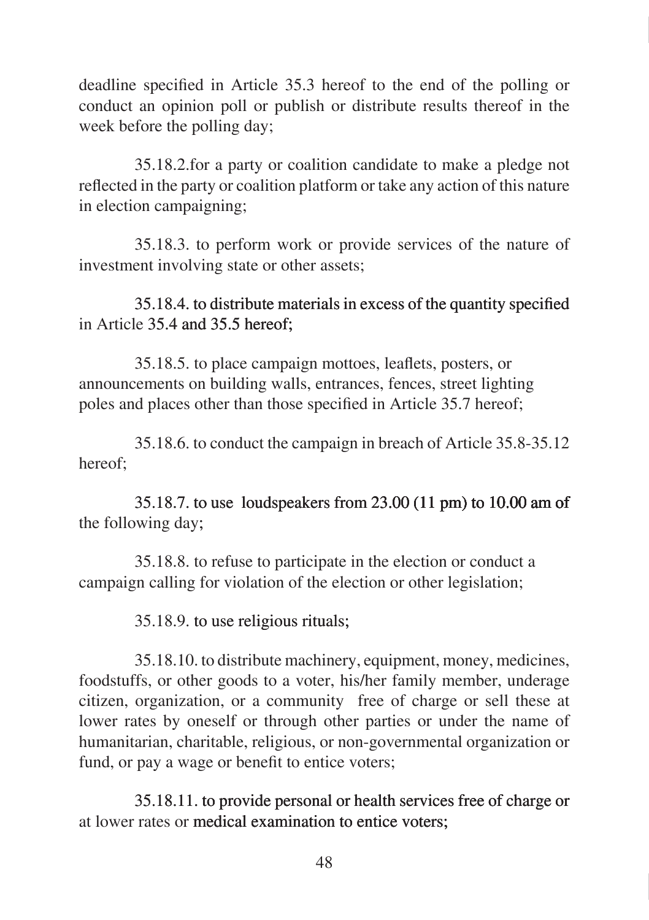deadline specified in Article 35.3 hereof to the end of the polling or conduct an opinion poll or publish or distribute results thereof in the week before the polling day;

35.18.2.for a party or coalition candidate to make a pledge not reflected in the party or coalition platform or take any action of this nature in election campaigning;

35.18.3. to perform work or provide services of the nature of investment involving state or other assets;

35.18.4. to distribute materials in excess of the quantity specified in Article 35.4 and 35.5 hereof;

35.18.5. to place campaign mottoes, leaflets, posters, or announcements on building walls, entrances, fences, street lighting poles and places other than those specified in Article 35.7 hereof;

35.18.6. to conduct the campaign in breach of Article 35.8-35.12 hereof;

35.18.7. to use loudspeakers from 23.00 (11 pm) to 10.00 am of the following day;

35.18.8. to refuse to participate in the election or conduct a campaign calling for violation of the election or other legislation;

35.18.9. to use religious rituals;

35.18.10. to distribute machinery, equipment, money, medicines, foodstuffs, or other goods to a voter, his/her family member, underage citizen, organization, or a community free of charge or sell these at lower rates by oneself or through other parties or under the name of humanitarian, charitable, religious, or non-governmental organization or fund, or pay a wage or benefit to entice voters;

35.18.11. to provide personal or health services free of charge or at lower rates or medical examination to entice voters;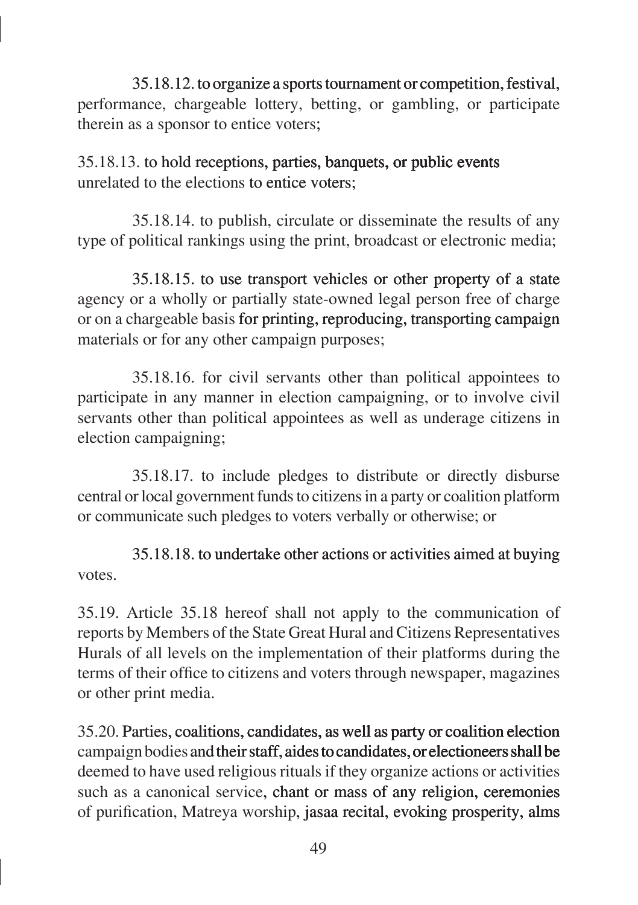35.18.12. to organize a sports tournament or competition, festival, performance, chargeable lottery, betting, or gambling, or participate therein as a sponsor to entice voters;

35.18.13. to hold receptions, parties, banquets, or public events unrelated to the elections to entice voters;

35.18.14. to publish, circulate or disseminate the results of any type of political rankings using the print, broadcast or electronic media;

35.18.15. to use transport vehicles or other property of a state agency or a wholly or partially state-owned legal person free of charge or on a chargeable basis for printing, reproducing, transporting campaign materials or for any other campaign purposes;

35.18.16. for civil servants other than political appointees to participate in any manner in election campaigning, or to involve civil servants other than political appointees as well as underage citizens in election campaigning;

35.18.17. to include pledges to distribute or directly disburse central or local government funds to citizens in a party or coalition platform or communicate such pledges to voters verbally or otherwise; or

35.18.18. to undertake other actions or activities aimed at buying votes.

35.19. Article 35.18 hereof shall not apply to the communication of reports by Members of the State Great Hural and Citizens Representatives Hurals of all levels on the implementation of their platforms during the terms of their office to citizens and voters through newspaper, magazines or other print media.

35.20. Parties, coalitions, candidates, as well as party or coalition election campaign bodies and their staff, aides to candidates, or electioneers shall be deemed to have used religious rituals if they organize actions or activities such as a canonical service, chant or mass of any religion, ceremonies of purification, Matreya worship, jasaa recital, evoking prosperity, alms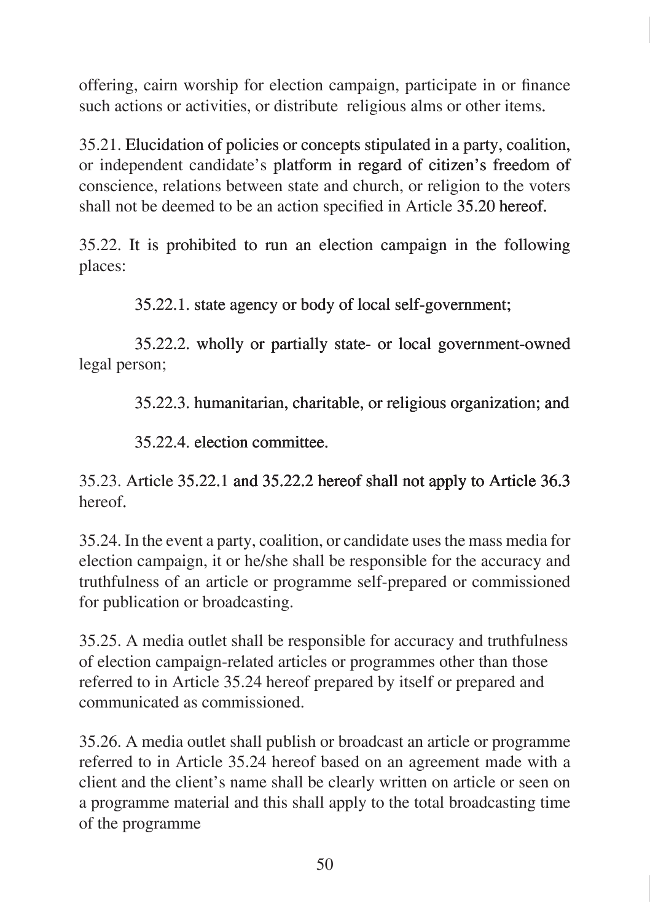offering, cairn worship for election campaign, participate in or finance such actions or activities, or distribute religious alms or other items.

35.21. Elucidation of policies or concepts stipulated in a party, coalition, or independent candidate's platform in regard of citizen's freedom of conscience, relations between state and church, or religion to the voters shall not be deemed to be an action specified in Article 35.20 hereof.

35.22. It is prohibited to run an election campaign in the following places:

35.22.1. state agency or body of local self-government;

35.22.2. wholly or partially state- or local government-owned legal person;

35.22.3. humanitarian, charitable, or religious organization; and

35.22.4. election committee.

35.23. Article 35.22.1 and 35.22.2 hereof shall not apply to Article 36.3 hereof.

35.24. In the event a party, coalition, or candidate uses the mass media for election campaign, it or he/she shall be responsible for the accuracy and truthfulness of an article or programme self-prepared or commissioned for publication or broadcasting.

35.25. A media outlet shall be responsible for accuracy and truthfulness of election campaign-related articles or programmes other than those referred to in Article 35.24 hereof prepared by itself or prepared and communicated as commissioned.

35.26. A media outlet shall publish or broadcast an article or programme referred to in Article 35.24 hereof based on an agreement made with a client and the client's name shall be clearly written on article or seen on a programme material and this shall apply to the total broadcasting time of the programme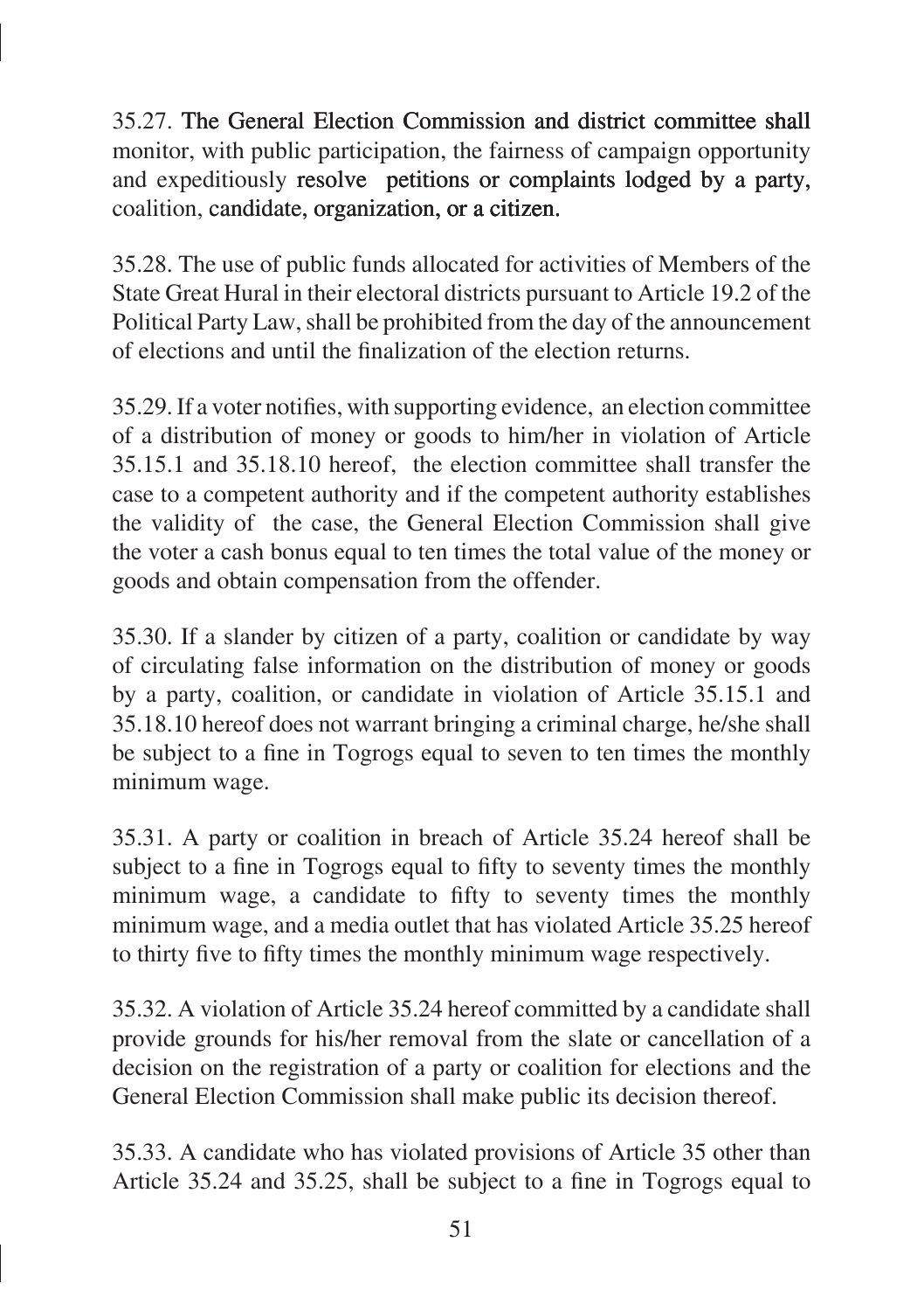35.27. The General Election Commission and district committee shall monitor, with public participation, the fairness of campaign opportunity and expeditiously resolve petitions or complaints lodged by a party, coalition, candidate, organization, or a citizen.

35.28. The use of public funds allocated for activities of Members of the State Great Hural in their electoral districts pursuant to Article 19.2 of the Political Party Law, shall be prohibited from the day of the announcement of elections and until the finalization of the election returns.

35.29. If a voter notifies, with supporting evidence, an election committee of a distribution of money or goods to him/her in violation of Article 35.15.1 and 35.18.10 hereof, the election committee shall transfer the case to a competent authority and if the competent authority establishes the validity of the case, the General Election Commission shall give the voter a cash bonus equal to ten times the total value of the money or goods and obtain compensation from the offender.

35.30. If a slander by citizen of a party, coalition or candidate by way of circulating false information on the distribution of money or goods by a party, coalition, or candidate in violation of Article 35.15.1 and 35.18.10 hereof does not warrant bringing a criminal charge, he/she shall be subject to a fine in Togrogs equal to seven to ten times the monthly minimum wage.

35.31. A party or coalition in breach of Article 35.24 hereof shall be subject to a fine in Togrogs equal to fifty to seventy times the monthly minimum wage, a candidate to fifty to seventy times the monthly minimum wage, and a media outlet that has violated Article 35.25 hereof to thirty five to fifty times the monthly minimum wage respectively.

35.32. A violation of Article 35.24 hereof committed by a candidate shall provide grounds for his/her removal from the slate or cancellation of a decision on the registration of a party or coalition for elections and the General Election Commission shall make public its decision thereof.

35.33. A candidate who has violated provisions of Article 35 other than Article 35.24 and 35.25, shall be subject to a fine in Togrogs equal to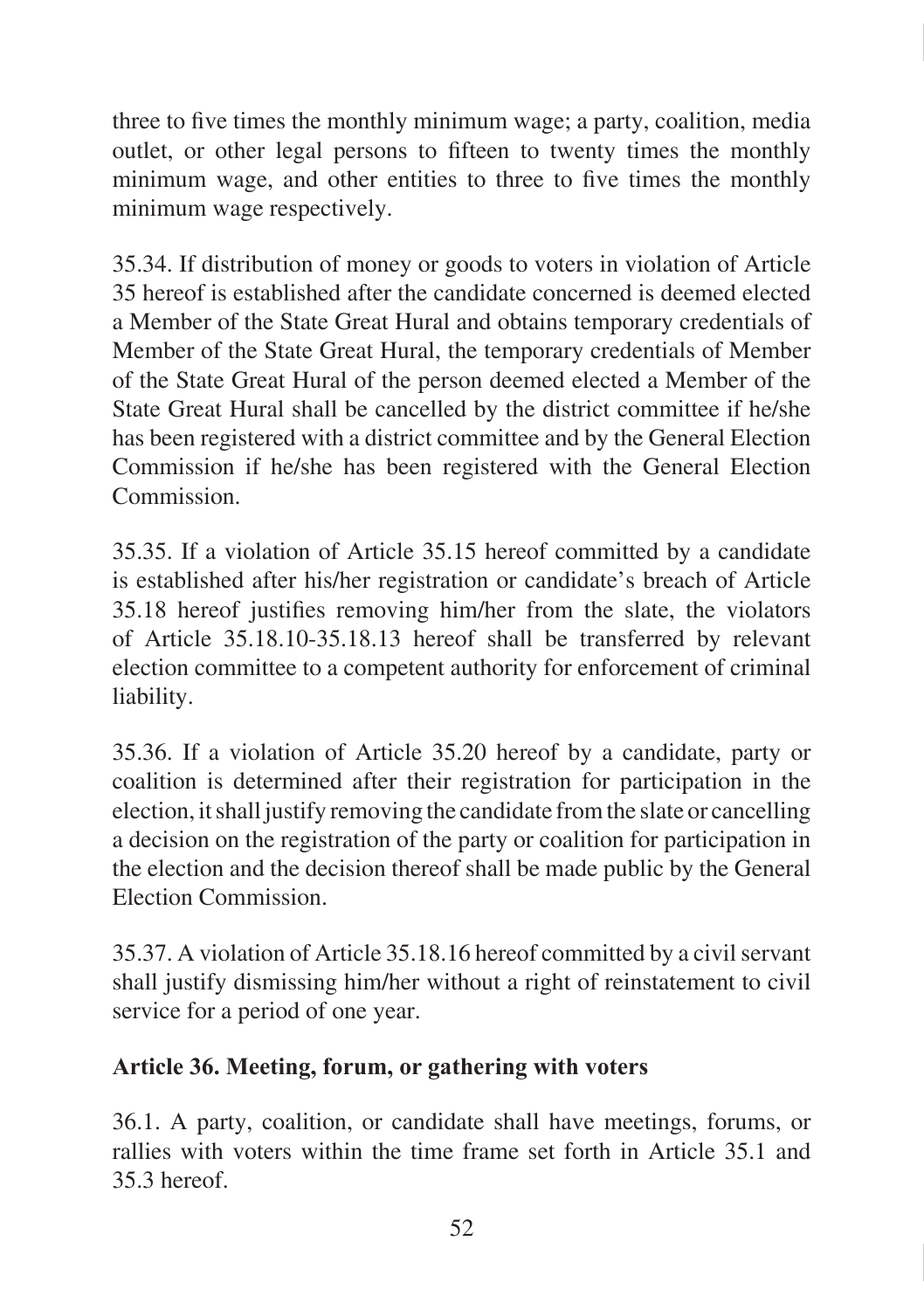three to five times the monthly minimum wage; a party, coalition, media outlet, or other legal persons to fifteen to twenty times the monthly minimum wage, and other entities to three to five times the monthly minimum wage respectively.

35.34. If distribution of money or goods to voters in violation of Article 35 hereof is established after the candidate concerned is deemed elected a Member of the State Great Hural and obtains temporary credentials of Member of the State Great Hural, the temporary credentials of Member of the State Great Hural of the person deemed elected a Member of the State Great Hural shall be cancelled by the district committee if he/she has been registered with a district committee and by the General Election Commission if he/she has been registered with the General Election Commission.

35.35. If a violation of Article 35.15 hereof committed by a candidate is established after his/her registration or candidate's breach of Article 35.18 hereof justifies removing him/her from the slate, the violators of Article 35.18.10-35.18.13 hereof shall be transferred by relevant election committee to a competent authority for enforcement of criminal liability.

35.36. If a violation of Article 35.20 hereof by a candidate, party or coalition is determined after their registration for participation in the election, it shall justify removing the candidate from the slate or cancelling a decision on the registration of the party or coalition for participation in the election and the decision thereof shall be made public by the General Election Commission.

35.37. A violation of Article 35.18.16 hereof committed by a civil servant shall justify dismissing him/her without a right of reinstatement to civil service for a period of one year.

**Article 36. Meeting, forum, or gathering with voters**

36.1. A party, coalition, or candidate shall have meetings, forums, or rallies with voters within the time frame set forth in Article 35.1 and 35.3 hereof.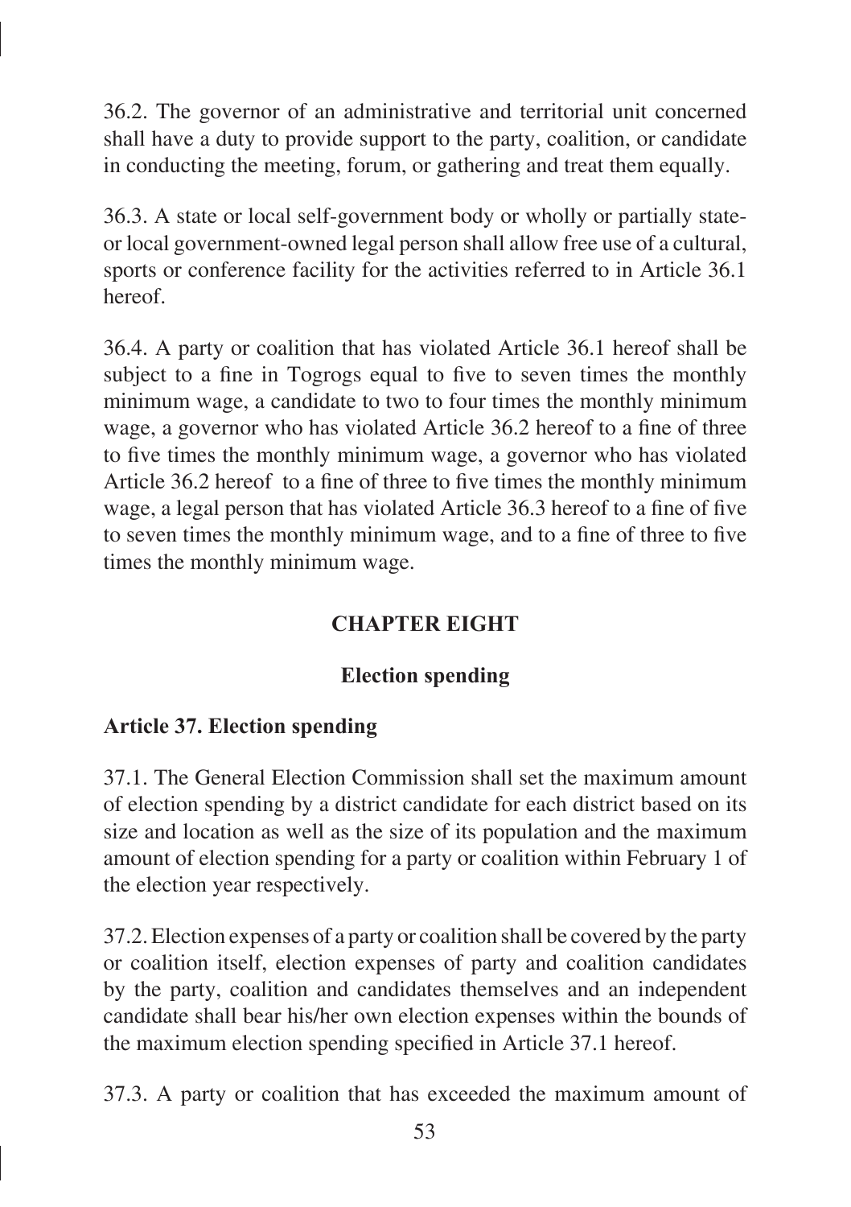36.2. The governor of an administrative and territorial unit concerned shall have a duty to provide support to the party, coalition, or candidate in conducting the meeting, forum, or gathering and treat them equally.

36.3. A state or local self-government body or wholly or partially state- or local government-owned legal person shall allow free use of a cultural, sports or conference facility for the activities referred to in Article 36.1 hereof.

36.4. A party or coalition that has violated Article 36.1 hereof shall be subject to a fine in Togrogs equal to five to seven times the monthly minimum wage, a candidate to two to four times the monthly minimum wage, a governor who has violated Article 36.2 hereof to a fine of three to five times the monthly minimum wage, a governor who has violated Article 36.2 hereof to a fine of three to five times the monthly minimum wage, a legal person that has violated Article 36.3 hereof to a fine of five to seven times the monthly minimum wage, and to a fine of three to five times the monthly minimum wage.

## CHAPTER EIGHT

## Election spending

### Article 37. Election spending

37.1. The General Election Commission shall set the maximum amount of election spending by a district candidate for each district based on its size and location as well as the size of its population and the maximum amount of election spending for a party or coalition within February 1 of the election year respectively.

37.2. Election expenses of a party or coalition shall be covered by the party or coalition itself, election expenses of party and coalition candidates by the party, coalition and candidates themselves and an independent candidate shall bear his/her own election expenses within the bounds of the maximum election spending specified in Article 37.1 hereof.

37.3. A party or coalition that has exceeded the maximum amount of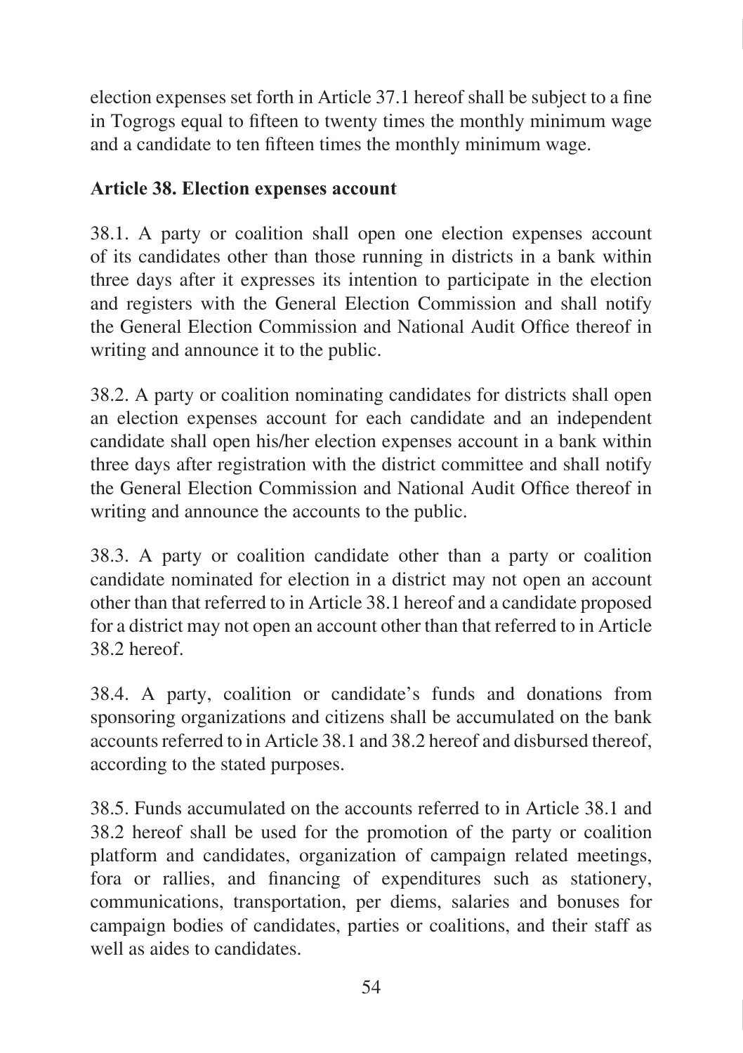election expenses set forth in Article 37.1 hereof shall be subject to a fine in Togrogs equal to fifteen to twenty times the monthly minimum wage and a candidate to ten fifteen times the monthly minimum wage.

**Article 38. Election expenses account**

38.1. A party or coalition shall open one election expenses account of its candidates other than those running in districts in a bank within three days after it expresses its intention to participate in the election and registers with the General Election Commission and shall notify the General Election Commission and National Audit Office thereof in writing and announce it to the public.

38.2. A party or coalition nominating candidates for districts shall open an election expenses account for each candidate and an independent candidate shall open his/her election expenses account in a bank within three days after registration with the district committee and shall notify the General Election Commission and National Audit Office thereof in writing and announce the accounts to the public.

38.3. A party or coalition candidate other than a party or coalition candidate nominated for election in a district may not open an account other than that referred to in Article 38.1 hereof and a candidate proposed for a district may not open an account other than that referred to in Article 38.2 hereof.

38.4. A party, coalition or candidate's funds and donations from sponsoring organizations and citizens shall be accumulated on the bank accounts referred to in Article 38.1 and 38.2 hereof and disbursed thereof, according to the stated purposes.

38.5. Funds accumulated on the accounts referred to in Article 38.1 and 38.2 hereof shall be used for the promotion of the party or coalition platform and candidates, organization of campaign related meetings, fora or rallies, and financing of expenditures such as stationery, communications, transportation, per diems, salaries and bonuses for campaign bodies of candidates, parties or coalitions, and their staff as well as aides to candidates.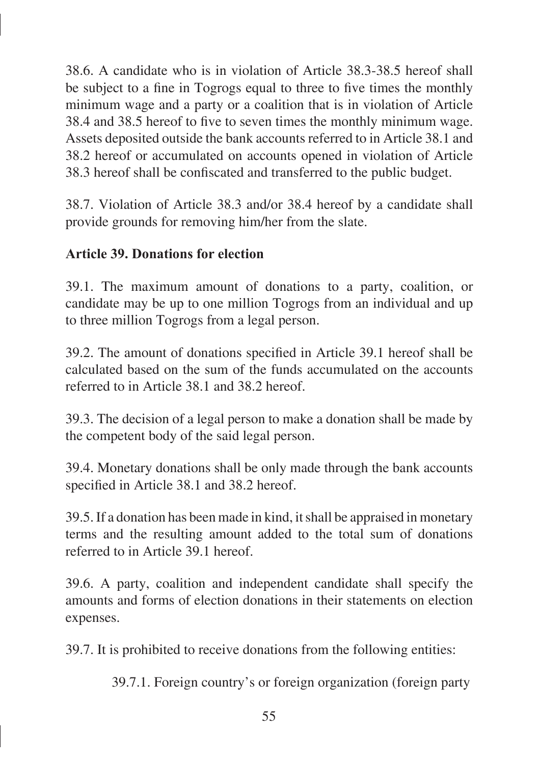38.6. A candidate who is in violation of Article 38.3-38.5 hereof shall be subject to a fine in Togrogs equal to three to five times the monthly minimum wage and a party or a coalition that is in violation of Article 38.4 and 38.5 hereof to five to seven times the monthly minimum wage. Assets deposited outside the bank accounts referred to in Article 38.1 and 38.2 hereof or accumulated on accounts opened in violation of Article 38.3 hereof shall be confiscated and transferred to the public budget.

38.7. Violation of Article 38.3 and/or 38.4 hereof by a candidate shall provide grounds for removing him/her from the slate.

**Article 39. Donations for election**

39.1. The maximum amount of donations to a party, coalition, or candidate may be up to one million Togrogs from an individual and up to three million Togrogs from a legal person.

39.2. The amount of donations specified in Article 39.1 hereof shall be calculated based on the sum of the funds accumulated on the accounts referred to in Article 38.1 and 38.2 hereof.

39.3. The decision of a legal person to make a donation shall be made by the competent body of the said legal person.

39.4. Monetary donations shall be only made through the bank accounts specified in Article 38.1 and 38.2 hereof.

39.5. If a donation has been made in kind, it shall be appraised in monetary terms and the resulting amount added to the total sum of donations referred to in Article 39.1 hereof.

39.6. A party, coalition and independent candidate shall specify the amounts and forms of election donations in their statements on election expenses.

39.7. It is prohibited to receive donations from the following entities:

39.7.1. Foreign country's or foreign organization (foreign party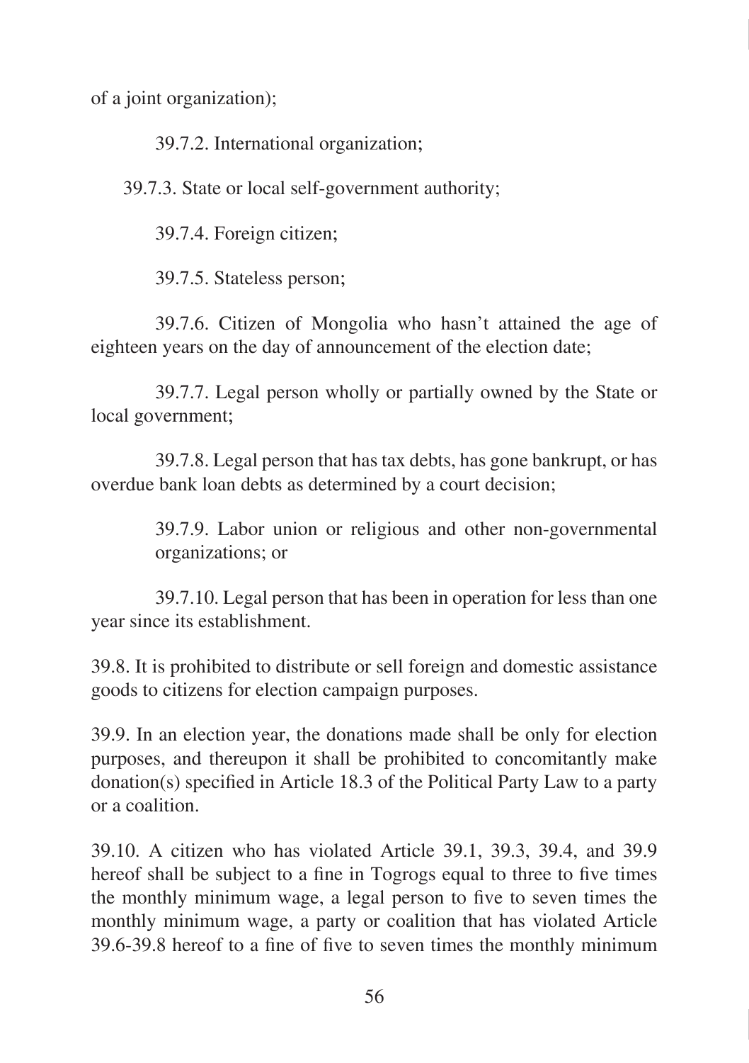of a joint organization);

39.7.2. International organization;

39.7.3. State or local self-government authority;

39.7.4. Foreign citizen;

39.7.5. Stateless person;

39.7.6. Citizen of Mongolia who hasn't attained the age of eighteen years on the day of announcement of the election date;

39.7.7. Legal person wholly or partially owned by the State or local government;

39.7.8. Legal person that has tax debts, has gone bankrupt, or has overdue bank loan debts as determined by a court decision;

39.7.9. Labor union or religious and other non-governmental organizations; or

39.7.10. Legal person that has been in operation for less than one year since its establishment.

39.8. It is prohibited to distribute or sell foreign and domestic assistance goods to citizens for election campaign purposes.

39.9. In an election year, the donations made shall be only for election purposes, and thereupon it shall be prohibited to concomitantly make donation(s) specified in Article 18.3 of the Political Party Law to a party or a coalition.

39.10. A citizen who has violated Article 39.1, 39.3, 39.4, and 39.9 hereof shall be subject to a fine in Togrogs equal to three to five times the monthly minimum wage, a legal person to five to seven times the monthly minimum wage, a party or coalition that has violated Article 39.6-39.8 hereof to a fine of five to seven times the monthly minimum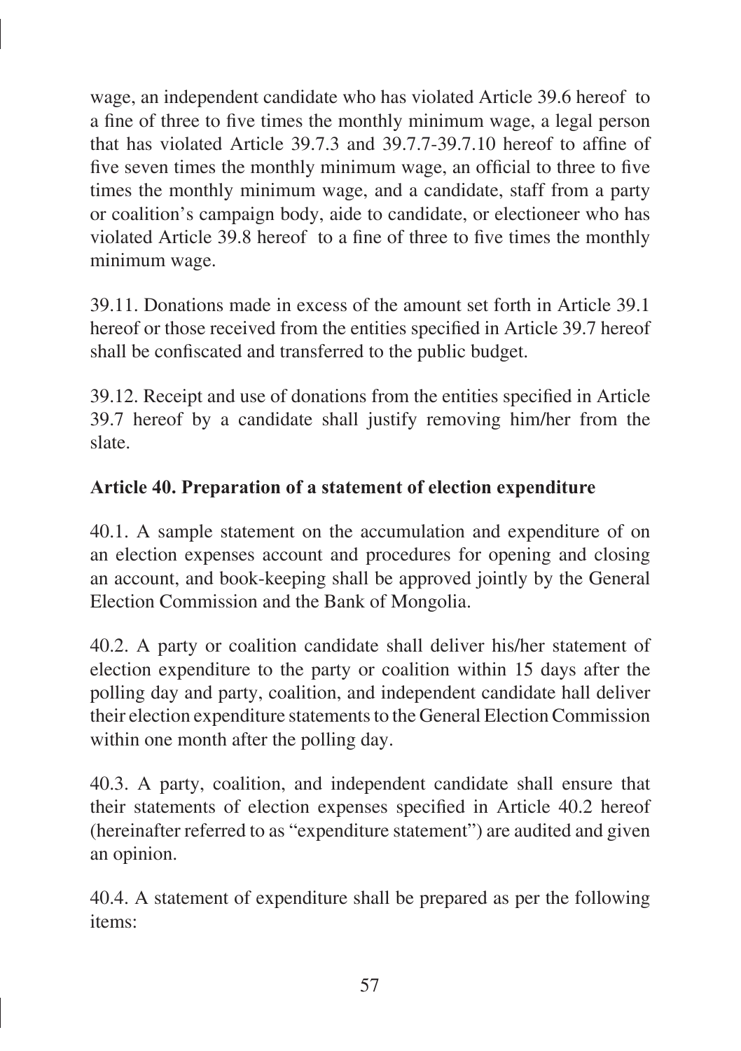wage, an independent candidate who has violated Article 39.6 hereof to a fine of three to five times the monthly minimum wage, a legal person that has violated Article 39.7.3 and 39.7.7-39.7.10 hereof to affine of five seven times the monthly minimum wage, an official to three to five times the monthly minimum wage, and a candidate, staff from a party or coalition's campaign body, aide to candidate, or electioneer who has violated Article 39.8 hereof to a fine of three to five times the monthly minimum wage.

39.11. Donations made in excess of the amount set forth in Article 39.1 hereof or those received from the entities specified in Article 39.7 hereof shall be confiscated and transferred to the public budget.

39.12. Receipt and use of donations from the entities specified in Article 39.7 hereof by a candidate shall justify removing him/her from the slate.

**Article 40. Preparation of a statement of election expenditure**

40.1. A sample statement on the accumulation and expenditure of on an election expenses account and procedures for opening and closing an account, and book-keeping shall be approved jointly by the General Election Commission and the Bank of Mongolia.

40.2. A party or coalition candidate shall deliver his/her statement of election expenditure to the party or coalition within 15 days after the polling day and party, coalition, and independent candidate hall deliver their election expenditure statements to the General Election Commission within one month after the polling day.

40.3. A party, coalition, and independent candidate shall ensure that their statements of election expenses specified in Article 40.2 hereof (hereinafter referred to as "expenditure statement") are audited and given an opinion.

40.4. A statement of expenditure shall be prepared as per the following items: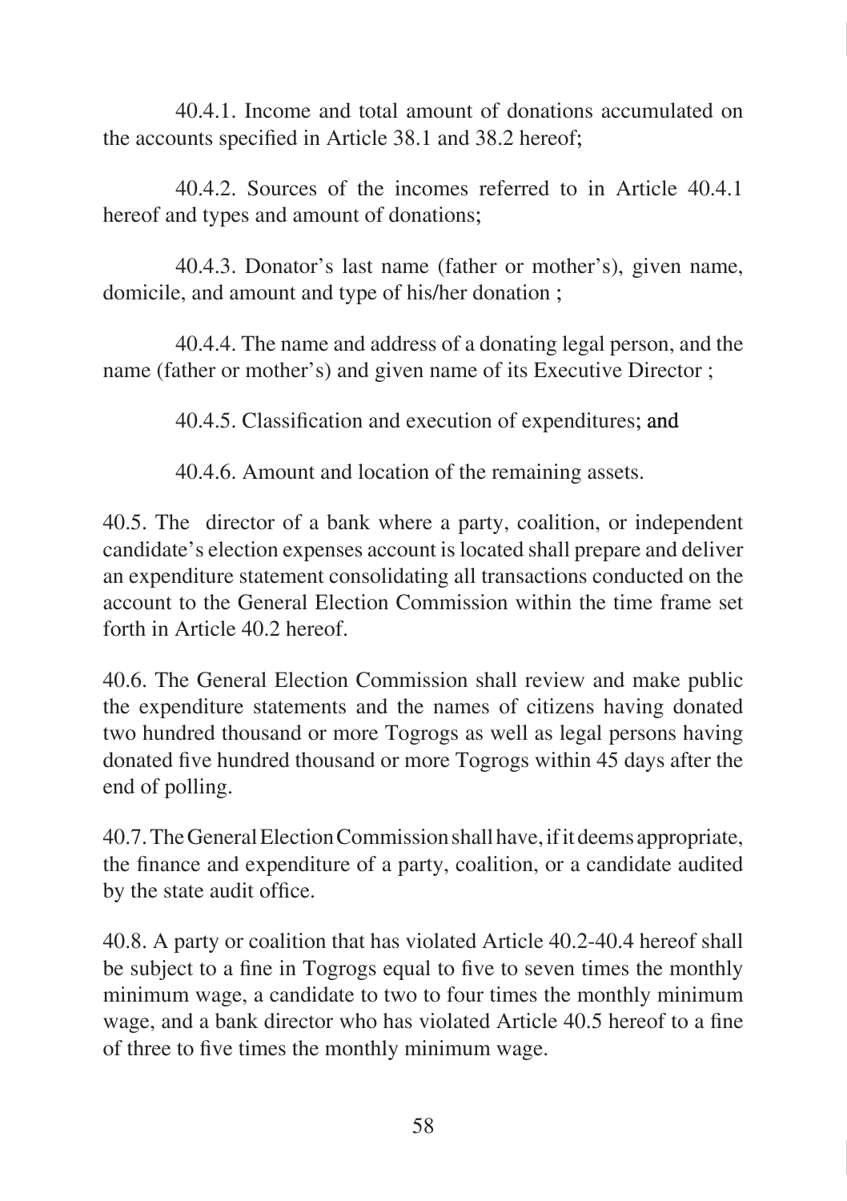40.4.1. Income and total amount of donations accumulated on the accounts specified in Article 38.1 and 38.2 hereof;

40.4.2. Sources of the incomes referred to in Article 40.4.1 hereof and types and amount of donations;

40.4.3. Donator's last name (father or mother's), given name, domicile, and amount and type of his/her donation ;

40.4.4. The name and address of a donating legal person, and the name (father or mother's) and given name of its Executive Director ;

40.4.5. Classification and execution of expenditures; and

40.4.6. Amount and location of the remaining assets.

40.5. The director of a bank where a party, coalition, or independent candidate's election expenses account is located shall prepare and deliver an expenditure statement consolidating all transactions conducted on the account to the General Election Commission within the time frame set forth in Article 40.2 hereof.

40.6. The General Election Commission shall review and make public the expenditure statements and the names of citizens having donated two hundred thousand or more Togrogs as well as legal persons having donated five hundred thousand or more Togrogs within 45 days after the end of polling.

40.7. The General Election Commission shall have, if it deems appropriate, the finance and expenditure of a party, coalition, or a candidate audited by the state audit office.

40.8. A party or coalition that has violated Article 40.2-40.4 hereof shall be subject to a fine in Togrogs equal to five to seven times the monthly minimum wage, a candidate to two to four times the monthly minimum wage, and a bank director who has violated Article 40.5 hereof to a fine of three to five times the monthly minimum wage.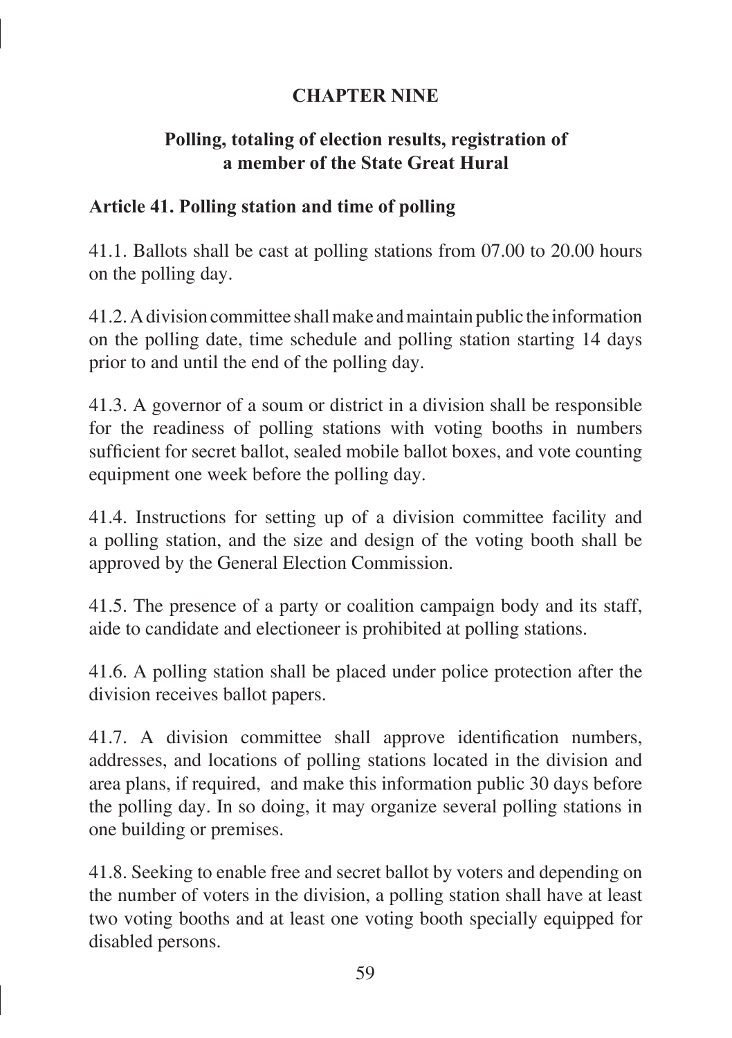# CHAPTER NINE

## Polling, totaling of election results, registration of a member of the State Great Hural

### Article 41. Polling station and time of polling

41.1. Ballots shall be cast at polling stations from 07.00 to 20.00 hours on the polling day.

41.2. A division committee shall make and maintain public the information on the polling date, time schedule and polling station starting 14 days prior to and until the end of the polling day.

41.3. A governor of a soum or district in a division shall be responsible for the readiness of polling stations with voting booths in numbers sufficient for secret ballot, sealed mobile ballot boxes, and vote counting equipment one week before the polling day.

41.4. Instructions for setting up of a division committee facility and a polling station, and the size and design of the voting booth shall be approved by the General Election Commission.

41.5. The presence of a party or coalition campaign body and its staff, aide to candidate and electioneer is prohibited at polling stations.

41.6. A polling station shall be placed under police protection after the division receives ballot papers.

41.7. A division committee shall approve identification numbers, addresses, and locations of polling stations located in the division and area plans, if required, and make this information public 30 days before the polling day. In so doing, it may organize several polling stations in one building or premises.

41.8. Seeking to enable free and secret ballot by voters and depending on the number of voters in the division, a polling station shall have at least two voting booths and at least one voting booth specially equipped for disabled persons.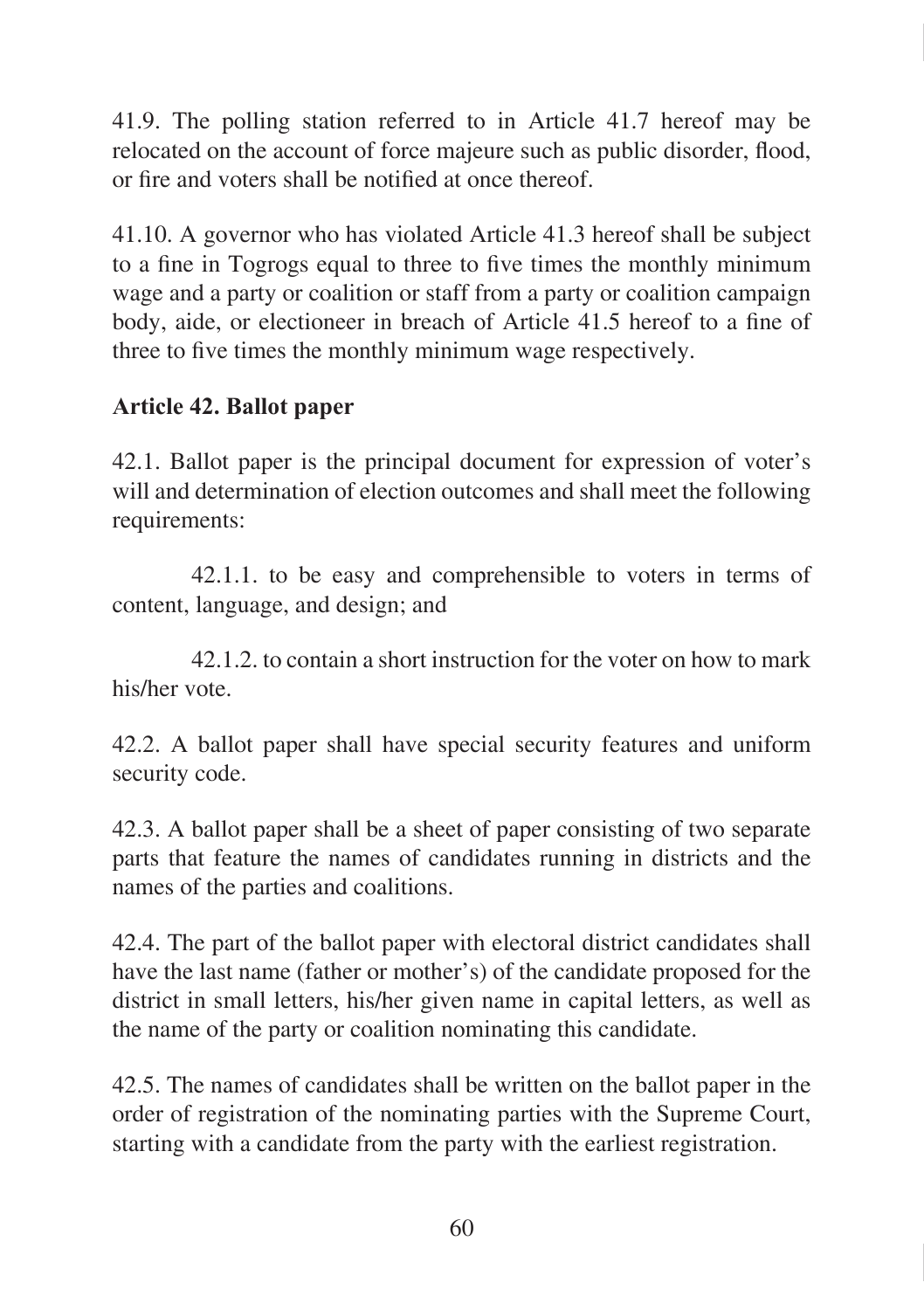41.9. The polling station referred to in Article 41.7 hereof may be relocated on the account of force majeure such as public disorder, flood, or fire and voters shall be notified at once thereof.

41.10. A governor who has violated Article 41.3 hereof shall be subject to a fine in Togrogs equal to three to five times the monthly minimum wage and a party or coalition or staff from a party or coalition campaign body, aide, or electioneer in breach of Article 41.5 hereof to a fine of three to five times the monthly minimum wage respectively.

**Article 42. Ballot paper**

42.1. Ballot paper is the principal document for expression of voter's will and determination of election outcomes and shall meet the following requirements:

42.1.1. to be easy and comprehensible to voters in terms of content, language, and design; and

42.1.2. to contain a short instruction for the voter on how to mark his/her vote.

42.2. A ballot paper shall have special security features and uniform security code.

42.3. A ballot paper shall be a sheet of paper consisting of two separate parts that feature the names of candidates running in districts and the names of the parties and coalitions.

42.4. The part of the ballot paper with electoral district candidates shall have the last name (father or mother's) of the candidate proposed for the district in small letters, his/her given name in capital letters, as well as the name of the party or coalition nominating this candidate.

42.5. The names of candidates shall be written on the ballot paper in the order of registration of the nominating parties with the Supreme Court, starting with a candidate from the party with the earliest registration.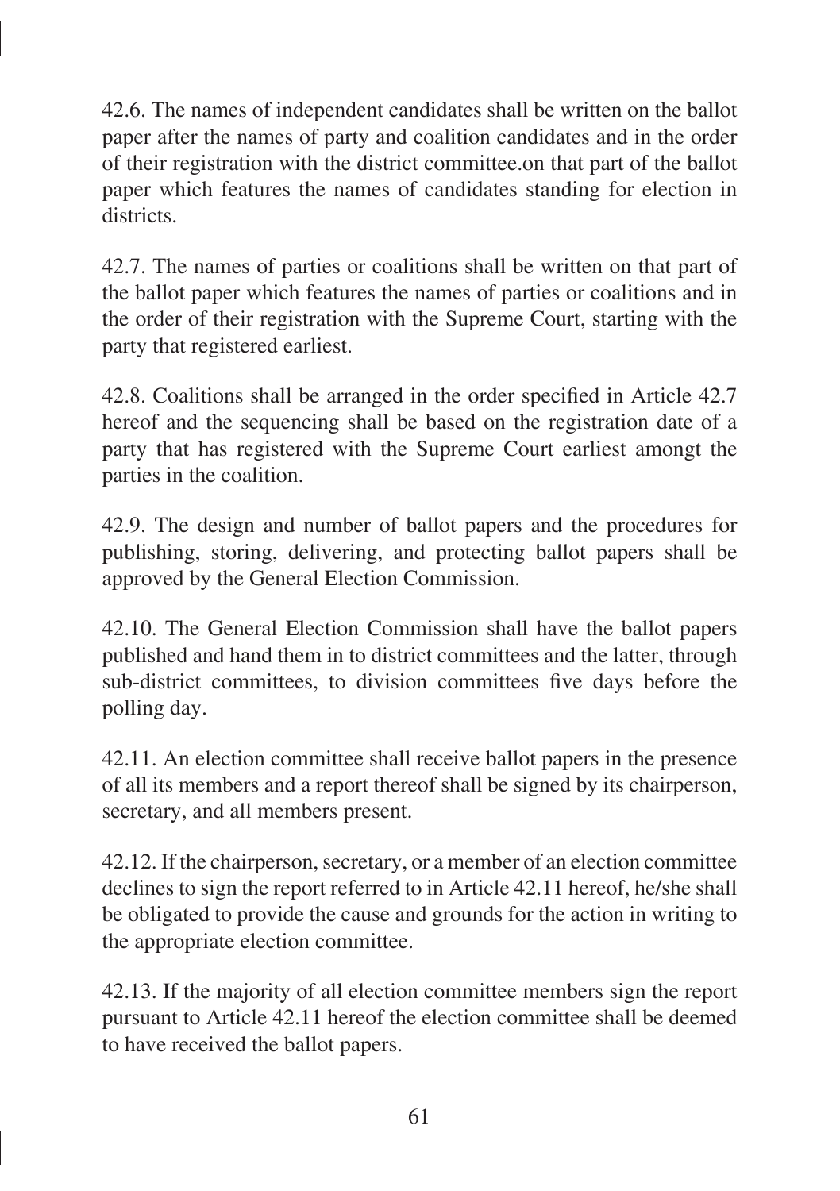42.6. The names of independent candidates shall be written on the ballot paper after the names of party and coalition candidates and in the order of their registration with the district committee.on that part of the ballot paper which features the names of candidates standing for election in districts.

42.7. The names of parties or coalitions shall be written on that part of the ballot paper which features the names of parties or coalitions and in the order of their registration with the Supreme Court, starting with the party that registered earliest.

42.8. Coalitions shall be arranged in the order specified in Article 42.7 hereof and the sequencing shall be based on the registration date of a party that has registered with the Supreme Court earliest amongt the parties in the coalition.

42.9. The design and number of ballot papers and the procedures for publishing, storing, delivering, and protecting ballot papers shall be approved by the General Election Commission.

42.10. The General Election Commission shall have the ballot papers published and hand them in to district committees and the latter, through sub-district committees, to division committees five days before the polling day.

42.11. An election committee shall receive ballot papers in the presence of all its members and a report thereof shall be signed by its chairperson, secretary, and all members present.

42.12. If the chairperson, secretary, or a member of an election committee declines to sign the report referred to in Article 42.11 hereof, he/she shall be obligated to provide the cause and grounds for the action in writing to the appropriate election committee.

42.13. If the majority of all election committee members sign the report pursuant to Article 42.11 hereof the election committee shall be deemed to have received the ballot papers.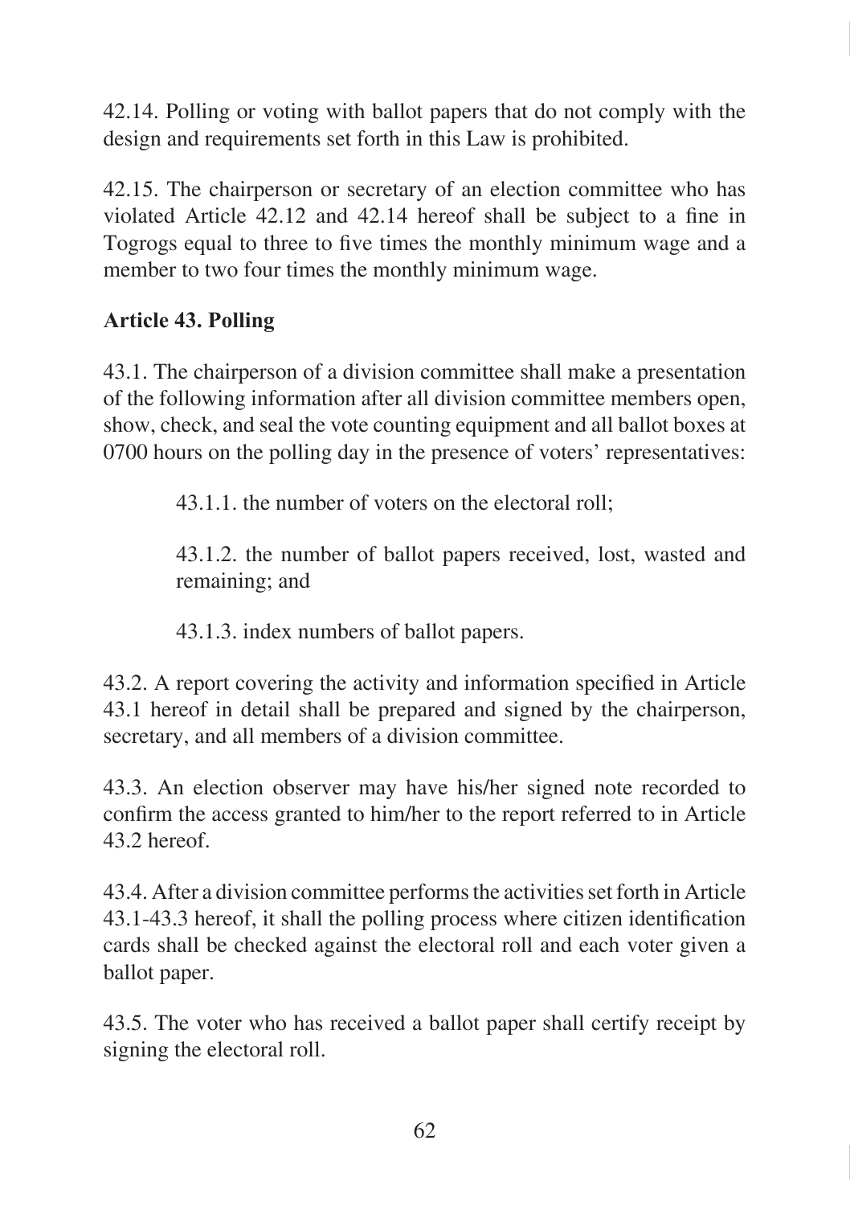42.14. Polling or voting with ballot papers that do not comply with the design and requirements set forth in this Law is prohibited.

42.15. The chairperson or secretary of an election committee who has violated Article 42.12 and 42.14 hereof shall be subject to a fine in Togrogs equal to three to five times the monthly minimum wage and a member to two four times the monthly minimum wage.

**Article 43. Polling**

43.1. The chairperson of a division committee shall make a presentation of the following information after all division committee members open, show, check, and seal the vote counting equipment and all ballot boxes at 0700 hours on the polling day in the presence of voters' representatives:

> 43.1.1. the number of voters on the electoral roll;
>
> 43.1.2. the number of ballot papers received, lost, wasted and remaining; and
>
> 43.1.3. index numbers of ballot papers.

43.2. A report covering the activity and information specified in Article 43.1 hereof in detail shall be prepared and signed by the chairperson, secretary, and all members of a division committee.

43.3. An election observer may have his/her signed note recorded to confirm the access granted to him/her to the report referred to in Article 43.2 hereof.

43.4. After a division committee performs the activities set forth in Article 43.1-43.3 hereof, it shall the polling process where citizen identification cards shall be checked against the electoral roll and each voter given a ballot paper.

43.5. The voter who has received a ballot paper shall certify receipt by signing the electoral roll.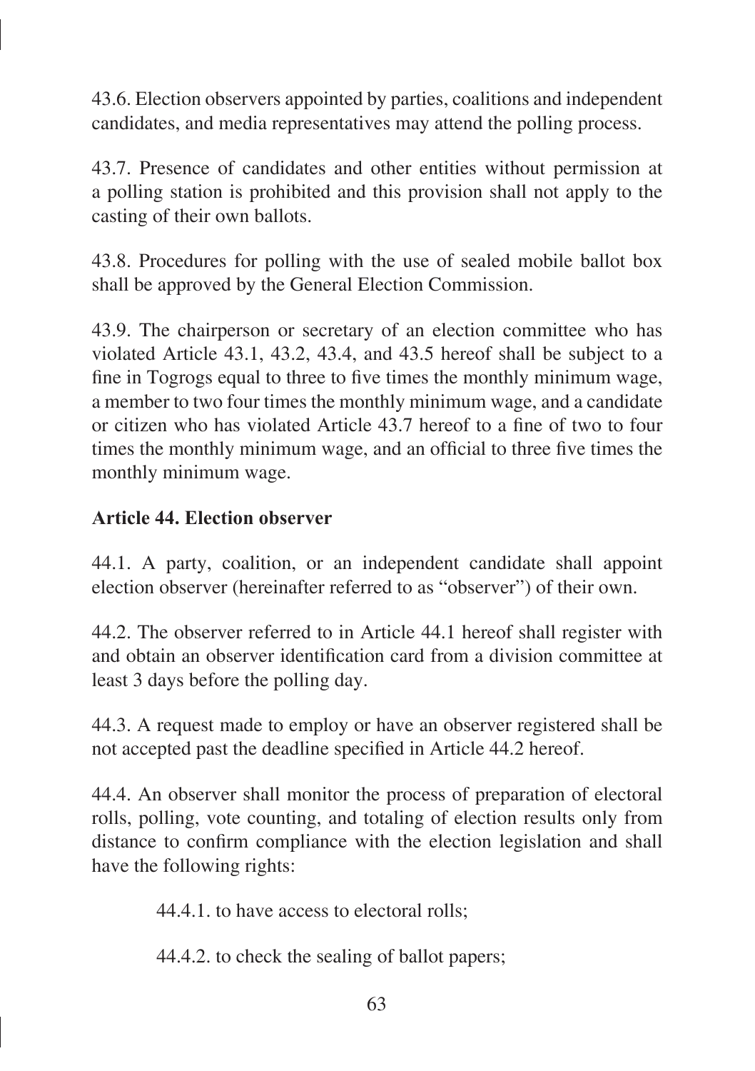43.6. Election observers appointed by parties, coalitions and independent candidates, and media representatives may attend the polling process.

43.7. Presence of candidates and other entities without permission at a polling station is prohibited and this provision shall not apply to the casting of their own ballots.

43.8. Procedures for polling with the use of sealed mobile ballot box shall be approved by the General Election Commission.

43.9. The chairperson or secretary of an election committee who has violated Article 43.1, 43.2, 43.4, and 43.5 hereof shall be subject to a fine in Togrogs equal to three to five times the monthly minimum wage, a member to two four times the monthly minimum wage, and a candidate or citizen who has violated Article 43.7 hereof to a fine of two to four times the monthly minimum wage, and an official to three five times the monthly minimum wage.

**Article 44. Election observer**

44.1. A party, coalition, or an independent candidate shall appoint election observer (hereinafter referred to as "observer") of their own.

44.2. The observer referred to in Article 44.1 hereof shall register with and obtain an observer identification card from a division committee at least 3 days before the polling day.

44.3. A request made to employ or have an observer registered shall be not accepted past the deadline specified in Article 44.2 hereof.

44.4. An observer shall monitor the process of preparation of electoral rolls, polling, vote counting, and totaling of election results only from distance to confirm compliance with the election legislation and shall have the following rights:

> 44.4.1. to have access to electoral rolls;
>
> 44.4.2. to check the sealing of ballot papers;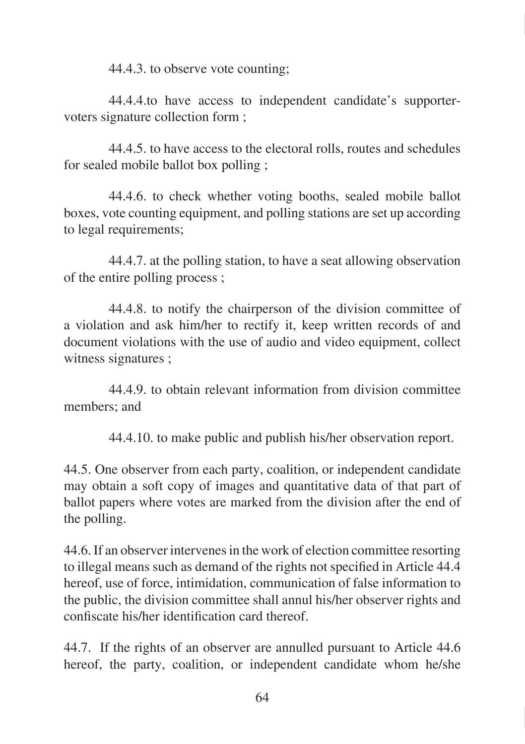44.4.3. to observe vote counting;

44.4.4.to have access to independent candidate's supporter-voters signature collection form ;

44.4.5. to have access to the electoral rolls, routes and schedules for sealed mobile ballot box polling ;

44.4.6. to check whether voting booths, sealed mobile ballot boxes, vote counting equipment, and polling stations are set up according to legal requirements;

44.4.7. at the polling station, to have a seat allowing observation of the entire polling process ;

44.4.8. to notify the chairperson of the division committee of a violation and ask him/her to rectify it, keep written records of and document violations with the use of audio and video equipment, collect witness signatures ;

44.4.9. to obtain relevant information from division committee members; and

44.4.10. to make public and publish his/her observation report.

44.5. One observer from each party, coalition, or independent candidate may obtain a soft copy of images and quantitative data of that part of ballot papers where votes are marked from the division after the end of the polling.

44.6. If an observer intervenes in the work of election committee resorting to illegal means such as demand of the rights not specified in Article 44.4 hereof, use of force, intimidation, communication of false information to the public, the division committee shall annul his/her observer rights and confiscate his/her identification card thereof.

44.7. If the rights of an observer are annulled pursuant to Article 44.6 hereof, the party, coalition, or independent candidate whom he/she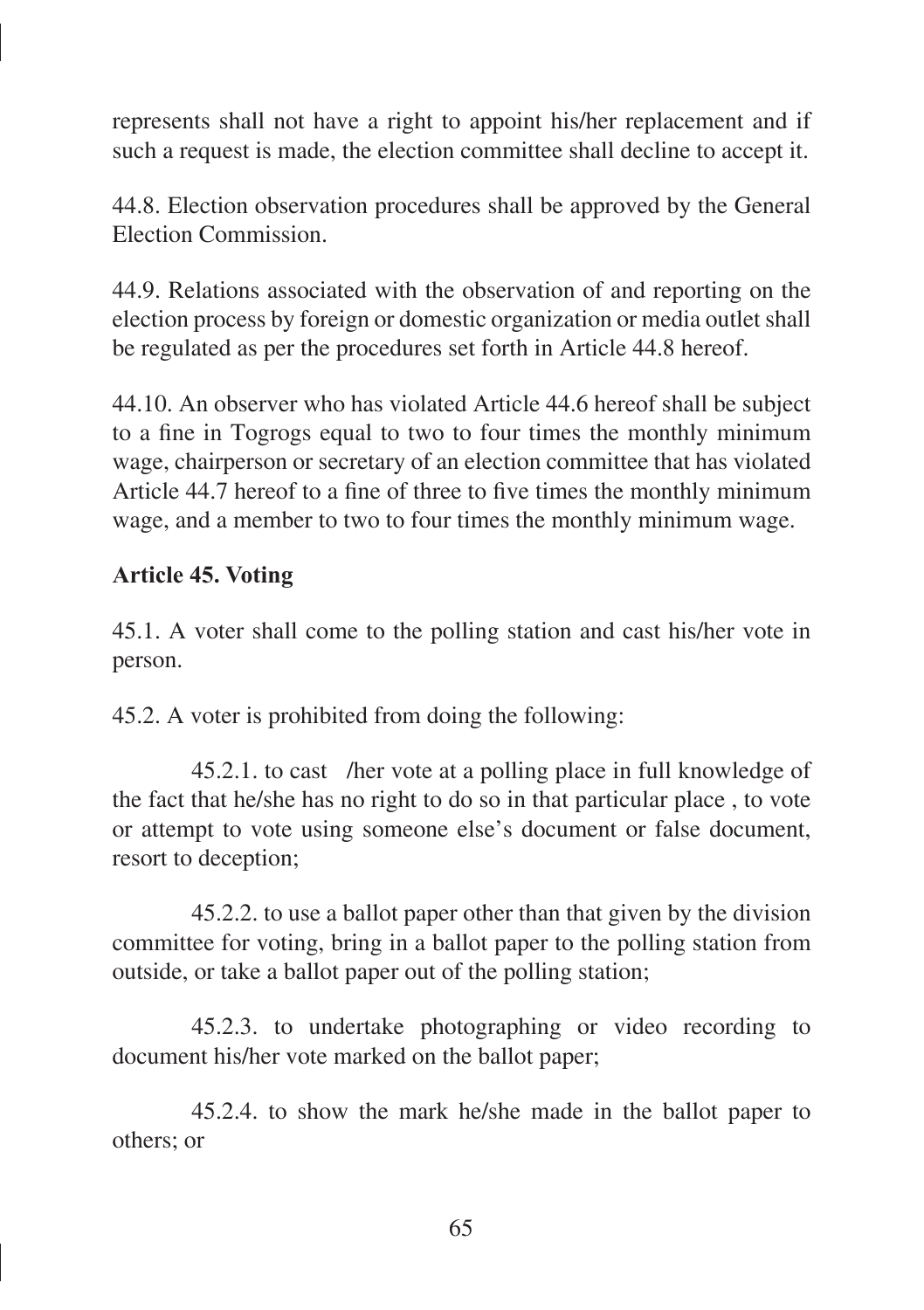represents shall not have a right to appoint his/her replacement and if such a request is made, the election committee shall decline to accept it.

44.8. Election observation procedures shall be approved by the General Election Commission.

44.9. Relations associated with the observation of and reporting on the election process by foreign or domestic organization or media outlet shall be regulated as per the procedures set forth in Article 44.8 hereof.

44.10. An observer who has violated Article 44.6 hereof shall be subject to a fine in Togrogs equal to two to four times the monthly minimum wage, chairperson or secretary of an election committee that has violated Article 44.7 hereof to a fine of three to five times the monthly minimum wage, and a member to two to four times the monthly minimum wage.

**Article 45. Voting**

45.1. A voter shall come to the polling station and cast his/her vote in person.

45.2. A voter is prohibited from doing the following:

45.2.1. to cast /her vote at a polling place in full knowledge of the fact that he/she has no right to do so in that particular place , to vote or attempt to vote using someone else's document or false document, resort to deception;

45.2.2. to use a ballot paper other than that given by the division committee for voting, bring in a ballot paper to the polling station from outside, or take a ballot paper out of the polling station;

45.2.3. to undertake photographing or video recording to document his/her vote marked on the ballot paper;

45.2.4. to show the mark he/she made in the ballot paper to others; or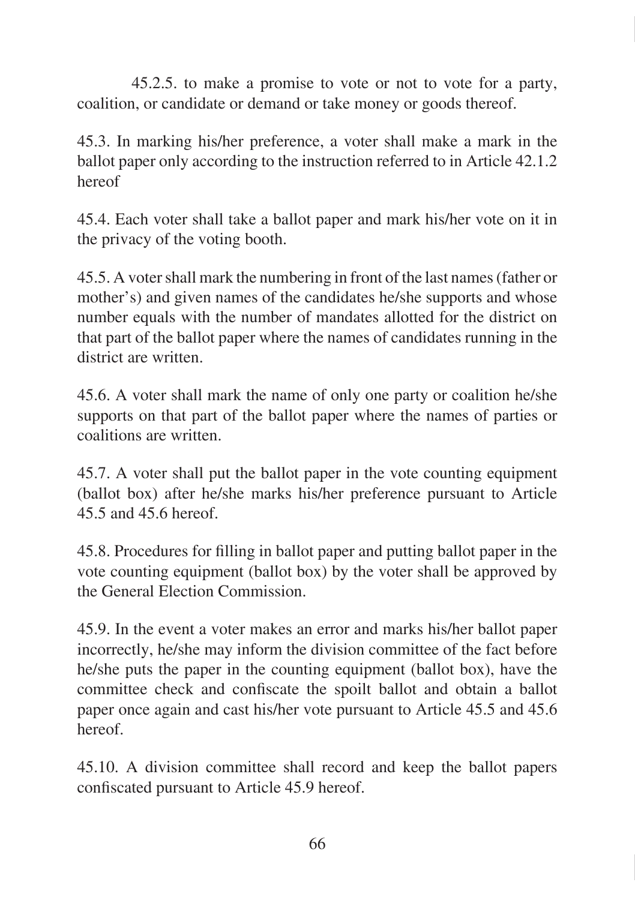45.2.5. to make a promise to vote or not to vote for a party, coalition, or candidate or demand or take money or goods thereof.

45.3. In marking his/her preference, a voter shall make a mark in the ballot paper only according to the instruction referred to in Article 42.1.2 hereof

45.4. Each voter shall take a ballot paper and mark his/her vote on it in the privacy of the voting booth.

45.5. A voter shall mark the numbering in front of the last names (father or mother's) and given names of the candidates he/she supports and whose number equals with the number of mandates allotted for the district on that part of the ballot paper where the names of candidates running in the district are written.

45.6. A voter shall mark the name of only one party or coalition he/she supports on that part of the ballot paper where the names of parties or coalitions are written.

45.7. A voter shall put the ballot paper in the vote counting equipment (ballot box) after he/she marks his/her preference pursuant to Article 45.5 and 45.6 hereof.

45.8. Procedures for filling in ballot paper and putting ballot paper in the vote counting equipment (ballot box) by the voter shall be approved by the General Election Commission.

45.9. In the event a voter makes an error and marks his/her ballot paper incorrectly, he/she may inform the division committee of the fact before he/she puts the paper in the counting equipment (ballot box), have the committee check and confiscate the spoilt ballot and obtain a ballot paper once again and cast his/her vote pursuant to Article 45.5 and 45.6 hereof.

45.10. A division committee shall record and keep the ballot papers confiscated pursuant to Article 45.9 hereof.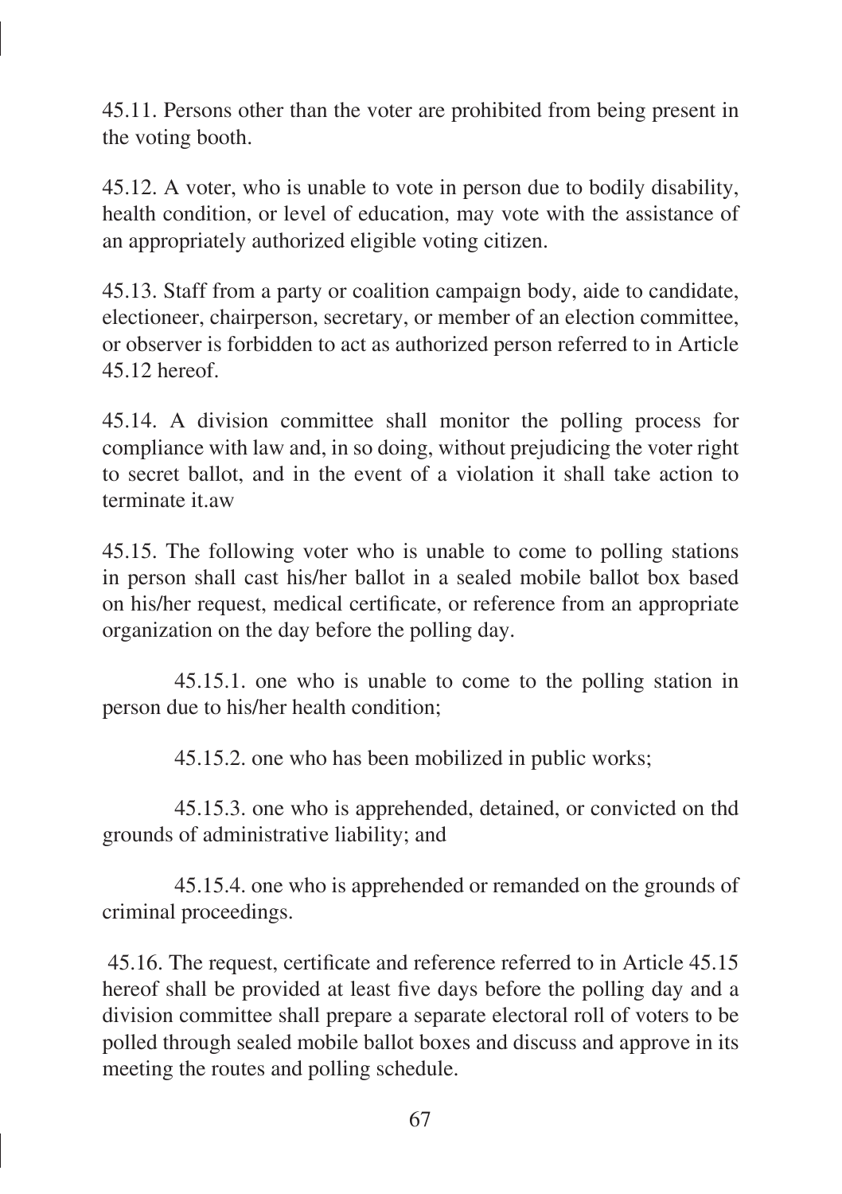45.11. Persons other than the voter are prohibited from being present in the voting booth.

45.12. A voter, who is unable to vote in person due to bodily disability, health condition, or level of education, may vote with the assistance of an appropriately authorized eligible voting citizen.

45.13. Staff from a party or coalition campaign body, aide to candidate, electioneer, chairperson, secretary, or member of an election committee, or observer is forbidden to act as authorized person referred to in Article 45.12 hereof.

45.14. A division committee shall monitor the polling process for compliance with law and, in so doing, without prejudicing the voter right to secret ballot, and in the event of a violation it shall take action to terminate it.aw

45.15. The following voter who is unable to come to polling stations in person shall cast his/her ballot in a sealed mobile ballot box based on his/her request, medical certificate, or reference from an appropriate organization on the day before the polling day.

45.15.1. one who is unable to come to the polling station in person due to his/her health condition;

45.15.2. one who has been mobilized in public works;

45.15.3. one who is apprehended, detained, or convicted on thd grounds of administrative liability; and

45.15.4. one who is apprehended or remanded on the grounds of criminal proceedings.

45.16. The request, certificate and reference referred to in Article 45.15 hereof shall be provided at least five days before the polling day and a division committee shall prepare a separate electoral roll of voters to be polled through sealed mobile ballot boxes and discuss and approve in its meeting the routes and polling schedule.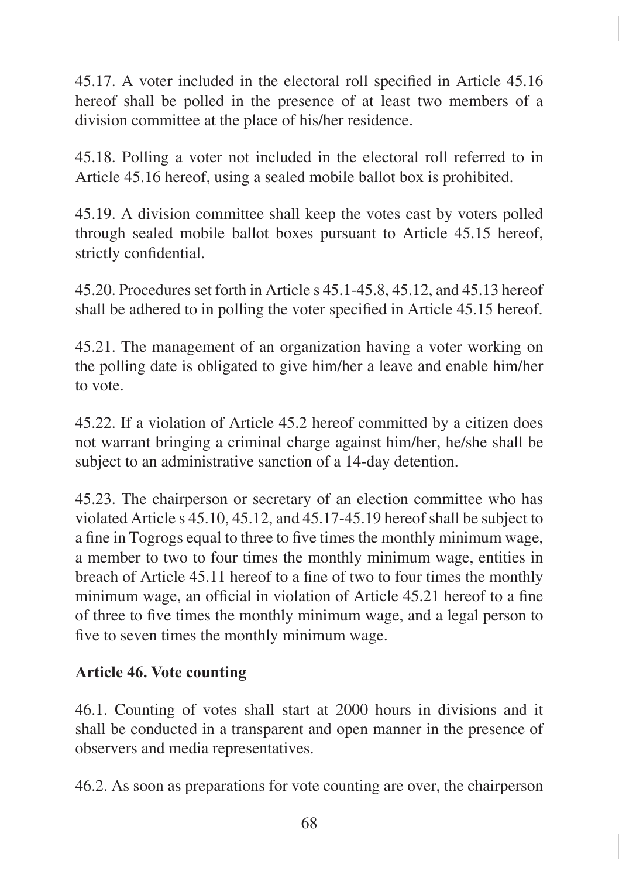45.17. A voter included in the electoral roll specified in Article 45.16 hereof shall be polled in the presence of at least two members of a division committee at the place of his/her residence.

45.18. Polling a voter not included in the electoral roll referred to in Article 45.16 hereof, using a sealed mobile ballot box is prohibited.

45.19. A division committee shall keep the votes cast by voters polled through sealed mobile ballot boxes pursuant to Article 45.15 hereof, strictly confidential.

45.20. Procedures set forth in Article s 45.1-45.8, 45.12, and 45.13 hereof shall be adhered to in polling the voter specified in Article 45.15 hereof.

45.21. The management of an organization having a voter working on the polling date is obligated to give him/her a leave and enable him/her to vote.

45.22. If a violation of Article 45.2 hereof committed by a citizen does not warrant bringing a criminal charge against him/her, he/she shall be subject to an administrative sanction of a 14-day detention.

45.23. The chairperson or secretary of an election committee who has violated Article s 45.10, 45.12, and 45.17-45.19 hereof shall be subject to a fine in Togrogs equal to three to five times the monthly minimum wage, a member to two to four times the monthly minimum wage, entities in breach of Article 45.11 hereof to a fine of two to four times the monthly minimum wage, an official in violation of Article 45.21 hereof to a fine of three to five times the monthly minimum wage, and a legal person to five to seven times the monthly minimum wage.

**Article 46. Vote counting**

46.1. Counting of votes shall start at 2000 hours in divisions and it shall be conducted in a transparent and open manner in the presence of observers and media representatives.

46.2. As soon as preparations for vote counting are over, the chairperson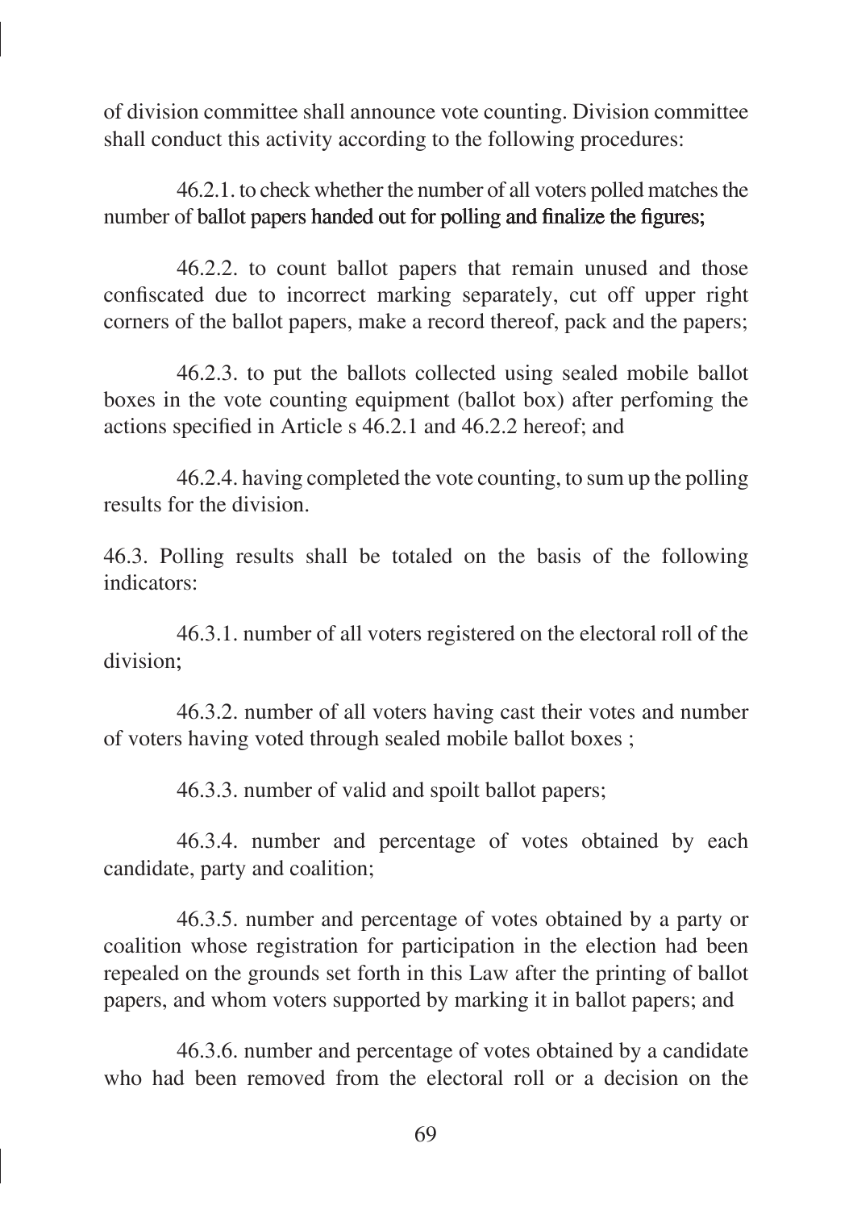of division committee shall announce vote counting. Division committee shall conduct this activity according to the following procedures:

46.2.1. to check whether the number of all voters polled matches the number of ballot papers handed out for polling and finalize the figures;

46.2.2. to count ballot papers that remain unused and those confiscated due to incorrect marking separately, cut off upper right corners of the ballot papers, make a record thereof, pack and the papers;

46.2.3. to put the ballots collected using sealed mobile ballot boxes in the vote counting equipment (ballot box) after perfoming the actions specified in Article s 46.2.1 and 46.2.2 hereof; and

46.2.4. having completed the vote counting, to sum up the polling results for the division.

46.3. Polling results shall be totaled on the basis of the following indicators:

46.3.1. number of all voters registered on the electoral roll of the division;

46.3.2. number of all voters having cast their votes and number of voters having voted through sealed mobile ballot boxes ;

46.3.3. number of valid and spoilt ballot papers;

46.3.4. number and percentage of votes obtained by each candidate, party and coalition;

46.3.5. number and percentage of votes obtained by a party or coalition whose registration for participation in the election had been repealed on the grounds set forth in this Law after the printing of ballot papers, and whom voters supported by marking it in ballot papers; and

46.3.6. number and percentage of votes obtained by a candidate who had been removed from the electoral roll or a decision on the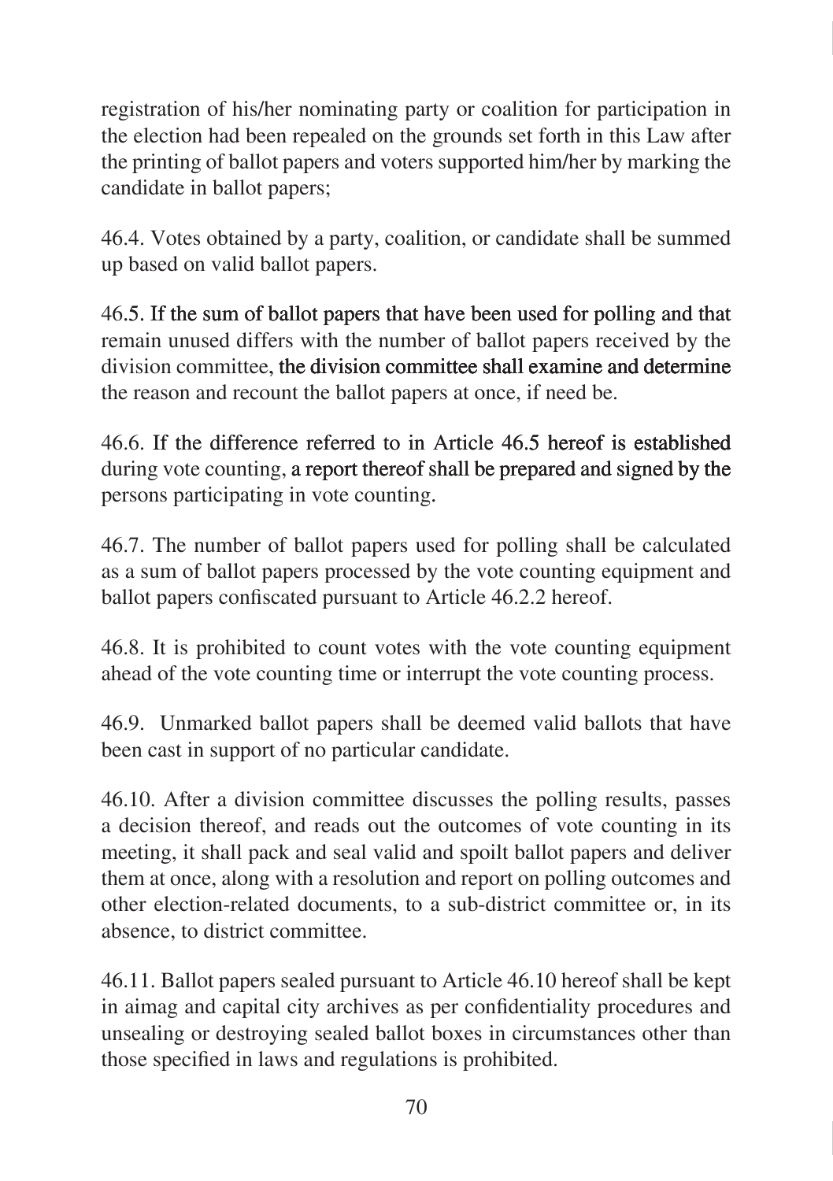registration of his/her nominating party or coalition for participation in the election had been repealed on the grounds set forth in this Law after the printing of ballot papers and voters supported him/her by marking the candidate in ballot papers;

46.4. Votes obtained by a party, coalition, or candidate shall be summed up based on valid ballot papers.

46.5. If the sum of ballot papers that have been used for polling and that remain unused differs with the number of ballot papers received by the division committee, the division committee shall examine and determine the reason and recount the ballot papers at once, if need be.

46.6. If the difference referred to in Article 46.5 hereof is established during vote counting, a report thereof shall be prepared and signed by the persons participating in vote counting.

46.7. The number of ballot papers used for polling shall be calculated as a sum of ballot papers processed by the vote counting equipment and ballot papers confiscated pursuant to Article 46.2.2 hereof.

46.8. It is prohibited to count votes with the vote counting equipment ahead of the vote counting time or interrupt the vote counting process.

46.9. Unmarked ballot papers shall be deemed valid ballots that have been cast in support of no particular candidate.

46.10. After a division committee discusses the polling results, passes a decision thereof, and reads out the outcomes of vote counting in its meeting, it shall pack and seal valid and spoilt ballot papers and deliver them at once, along with a resolution and report on polling outcomes and other election-related documents, to a sub-district committee or, in its absence, to district committee.

46.11. Ballot papers sealed pursuant to Article 46.10 hereof shall be kept in aimag and capital city archives as per confidentiality procedures and unsealing or destroying sealed ballot boxes in circumstances other than those specified in laws and regulations is prohibited.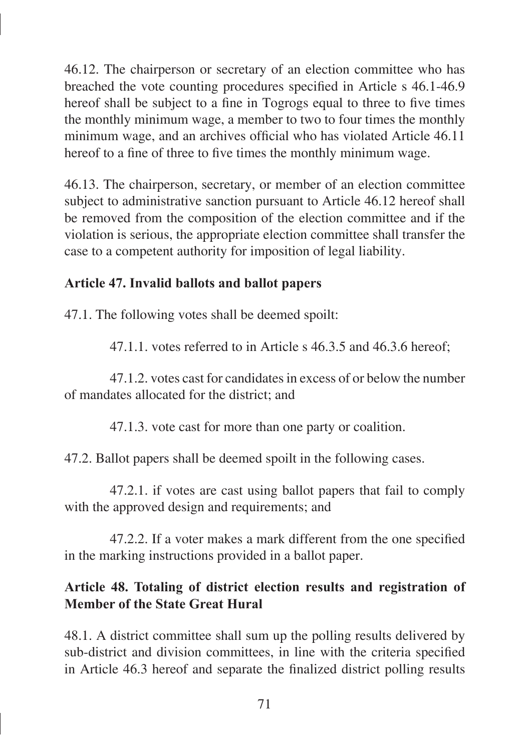46.12. The chairperson or secretary of an election committee who has breached the vote counting procedures specified in Article s 46.1-46.9 hereof shall be subject to a fine in Togrogs equal to three to five times the monthly minimum wage, a member to two to four times the monthly minimum wage, and an archives official who has violated Article 46.11 hereof to a fine of three to five times the monthly minimum wage.

46.13. The chairperson, secretary, or member of an election committee subject to administrative sanction pursuant to Article 46.12 hereof shall be removed from the composition of the election committee and if the violation is serious, the appropriate election committee shall transfer the case to a competent authority for imposition of legal liability.

**Article 47. Invalid ballots and ballot papers**

47.1. The following votes shall be deemed spoilt:

47.1.1. votes referred to in Article s 46.3.5 and 46.3.6 hereof;

47.1.2. votes cast for candidates in excess of or below the number of mandates allocated for the district; and

47.1.3. vote cast for more than one party or coalition.

47.2. Ballot papers shall be deemed spoilt in the following cases.

47.2.1. if votes are cast using ballot papers that fail to comply with the approved design and requirements; and

47.2.2. If a voter makes a mark different from the one specified in the marking instructions provided in a ballot paper.

**Article 48. Totaling of district election results and registration of Member of the State Great Hural**

48.1. A district committee shall sum up the polling results delivered by sub-district and division committees, in line with the criteria specified in Article 46.3 hereof and separate the finalized district polling results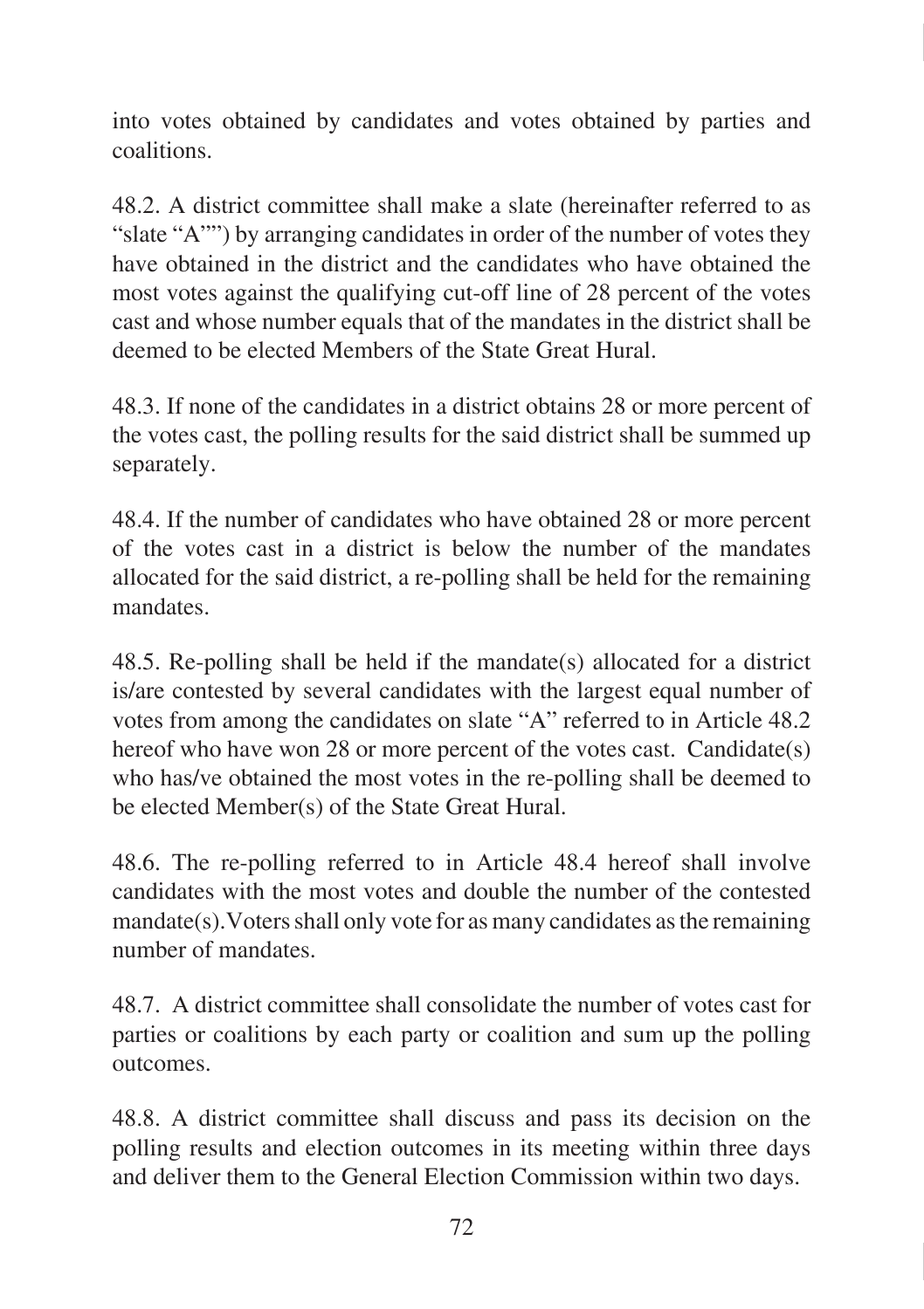into votes obtained by candidates and votes obtained by parties and coalitions.

48.2. A district committee shall make a slate (hereinafter referred to as "slate "A"") by arranging candidates in order of the number of votes they have obtained in the district and the candidates who have obtained the most votes against the qualifying cut-off line of 28 percent of the votes cast and whose number equals that of the mandates in the district shall be deemed to be elected Members of the State Great Hural.

48.3. If none of the candidates in a district obtains 28 or more percent of the votes cast, the polling results for the said district shall be summed up separately.

48.4. If the number of candidates who have obtained 28 or more percent of the votes cast in a district is below the number of the mandates allocated for the said district, a re-polling shall be held for the remaining mandates.

48.5. Re-polling shall be held if the mandate(s) allocated for a district is/are contested by several candidates with the largest equal number of votes from among the candidates on slate "A" referred to in Article 48.2 hereof who have won 28 or more percent of the votes cast. Candidate(s) who has/ve obtained the most votes in the re-polling shall be deemed to be elected Member(s) of the State Great Hural.

48.6. The re-polling referred to in Article 48.4 hereof shall involve candidates with the most votes and double the number of the contested mandate(s).Voters shall only vote for as many candidates as the remaining number of mandates.

48.7. A district committee shall consolidate the number of votes cast for parties or coalitions by each party or coalition and sum up the polling outcomes.

48.8. A district committee shall discuss and pass its decision on the polling results and election outcomes in its meeting within three days and deliver them to the General Election Commission within two days.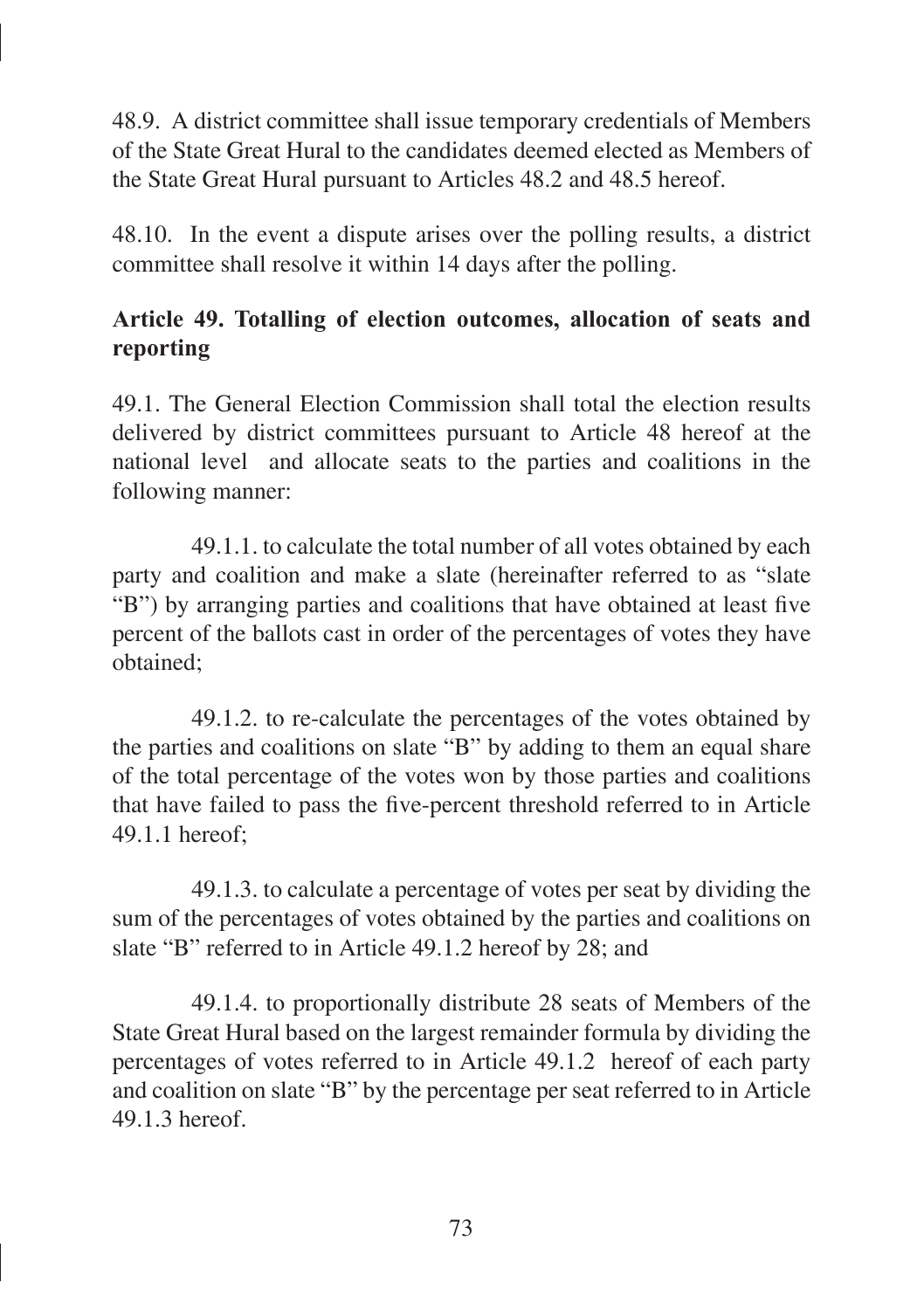48.9. A district committee shall issue temporary credentials of Members of the State Great Hural to the candidates deemed elected as Members of the State Great Hural pursuant to Articles 48.2 and 48.5 hereof.

48.10. In the event a dispute arises over the polling results, a district committee shall resolve it within 14 days after the polling.

**Article 49. Totalling of election outcomes, allocation of seats and reporting**

49.1. The General Election Commission shall total the election results delivered by district committees pursuant to Article 48 hereof at the national level and allocate seats to the parties and coalitions in the following manner:

49.1.1. to calculate the total number of all votes obtained by each party and coalition and make a slate (hereinafter referred to as "slate "B") by arranging parties and coalitions that have obtained at least five percent of the ballots cast in order of the percentages of votes they have obtained;

49.1.2. to re-calculate the percentages of the votes obtained by the parties and coalitions on slate "B" by adding to them an equal share of the total percentage of the votes won by those parties and coalitions that have failed to pass the five-percent threshold referred to in Article 49.1.1 hereof;

49.1.3. to calculate a percentage of votes per seat by dividing the sum of the percentages of votes obtained by the parties and coalitions on slate "B" referred to in Article 49.1.2 hereof by 28; and

49.1.4. to proportionally distribute 28 seats of Members of the State Great Hural based on the largest remainder formula by dividing the percentages of votes referred to in Article 49.1.2 hereof of each party and coalition on slate "B" by the percentage per seat referred to in Article 49.1.3 hereof.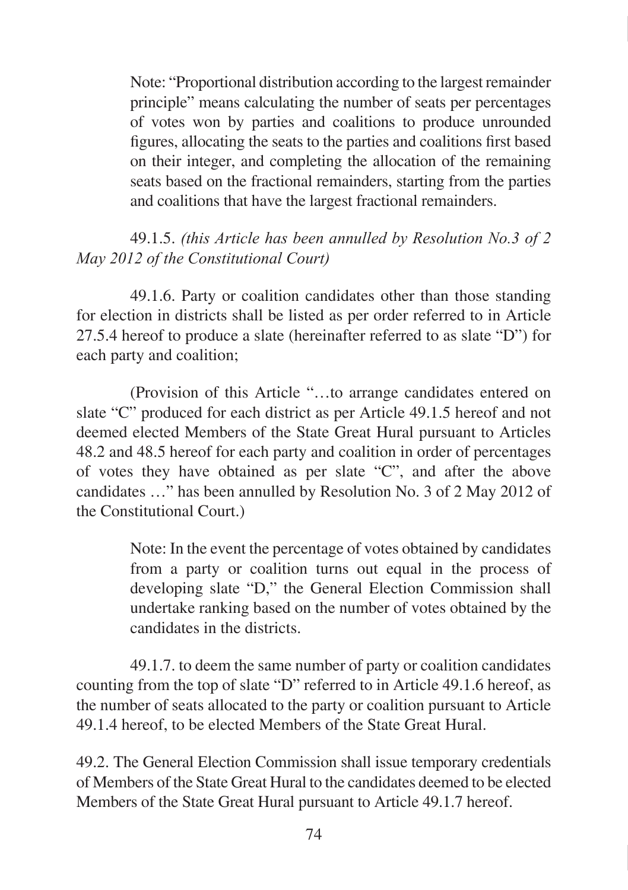Note: "Proportional distribution according to the largest remainder principle" means calculating the number of seats per percentages of votes won by parties and coalitions to produce unrounded figures, allocating the seats to the parties and coalitions first based on their integer, and completing the allocation of the remaining seats based on the fractional remainders, starting from the parties and coalitions that have the largest fractional remainders.

49.1.5. *(this Article has been annulled by Resolution No.3 of 2 May 2012 of the Constitutional Court)*

49.1.6. Party or coalition candidates other than those standing for election in districts shall be listed as per order referred to in Article 27.5.4 hereof to produce a slate (hereinafter referred to as slate "D") for each party and coalition;

(Provision of this Article "…to arrange candidates entered on slate "C" produced for each district as per Article 49.1.5 hereof and not deemed elected Members of the State Great Hural pursuant to Articles 48.2 and 48.5 hereof for each party and coalition in order of percentages of votes they have obtained as per slate "C", and after the above candidates …" has been annulled by Resolution No. 3 of 2 May 2012 of the Constitutional Court.)

Note: In the event the percentage of votes obtained by candidates from a party or coalition turns out equal in the process of developing slate "D," the General Election Commission shall undertake ranking based on the number of votes obtained by the candidates in the districts.

49.1.7. to deem the same number of party or coalition candidates counting from the top of slate "D" referred to in Article 49.1.6 hereof, as the number of seats allocated to the party or coalition pursuant to Article 49.1.4 hereof, to be elected Members of the State Great Hural.

49.2. The General Election Commission shall issue temporary credentials of Members of the State Great Hural to the candidates deemed to be elected Members of the State Great Hural pursuant to Article 49.1.7 hereof.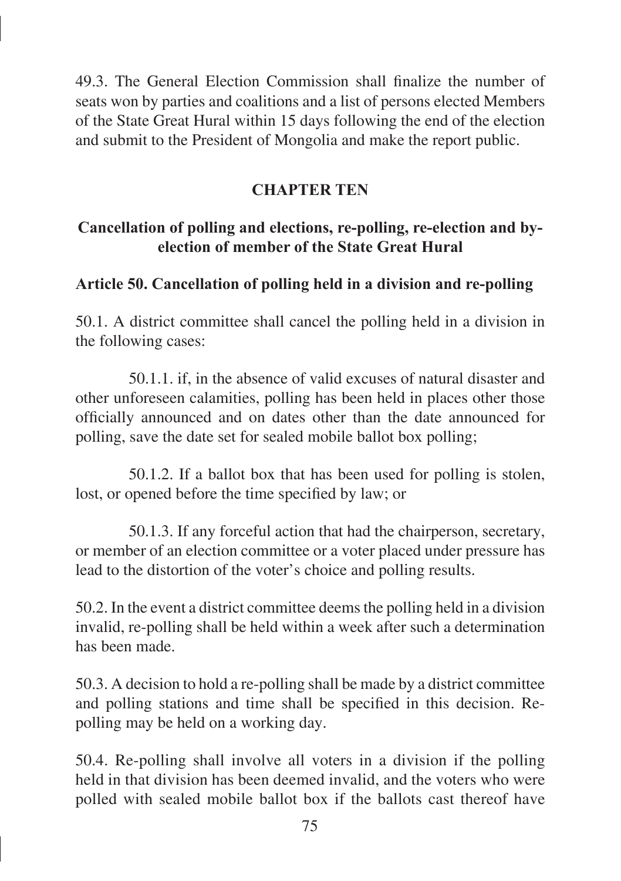49.3. The General Election Commission shall finalize the number of seats won by parties and coalitions and a list of persons elected Members of the State Great Hural within 15 days following the end of the election and submit to the President of Mongolia and make the report public.

## CHAPTER TEN

## Cancellation of polling and elections, re-polling, re-election and by-election of member of the State Great Hural

### Article 50. Cancellation of polling held in a division and re-polling

50.1. A district committee shall cancel the polling held in a division in the following cases:

50.1.1. if, in the absence of valid excuses of natural disaster and other unforeseen calamities, polling has been held in places other those officially announced and on dates other than the date announced for polling, save the date set for sealed mobile ballot box polling;

50.1.2. If a ballot box that has been used for polling is stolen, lost, or opened before the time specified by law; or

50.1.3. If any forceful action that had the chairperson, secretary, or member of an election committee or a voter placed under pressure has lead to the distortion of the voter's choice and polling results.

50.2. In the event a district committee deems the polling held in a division invalid, re-polling shall be held within a week after such a determination has been made.

50.3. A decision to hold a re-polling shall be made by a district committee and polling stations and time shall be specified in this decision. Re-polling may be held on a working day.

50.4. Re-polling shall involve all voters in a division if the polling held in that division has been deemed invalid, and the voters who were polled with sealed mobile ballot box if the ballots cast thereof have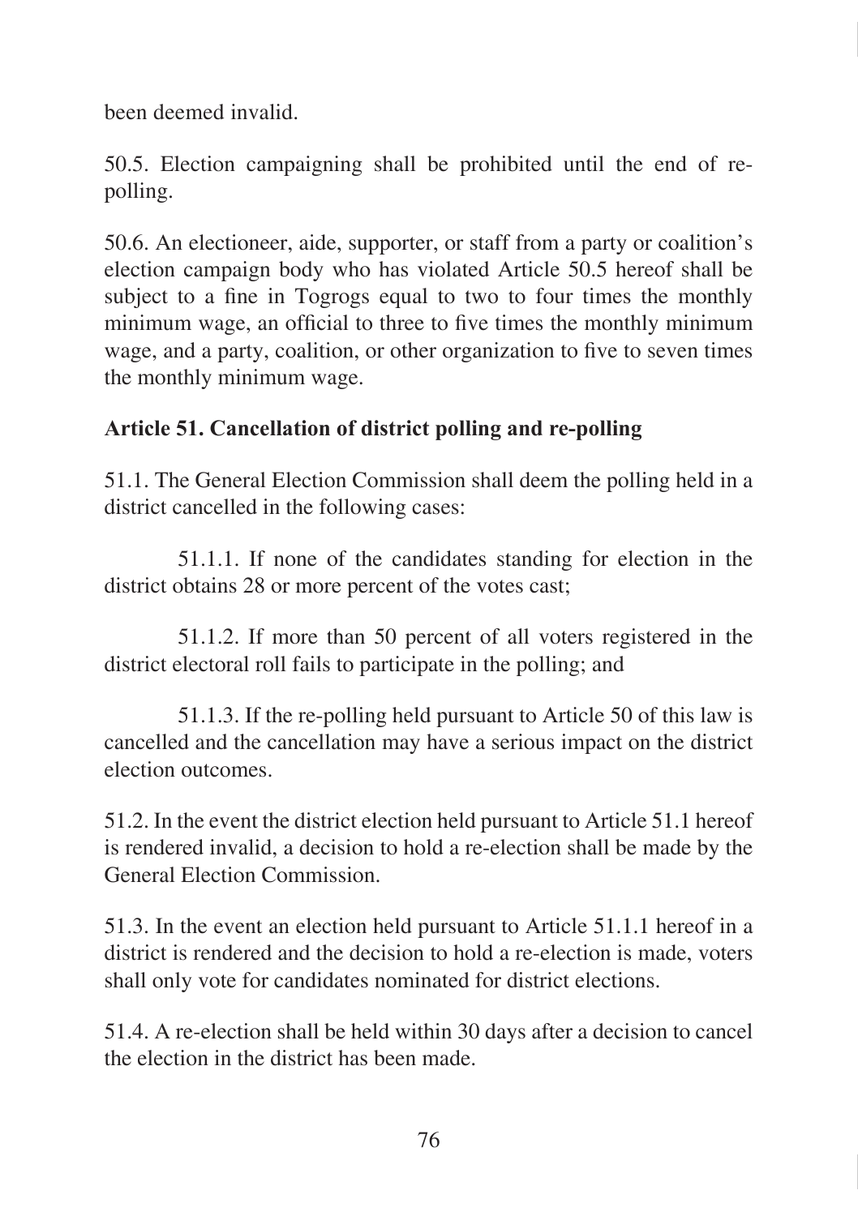been deemed invalid.

50.5. Election campaigning shall be prohibited until the end of re-polling.

50.6. An electioneer, aide, supporter, or staff from a party or coalition's election campaign body who has violated Article 50.5 hereof shall be subject to a fine in Togrogs equal to two to four times the monthly minimum wage, an official to three to five times the monthly minimum wage, and a party, coalition, or other organization to five to seven times the monthly minimum wage.

**Article 51. Cancellation of district polling and re-polling**

51.1. The General Election Commission shall deem the polling held in a district cancelled in the following cases:

51.1.1. If none of the candidates standing for election in the district obtains 28 or more percent of the votes cast;

51.1.2. If more than 50 percent of all voters registered in the district electoral roll fails to participate in the polling; and

51.1.3. If the re-polling held pursuant to Article 50 of this law is cancelled and the cancellation may have a serious impact on the district election outcomes.

51.2. In the event the district election held pursuant to Article 51.1 hereof is rendered invalid, a decision to hold a re-election shall be made by the General Election Commission.

51.3. In the event an election held pursuant to Article 51.1.1 hereof in a district is rendered and the decision to hold a re-election is made, voters shall only vote for candidates nominated for district elections.

51.4. A re-election shall be held within 30 days after a decision to cancel the election in the district has been made.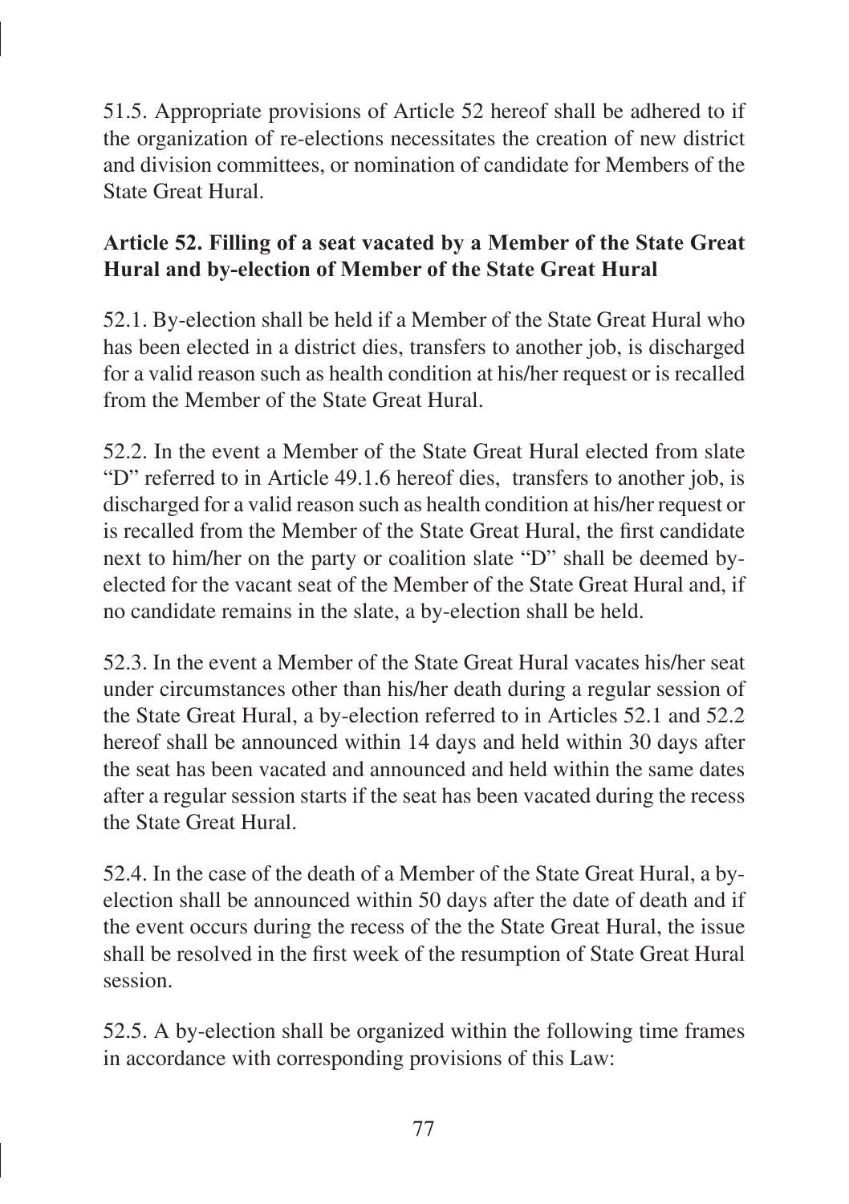51.5. Appropriate provisions of Article 52 hereof shall be adhered to if the organization of re-elections necessitates the creation of new district and division committees, or nomination of candidate for Members of the State Great Hural.

**Article 52. Filling of a seat vacated by a Member of the State Great Hural and by-election of Member of the State Great Hural**

52.1. By-election shall be held if a Member of the State Great Hural who has been elected in a district dies, transfers to another job, is discharged for a valid reason such as health condition at his/her request or is recalled from the Member of the State Great Hural.

52.2. In the event a Member of the State Great Hural elected from slate "D" referred to in Article 49.1.6 hereof dies,  transfers to another job, is discharged for a valid reason such as health condition at his/her request or is recalled from the Member of the State Great Hural, the first candidate next to him/her on the party or coalition slate "D" shall be deemed by-elected for the vacant seat of the Member of the State Great Hural and, if no candidate remains in the slate, a by-election shall be held.

52.3. In the event a Member of the State Great Hural vacates his/her seat under circumstances other than his/her death during a regular session of the State Great Hural, a by-election referred to in Articles 52.1 and 52.2 hereof shall be announced within 14 days and held within 30 days after the seat has been vacated and announced and held within the same dates after a regular session starts if the seat has been vacated during the recess the State Great Hural.

52.4. In the case of the death of a Member of the State Great Hural, a by-election shall be announced within 50 days after the date of death and if the event occurs during the recess of the the State Great Hural, the issue shall be resolved in the first week of the resumption of State Great Hural session.

52.5. A by-election shall be organized within the following time frames in accordance with corresponding provisions of this Law: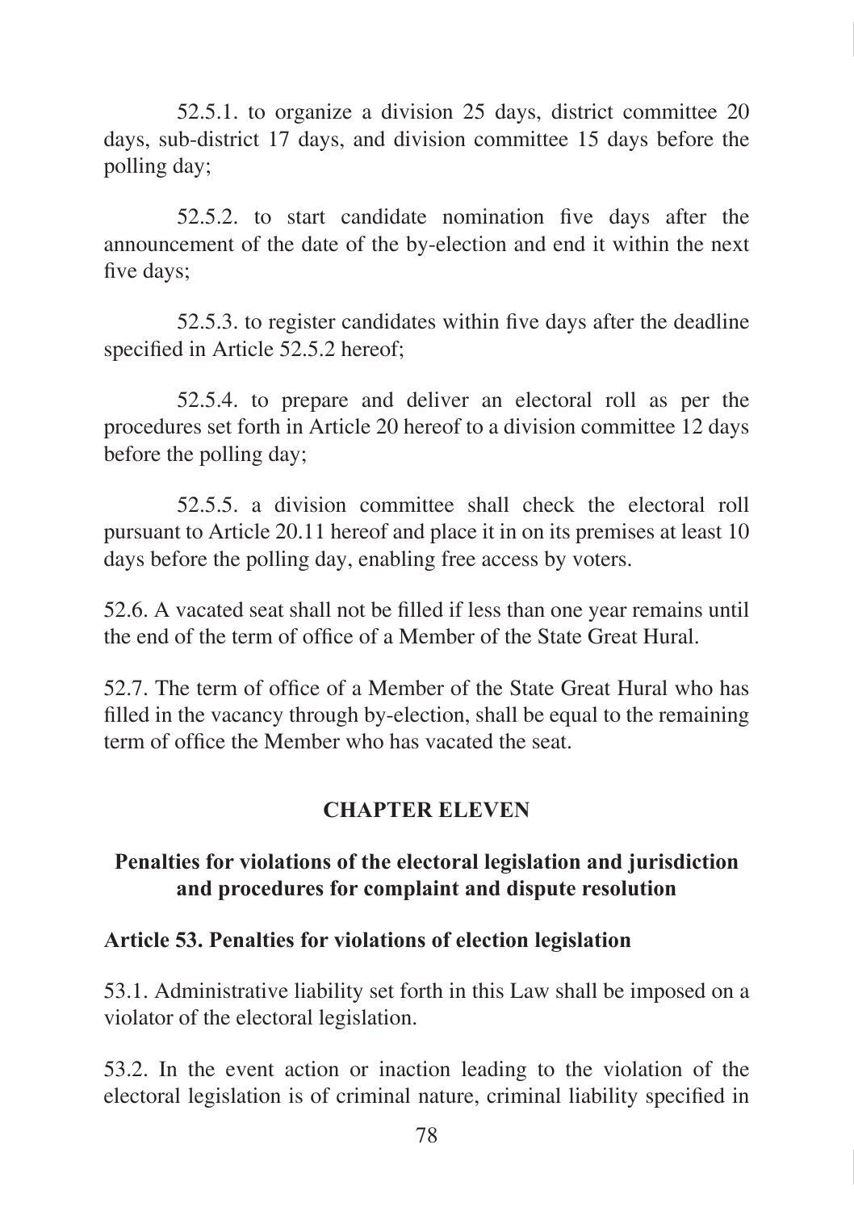52.5.1. to organize a division 25 days, district committee 20 days, sub-district 17 days, and division committee 15 days before the polling day;

52.5.2. to start candidate nomination five days after the announcement of the date of the by-election and end it within the next five days;

52.5.3. to register candidates within five days after the deadline specified in Article 52.5.2 hereof;

52.5.4. to prepare and deliver an electoral roll as per the procedures set forth in Article 20 hereof to a division committee 12 days before the polling day;

52.5.5. a division committee shall check the electoral roll pursuant to Article 20.11 hereof and place it in on its premises at least 10 days before the polling day, enabling free access by voters.

52.6. A vacated seat shall not be filled if less than one year remains until the end of the term of office of a Member of the State Great Hural.

52.7. The term of office of a Member of the State Great Hural who has filled in the vacancy through by-election, shall be equal to the remaining term of office the Member who has vacated the seat.

## CHAPTER ELEVEN

## Penalties for violations of the electoral legislation and jurisdiction and procedures for complaint and dispute resolution

### Article 53. Penalties for violations of election legislation

53.1. Administrative liability set forth in this Law shall be imposed on a violator of the electoral legislation.

53.2. In the event action or inaction leading to the violation of the electoral legislation is of criminal nature, criminal liability specified in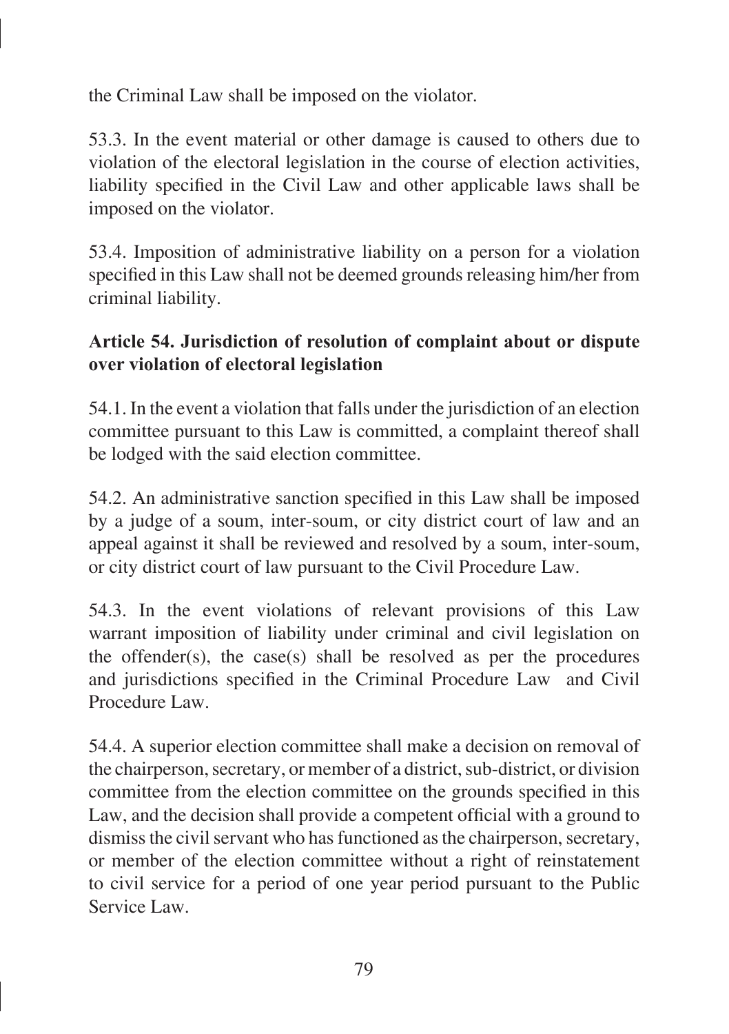the Criminal Law shall be imposed on the violator.

53.3. In the event material or other damage is caused to others due to violation of the electoral legislation in the course of election activities, liability specified in the Civil Law and other applicable laws shall be imposed on the violator.

53.4. Imposition of administrative liability on a person for a violation specified in this Law shall not be deemed grounds releasing him/her from criminal liability.

**Article 54. Jurisdiction of resolution of complaint about or dispute over violation of electoral legislation**

54.1. In the event a violation that falls under the jurisdiction of an election committee pursuant to this Law is committed, a complaint thereof shall be lodged with the said election committee.

54.2. An administrative sanction specified in this Law shall be imposed by a judge of a soum, inter-soum, or city district court of law and an appeal against it shall be reviewed and resolved by a soum, inter-soum, or city district court of law pursuant to the Civil Procedure Law.

54.3. In the event violations of relevant provisions of this Law warrant imposition of liability under criminal and civil legislation on the offender(s), the case(s) shall be resolved as per the procedures and jurisdictions specified in the Criminal Procedure Law and Civil Procedure Law.

54.4. A superior election committee shall make a decision on removal of the chairperson, secretary, or member of a district, sub-district, or division committee from the election committee on the grounds specified in this Law, and the decision shall provide a competent official with a ground to dismiss the civil servant who has functioned as the chairperson, secretary, or member of the election committee without a right of reinstatement to civil service for a period of one year period pursuant to the Public Service Law.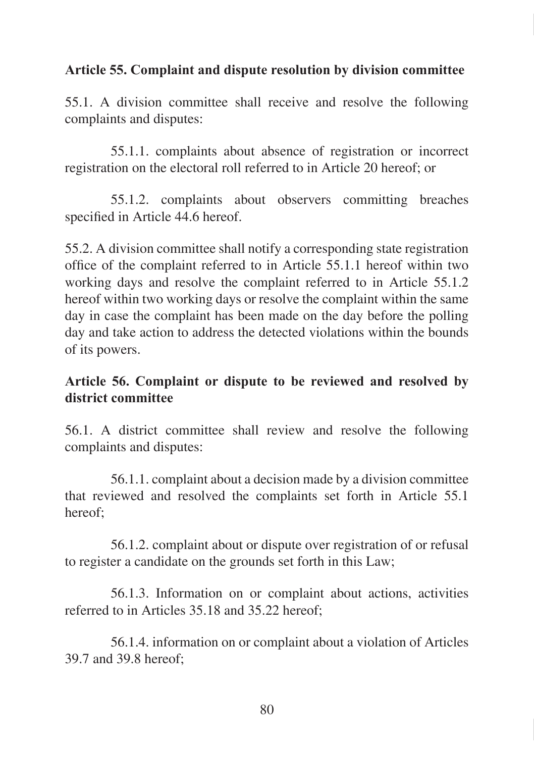**Article 55. Complaint and dispute resolution by division committee**

55.1. A division committee shall receive and resolve the following complaints and disputes:

55.1.1. complaints about absence of registration or incorrect registration on the electoral roll referred to in Article 20 hereof; or

55.1.2. complaints about observers committing breaches specified in Article 44.6 hereof.

55.2. A division committee shall notify a corresponding state registration office of the complaint referred to in Article 55.1.1 hereof within two working days and resolve the complaint referred to in Article 55.1.2 hereof within two working days or resolve the complaint within the same day in case the complaint has been made on the day before the polling day and take action to address the detected violations within the bounds of its powers.

**Article 56. Complaint or dispute to be reviewed and resolved by district committee**

56.1. A district committee shall review and resolve the following complaints and disputes:

56.1.1. complaint about a decision made by a division committee that reviewed and resolved the complaints set forth in Article 55.1 hereof;

56.1.2. complaint about or dispute over registration of or refusal to register a candidate on the grounds set forth in this Law;

56.1.3. Information on or complaint about actions, activities referred to in Articles 35.18 and 35.22 hereof;

56.1.4. information on or complaint about a violation of Articles 39.7 and 39.8 hereof;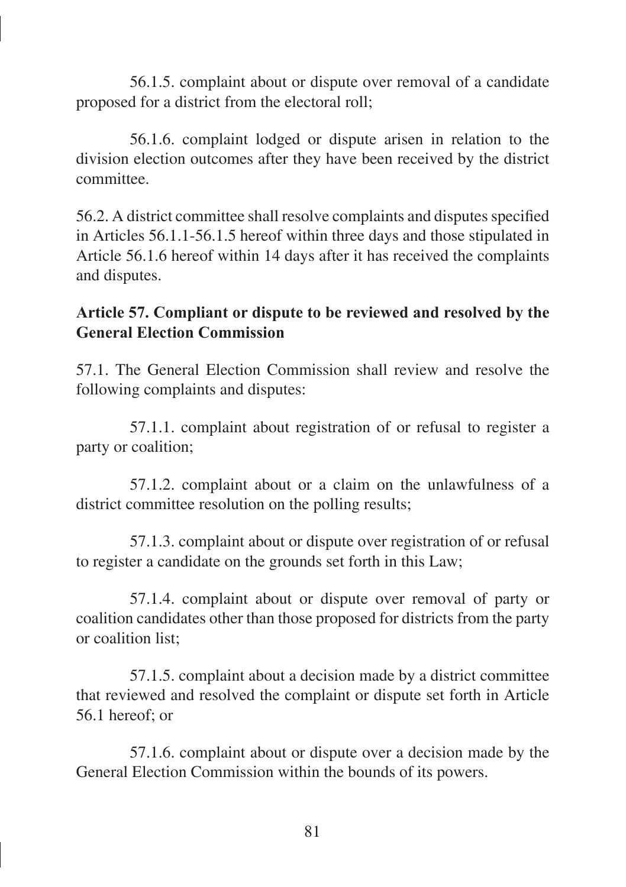56.1.5. complaint about or dispute over removal of a candidate proposed for a district from the electoral roll;

56.1.6. complaint lodged or dispute arisen in relation to the division election outcomes after they have been received by the district committee.

56.2. A district committee shall resolve complaints and disputes specified in Articles 56.1.1-56.1.5 hereof within three days and those stipulated in Article 56.1.6 hereof within 14 days after it has received the complaints and disputes.

**Article 57. Compliant or dispute to be reviewed and resolved by the General Election Commission**

57.1. The General Election Commission shall review and resolve the following complaints and disputes:

57.1.1. complaint about registration of or refusal to register a party or coalition;

57.1.2. complaint about or a claim on the unlawfulness of a district committee resolution on the polling results;

57.1.3. complaint about or dispute over registration of or refusal to register a candidate on the grounds set forth in this Law;

57.1.4. complaint about or dispute over removal of party or coalition candidates other than those proposed for districts from the party or coalition list;

57.1.5. complaint about a decision made by a district committee that reviewed and resolved the complaint or dispute set forth in Article 56.1 hereof; or

57.1.6. complaint about or dispute over a decision made by the General Election Commission within the bounds of its powers.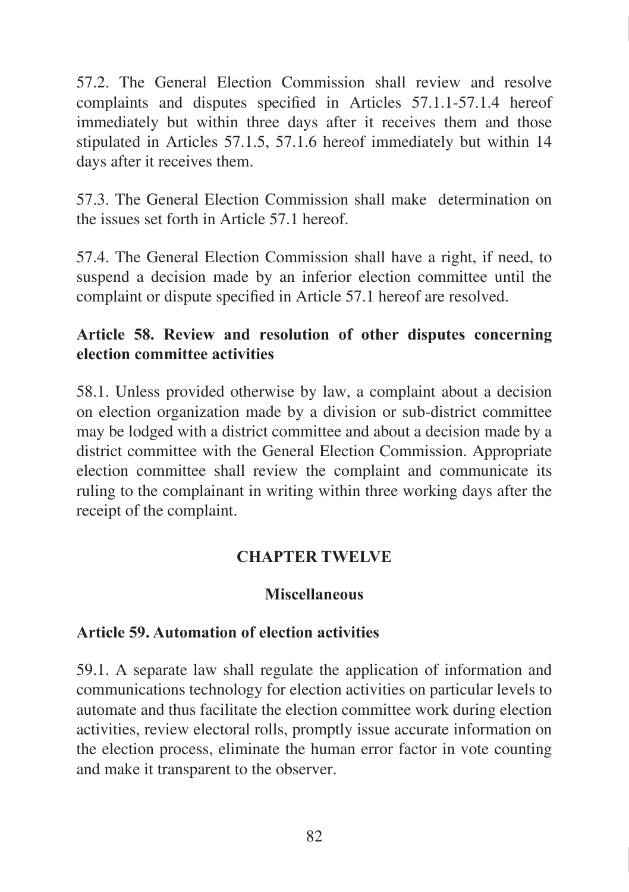57.2. The General Election Commission shall review and resolve complaints and disputes specified in Articles 57.1.1-57.1.4 hereof immediately but within three days after it receives them and those stipulated in Articles 57.1.5, 57.1.6 hereof immediately but within 14 days after it receives them.

57.3. The General Election Commission shall make  determination on the issues set forth in Article 57.1 hereof.

57.4. The General Election Commission shall have a right, if need, to suspend a decision made by an inferior election committee until the complaint or dispute specified in Article 57.1 hereof are resolved.

### Article 58. Review and resolution of other disputes concerning election committee activities

58.1. Unless provided otherwise by law, a complaint about a decision on election organization made by a division or sub-district committee may be lodged with a district committee and about a decision made by a district committee with the General Election Commission. Appropriate election committee shall review the complaint and communicate its ruling to the complainant in writing within three working days after the receipt of the complaint.

## CHAPTER TWELVE

## Miscellaneous

### Article 59. Automation of election activities

59.1. A separate law shall regulate the application of information and communications technology for election activities on particular levels to automate and thus facilitate the election committee work during election activities, review electoral rolls, promptly issue accurate information on the election process, eliminate the human error factor in vote counting and make it transparent to the observer.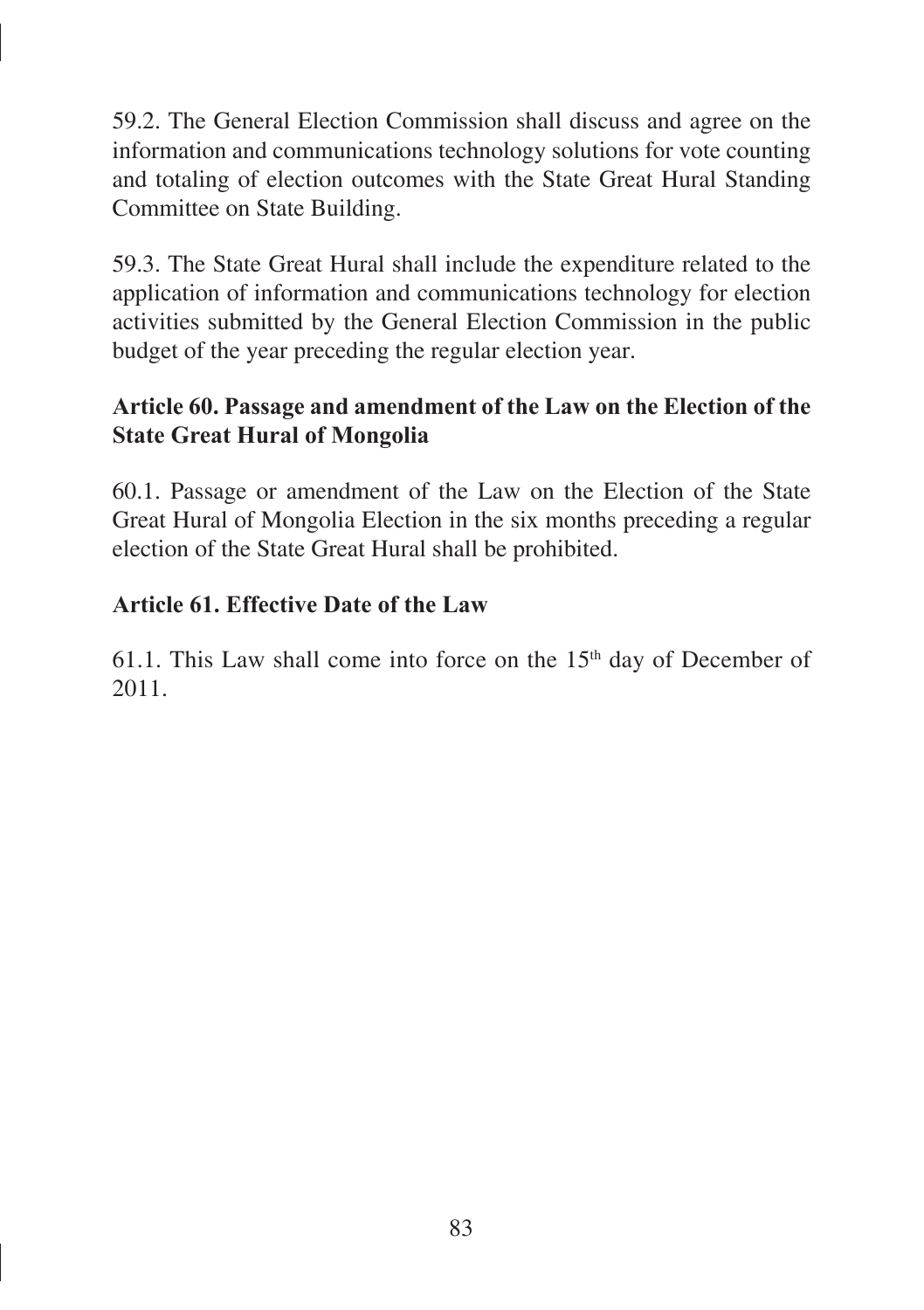59.2. The General Election Commission shall discuss and agree on the information and communications technology solutions for vote counting and totaling of election outcomes with the State Great Hural Standing Committee on State Building.

59.3. The State Great Hural shall include the expenditure related to the application of information and communications technology for election activities submitted by the General Election Commission in the public budget of the year preceding the regular election year.

**Article 60. Passage and amendment of the Law on the Election of the State Great Hural of Mongolia**

60.1. Passage or amendment of the Law on the Election of the State Great Hural of Mongolia Election in the six months preceding a regular election of the State Great Hural shall be prohibited.

**Article 61. Effective Date of the Law**

61.1. This Law shall come into force on the 15th day of December of 2011.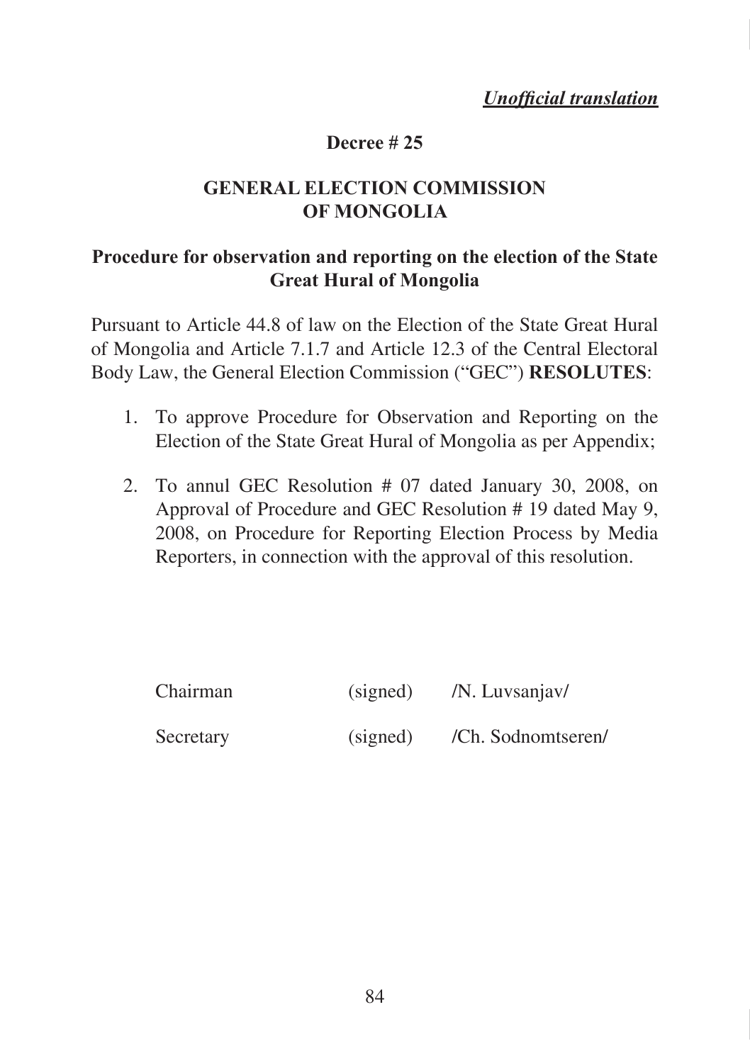***Unofficial translation***

**Decree # 25**

## GENERAL ELECTION COMMISSION OF MONGOLIA

### Procedure for observation and reporting on the election of the State Great Hural of Mongolia

Pursuant to Article 44.8 of law on the Election of the State Great Hural of Mongolia and Article 7.1.7 and Article 12.3 of the Central Electoral Body Law, the General Election Commission ("GEC") **RESOLUTES**:

1. To approve Procedure for Observation and Reporting on the Election of the State Great Hural of Mongolia as per Appendix;
2. To annul GEC Resolution # 07 dated January 30, 2008, on Approval of Procedure and GEC Resolution # 19 dated May 9, 2008, on Procedure for Reporting Election Process by Media Reporters, in connection with the approval of this resolution.

| | | |
|---|---|---|
| Chairman | (signed) | /N. Luvsanjav/ |
| Secretary | (signed) | /Ch. Sodnomtseren/ |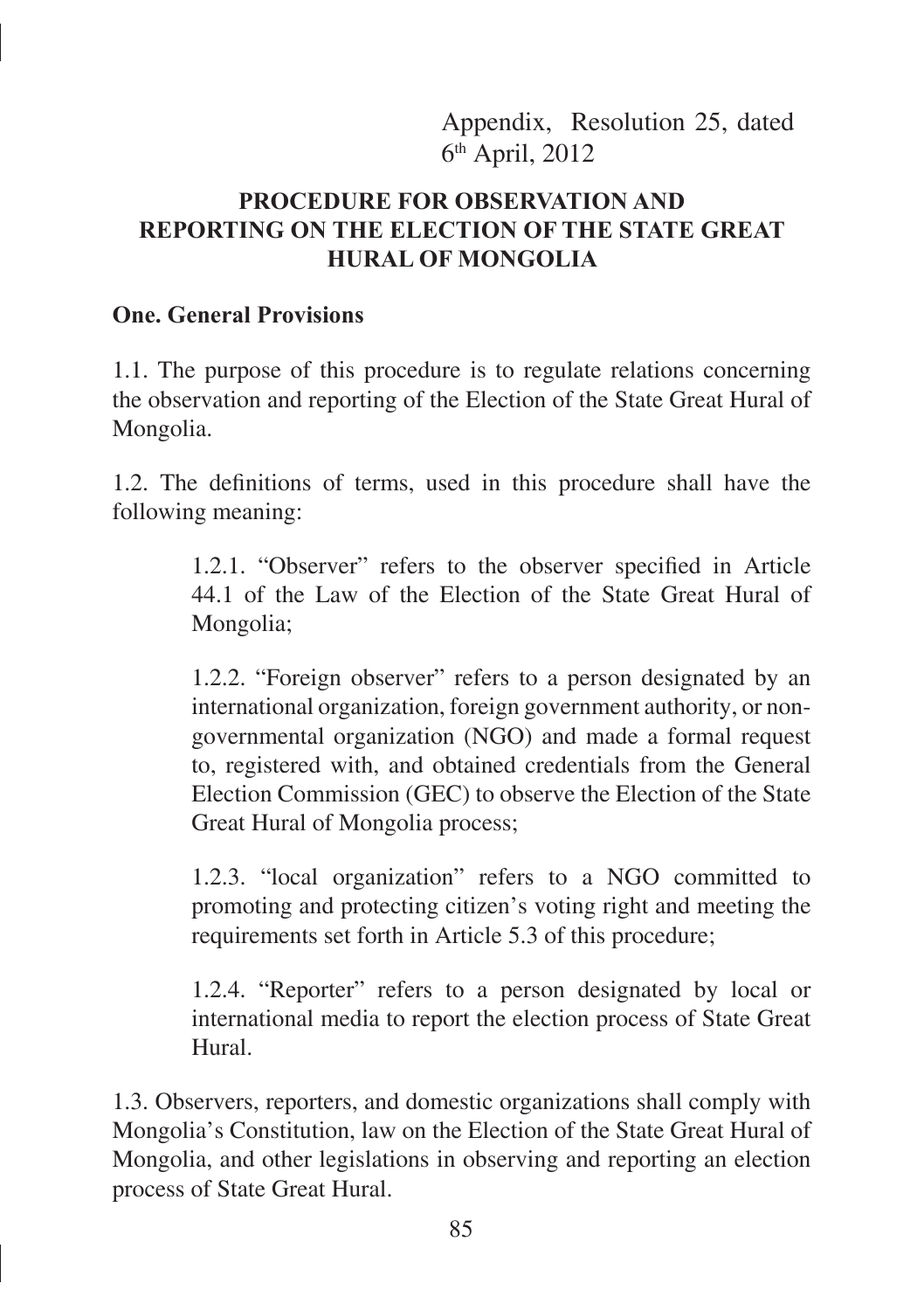Appendix, Resolution 25, dated 6th April, 2012

## PROCEDURE FOR OBSERVATION AND REPORTING ON THE ELECTION OF THE STATE GREAT HURAL OF MONGOLIA

### One. General Provisions

1.1. The purpose of this procedure is to regulate relations concerning the observation and reporting of the Election of the State Great Hural of Mongolia.

1.2. The definitions of terms, used in this procedure shall have the following meaning:

> 1.2.1. "Observer" refers to the observer specified in Article 44.1 of the Law of the Election of the State Great Hural of Mongolia;
>
> 1.2.2. "Foreign observer" refers to a person designated by an international organization, foreign government authority, or non-governmental organization (NGO) and made a formal request to, registered with, and obtained credentials from the General Election Commission (GEC) to observe the Election of the State Great Hural of Mongolia process;
>
> 1.2.3. "local organization" refers to a NGO committed to promoting and protecting citizen's voting right and meeting the requirements set forth in Article 5.3 of this procedure;
>
> 1.2.4. "Reporter" refers to a person designated by local or international media to report the election process of State Great Hural.

1.3. Observers, reporters, and domestic organizations shall comply with Mongolia's Constitution, law on the Election of the State Great Hural of Mongolia, and other legislations in observing and reporting an election process of State Great Hural.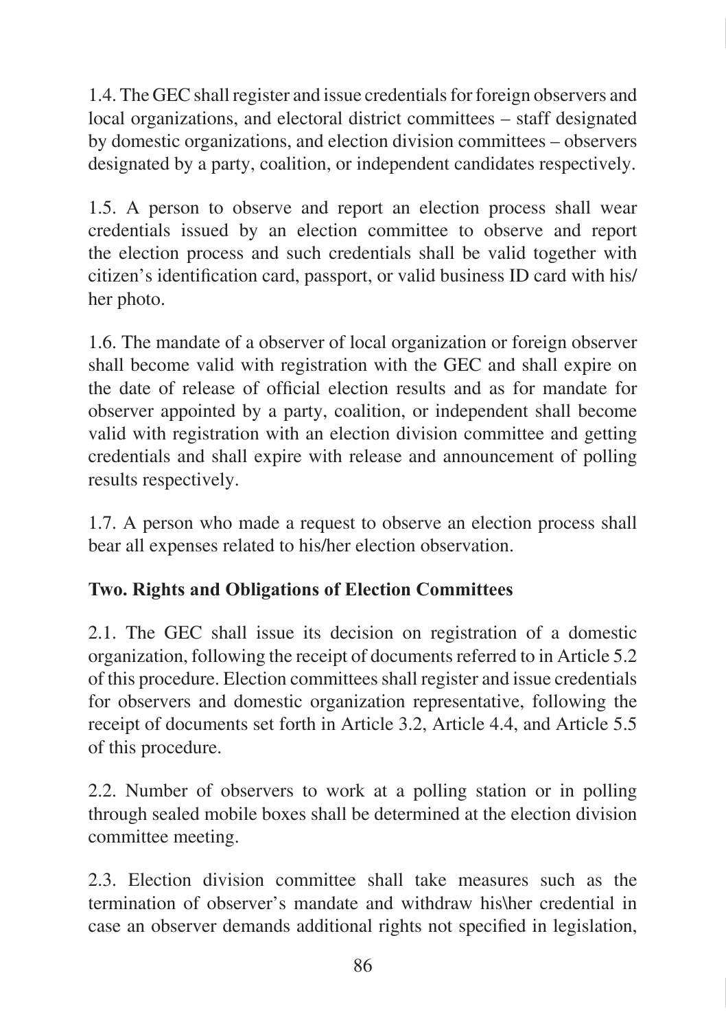1.4. The GEC shall register and issue credentials for foreign observers and local organizations, and electoral district committees – staff designated by domestic organizations, and election division committees – observers designated by a party, coalition, or independent candidates respectively.

1.5. A person to observe and report an election process shall wear credentials issued by an election committee to observe and report the election process and such credentials shall be valid together with citizen's identification card, passport, or valid business ID card with his/her photo.

1.6. The mandate of a observer of local organization or foreign observer shall become valid with registration with the GEC and shall expire on the date of release of official election results and as for mandate for observer appointed by a party, coalition, or independent shall become valid with registration with an election division committee and getting credentials and shall expire with release and announcement of polling results respectively.

1.7. A person who made a request to observe an election process shall bear all expenses related to his/her election observation.

**Two. Rights and Obligations of Election Committees**

2.1. The GEC shall issue its decision on registration of a domestic organization, following the receipt of documents referred to in Article 5.2 of this procedure. Election committees shall register and issue credentials for observers and domestic organization representative, following the receipt of documents set forth in Article 3.2, Article 4.4, and Article 5.5 of this procedure.

2.2. Number of observers to work at a polling station or in polling through sealed mobile boxes shall be determined at the election division committee meeting.

2.3. Election division committee shall take measures such as the termination of observer's mandate and withdraw his\her credential in case an observer demands additional rights not specified in legislation,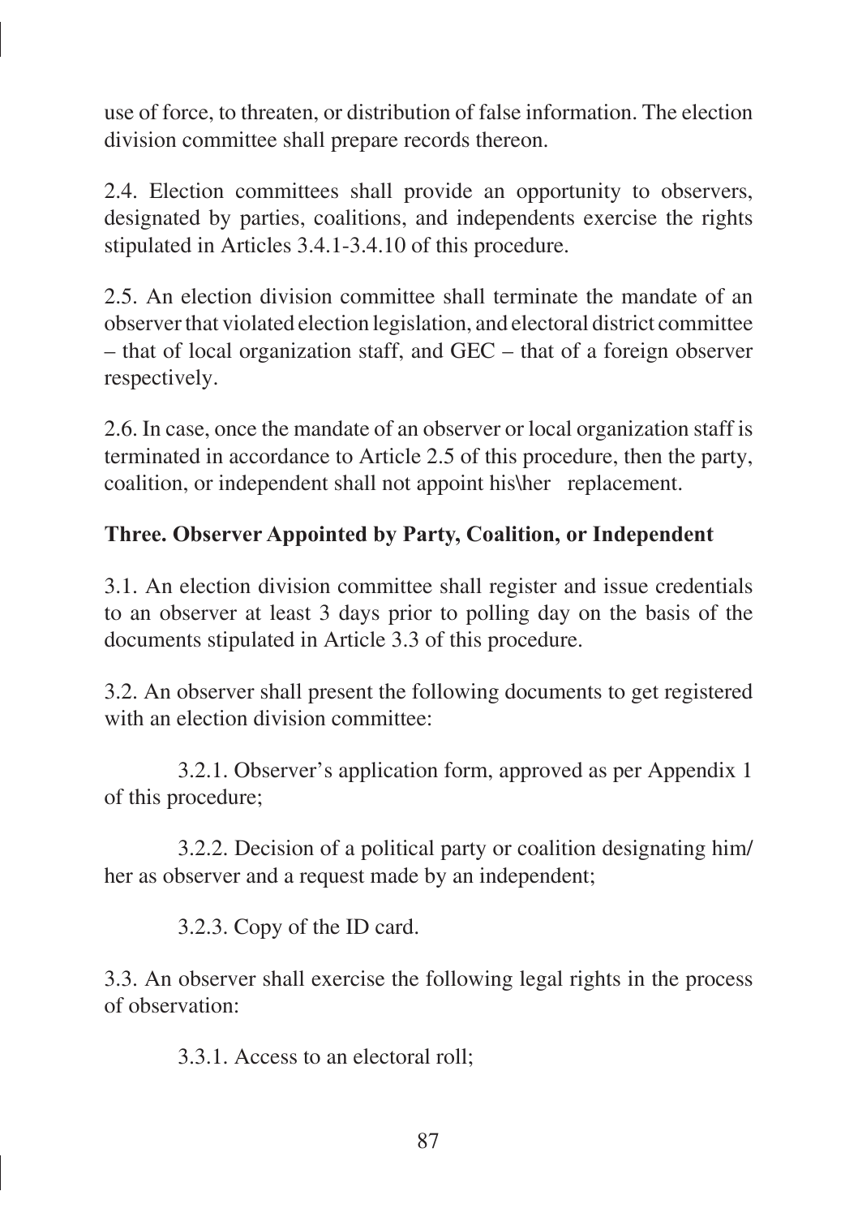use of force, to threaten, or distribution of false information. The election division committee shall prepare records thereon.

2.4. Election committees shall provide an opportunity to observers, designated by parties, coalitions, and independents exercise the rights stipulated in Articles 3.4.1-3.4.10 of this procedure.

2.5. An election division committee shall terminate the mandate of an observer that violated election legislation, and electoral district committee – that of local organization staff, and GEC – that of a foreign observer respectively.

2.6. In case, once the mandate of an observer or local organization staff is terminated in accordance to Article 2.5 of this procedure, then the party, coalition, or independent shall not appoint his\her replacement.

**Three. Observer Appointed by Party, Coalition, or Independent**

3.1. An election division committee shall register and issue credentials to an observer at least 3 days prior to polling day on the basis of the documents stipulated in Article 3.3 of this procedure.

3.2. An observer shall present the following documents to get registered with an election division committee:

3.2.1. Observer's application form, approved as per Appendix 1 of this procedure;

3.2.2. Decision of a political party or coalition designating him/her as observer and a request made by an independent;

3.2.3. Copy of the ID card.

3.3. An observer shall exercise the following legal rights in the process of observation:

3.3.1. Access to an electoral roll;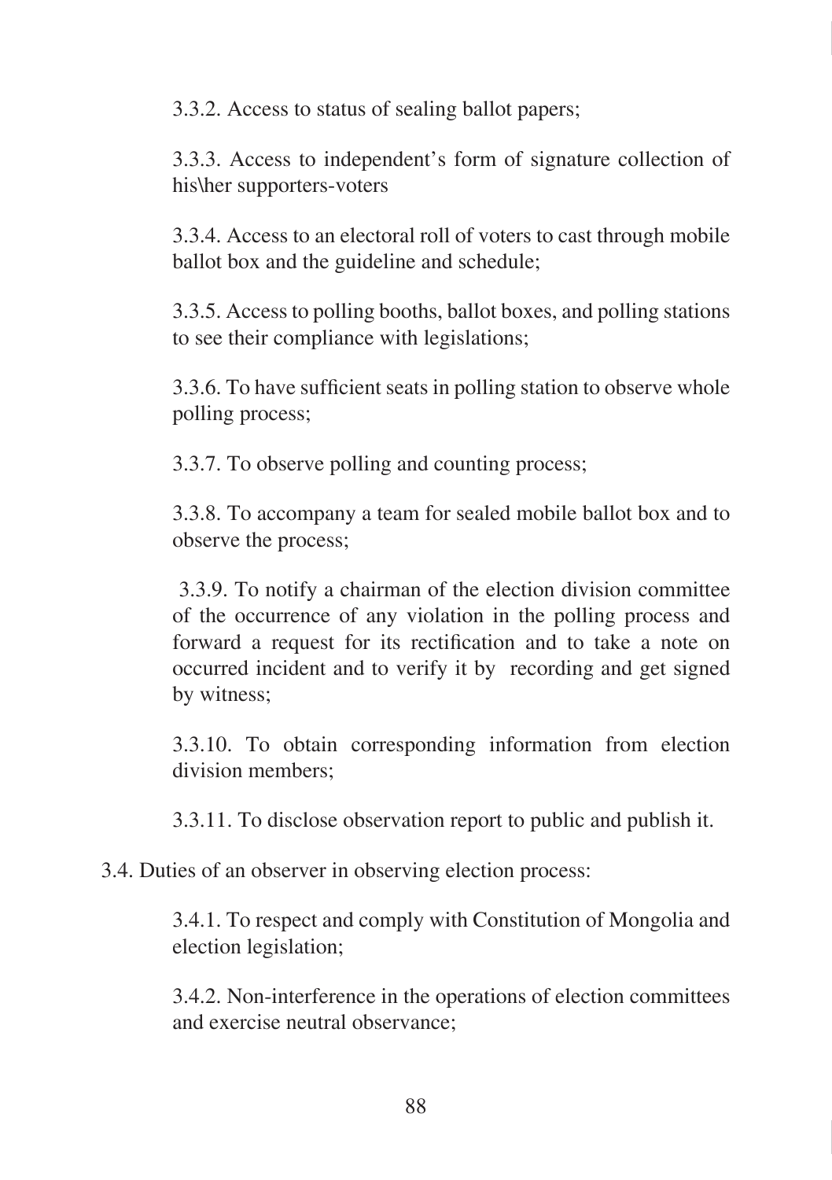3.3.2. Access to status of sealing ballot papers;

3.3.3. Access to independent's form of signature collection of his\her supporters-voters

3.3.4. Access to an electoral roll of voters to cast through mobile ballot box and the guideline and schedule;

3.3.5. Access to polling booths, ballot boxes, and polling stations to see their compliance with legislations;

3.3.6. To have sufficient seats in polling station to observe whole polling process;

3.3.7. To observe polling and counting process;

3.3.8. To accompany a team for sealed mobile ballot box and to observe the process;

3.3.9. To notify a chairman of the election division committee of the occurrence of any violation in the polling process and forward a request for its rectification and to take a note on occurred incident and to verify it by recording and get signed by witness;

3.3.10. To obtain corresponding information from election division members;

3.3.11. To disclose observation report to public and publish it.

3.4. Duties of an observer in observing election process:

3.4.1. To respect and comply with Constitution of Mongolia and election legislation;

3.4.2. Non-interference in the operations of election committees and exercise neutral observance;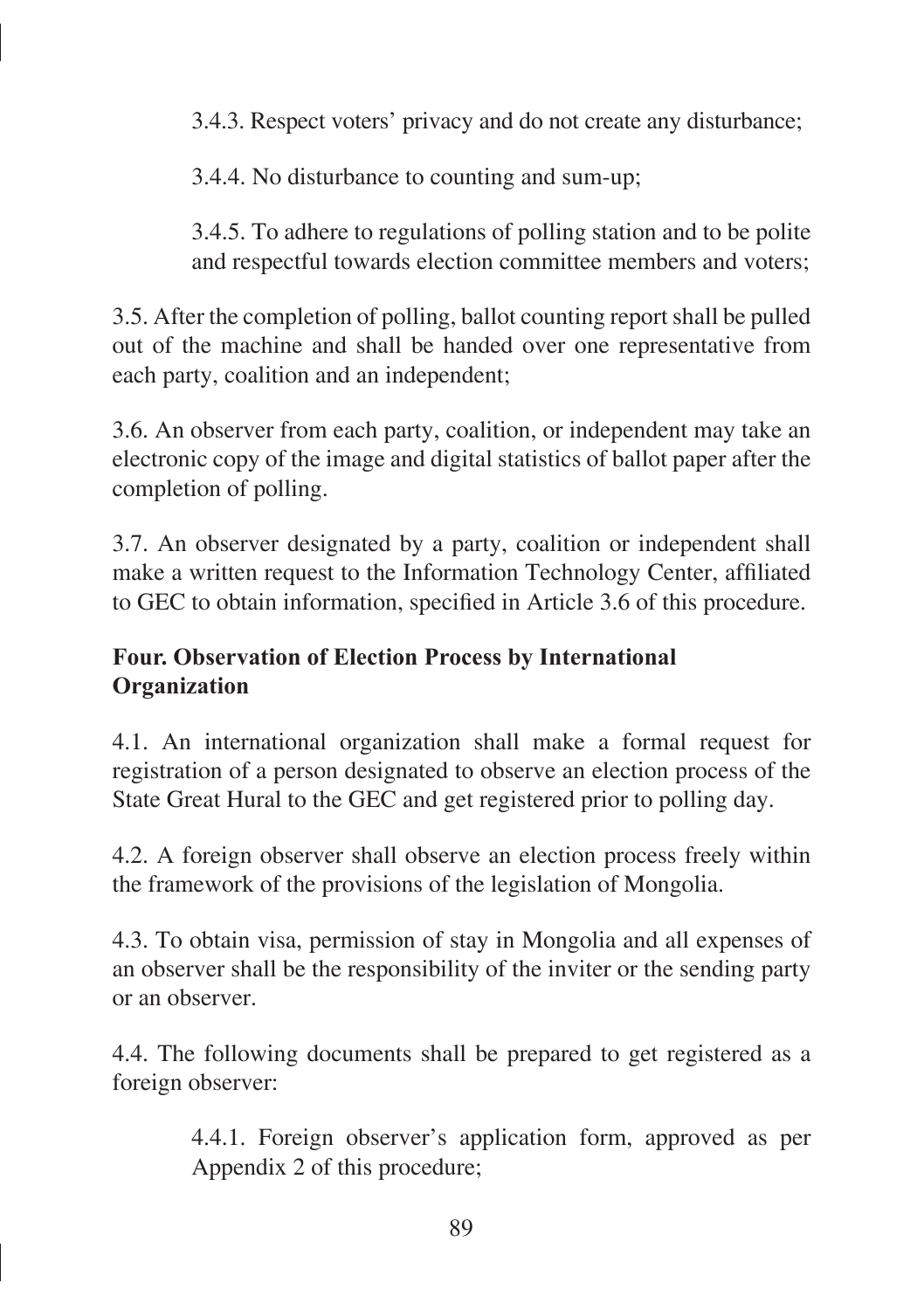3.4.3. Respect voters' privacy and do not create any disturbance;

3.4.4. No disturbance to counting and sum-up;

3.4.5. To adhere to regulations of polling station and to be polite and respectful towards election committee members and voters;

3.5. After the completion of polling, ballot counting report shall be pulled out of the machine and shall be handed over one representative from each party, coalition and an independent;

3.6. An observer from each party, coalition, or independent may take an electronic copy of the image and digital statistics of ballot paper after the completion of polling.

3.7. An observer designated by a party, coalition or independent shall make a written request to the Information Technology Center, affiliated to GEC to obtain information, specified in Article 3.6 of this procedure.

**Four. Observation of Election Process by International Organization**

4.1. An international organization shall make a formal request for registration of a person designated to observe an election process of the State Great Hural to the GEC and get registered prior to polling day.

4.2. A foreign observer shall observe an election process freely within the framework of the provisions of the legislation of Mongolia.

4.3. To obtain visa, permission of stay in Mongolia and all expenses of an observer shall be the responsibility of the inviter or the sending party or an observer.

4.4. The following documents shall be prepared to get registered as a foreign observer:

4.4.1. Foreign observer's application form, approved as per Appendix 2 of this procedure;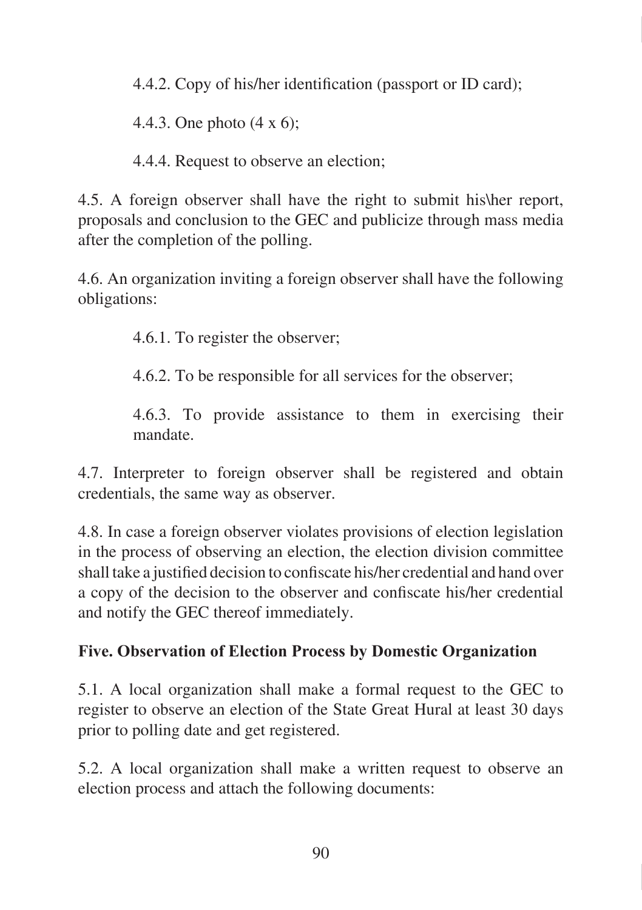4.4.2. Copy of his/her identification (passport or ID card);

4.4.3. One photo (4 x 6);

4.4.4. Request to observe an election;

4.5. A foreign observer shall have the right to submit his\her report, proposals and conclusion to the GEC and publicize through mass media after the completion of the polling.

4.6. An organization inviting a foreign observer shall have the following obligations:

4.6.1. To register the observer;

4.6.2. To be responsible for all services for the observer;

4.6.3. To provide assistance to them in exercising their mandate.

4.7. Interpreter to foreign observer shall be registered and obtain credentials, the same way as observer.

4.8. In case a foreign observer violates provisions of election legislation in the process of observing an election, the election division committee shall take a justified decision to confiscate his/her credential and hand over a copy of the decision to the observer and confiscate his/her credential and notify the GEC thereof immediately.

**Five. Observation of Election Process by Domestic Organization**

5.1. A local organization shall make a formal request to the GEC to register to observe an election of the State Great Hural at least 30 days prior to polling date and get registered.

5.2. A local organization shall make a written request to observe an election process and attach the following documents: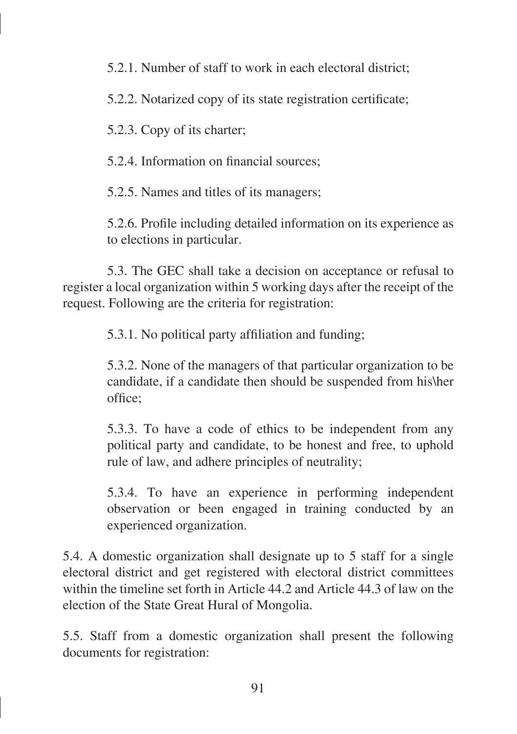5.2.1. Number of staff to work in each electoral district;

5.2.2. Notarized copy of its state registration certificate;

5.2.3. Copy of its charter;

5.2.4. Information on financial sources;

5.2.5. Names and titles of its managers;

5.2.6. Profile including detailed information on its experience as to elections in particular.

5.3. The GEC shall take a decision on acceptance or refusal to register a local organization within 5 working days after the receipt of the request. Following are the criteria for registration:

5.3.1. No political party affiliation and funding;

5.3.2. None of the managers of that particular organization to be candidate, if a candidate then should be suspended from his\her office;

5.3.3. To have a code of ethics to be independent from any political party and candidate, to be honest and free, to uphold rule of law, and adhere principles of neutrality;

5.3.4. To have an experience in performing independent observation or been engaged in training conducted by an experienced organization.

5.4. A domestic organization shall designate up to 5 staff for a single electoral district and get registered with electoral district committees within the timeline set forth in Article 44.2 and Article 44.3 of law on the election of the State Great Hural of Mongolia.

5.5. Staff from a domestic organization shall present the following documents for registration: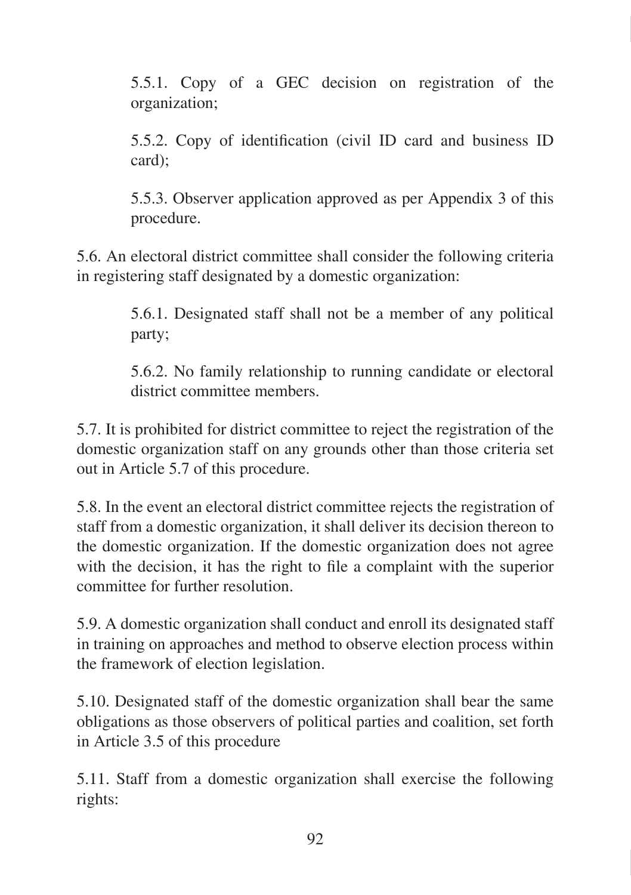5.5.1. Copy of a GEC decision on registration of the organization;

5.5.2. Copy of identification (civil ID card and business ID card);

5.5.3. Observer application approved as per Appendix 3 of this procedure.

5.6. An electoral district committee shall consider the following criteria in registering staff designated by a domestic organization:

5.6.1. Designated staff shall not be a member of any political party;

5.6.2. No family relationship to running candidate or electoral district committee members.

5.7. It is prohibited for district committee to reject the registration of the domestic organization staff on any grounds other than those criteria set out in Article 5.7 of this procedure.

5.8. In the event an electoral district committee rejects the registration of staff from a domestic organization, it shall deliver its decision thereon to the domestic organization. If the domestic organization does not agree with the decision, it has the right to file a complaint with the superior committee for further resolution.

5.9. A domestic organization shall conduct and enroll its designated staff in training on approaches and method to observe election process within the framework of election legislation.

5.10. Designated staff of the domestic organization shall bear the same obligations as those observers of political parties and coalition, set forth in Article 3.5 of this procedure

5.11. Staff from a domestic organization shall exercise the following rights: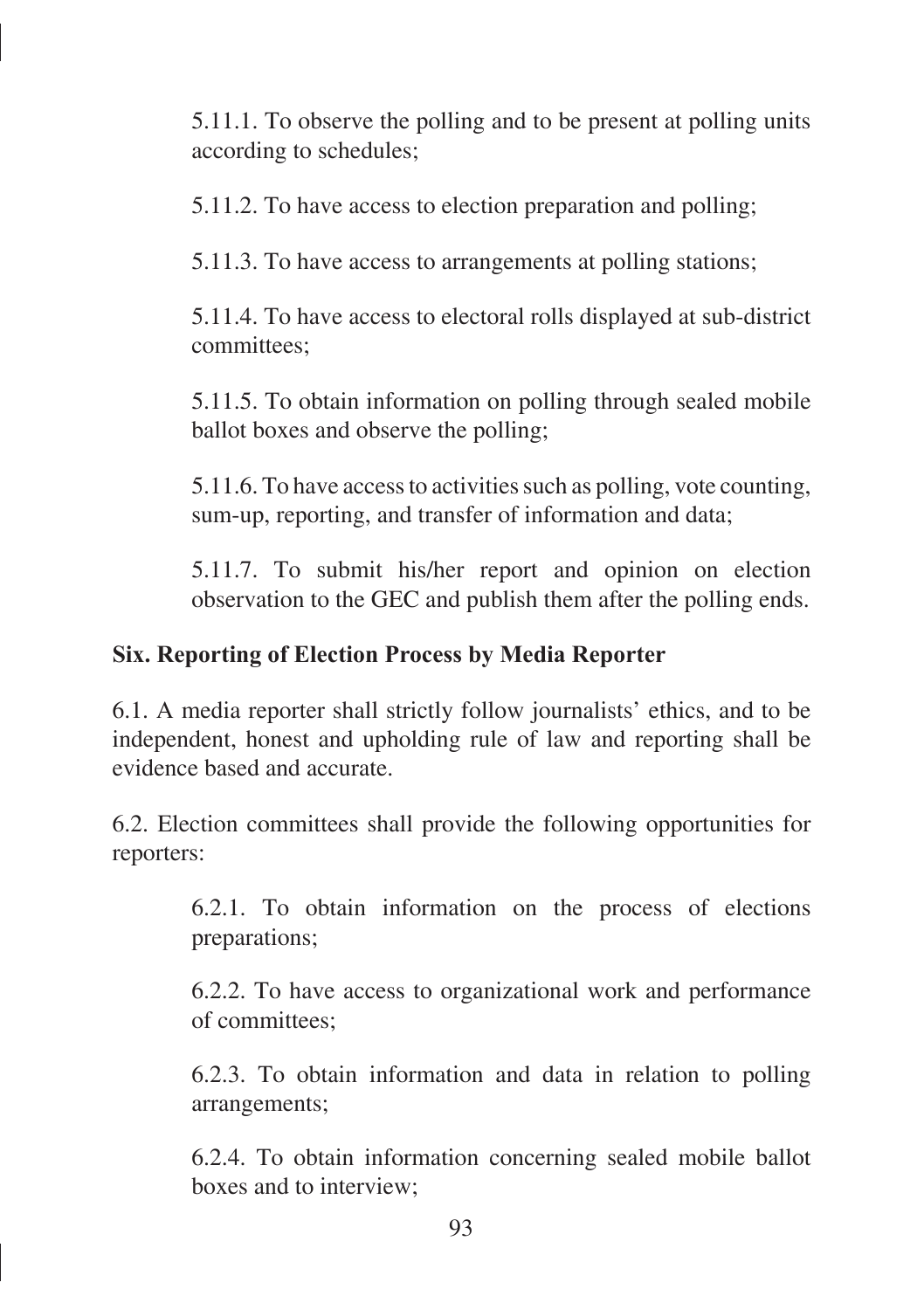5.11.1. To observe the polling and to be present at polling units according to schedules;

5.11.2. To have access to election preparation and polling;

5.11.3. To have access to arrangements at polling stations;

5.11.4. To have access to electoral rolls displayed at sub-district committees;

5.11.5. To obtain information on polling through sealed mobile ballot boxes and observe the polling;

5.11.6. To have access to activities such as polling, vote counting, sum-up, reporting, and transfer of information and data;

5.11.7. To submit his/her report and opinion on election observation to the GEC and publish them after the polling ends.

**Six. Reporting of Election Process by Media Reporter**

6.1. A media reporter shall strictly follow journalists' ethics, and to be independent, honest and upholding rule of law and reporting shall be evidence based and accurate.

6.2. Election committees shall provide the following opportunities for reporters:

6.2.1. To obtain information on the process of elections preparations;

6.2.2. To have access to organizational work and performance of committees;

6.2.3. To obtain information and data in relation to polling arrangements;

6.2.4. To obtain information concerning sealed mobile ballot boxes and to interview;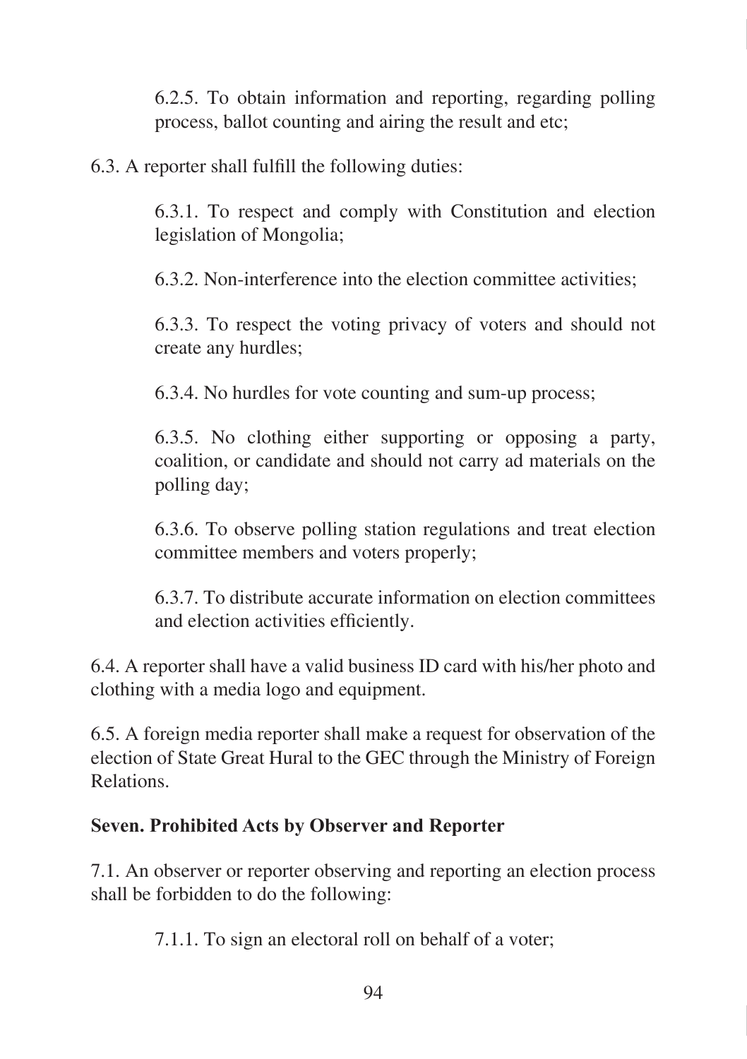6.2.5. To obtain information and reporting, regarding polling process, ballot counting and airing the result and etc;

6.3. A reporter shall fulfill the following duties:

6.3.1. To respect and comply with Constitution and election legislation of Mongolia;

6.3.2. Non-interference into the election committee activities;

6.3.3. To respect the voting privacy of voters and should not create any hurdles;

6.3.4. No hurdles for vote counting and sum-up process;

6.3.5. No clothing either supporting or opposing a party, coalition, or candidate and should not carry ad materials on the polling day;

6.3.6. To observe polling station regulations and treat election committee members and voters properly;

6.3.7. To distribute accurate information on election committees and election activities efficiently.

6.4. A reporter shall have a valid business ID card with his/her photo and clothing with a media logo and equipment.

6.5. A foreign media reporter shall make a request for observation of the election of State Great Hural to the GEC through the Ministry of Foreign Relations.

**Seven. Prohibited Acts by Observer and Reporter**

7.1. An observer or reporter observing and reporting an election process shall be forbidden to do the following:

7.1.1. To sign an electoral roll on behalf of a voter;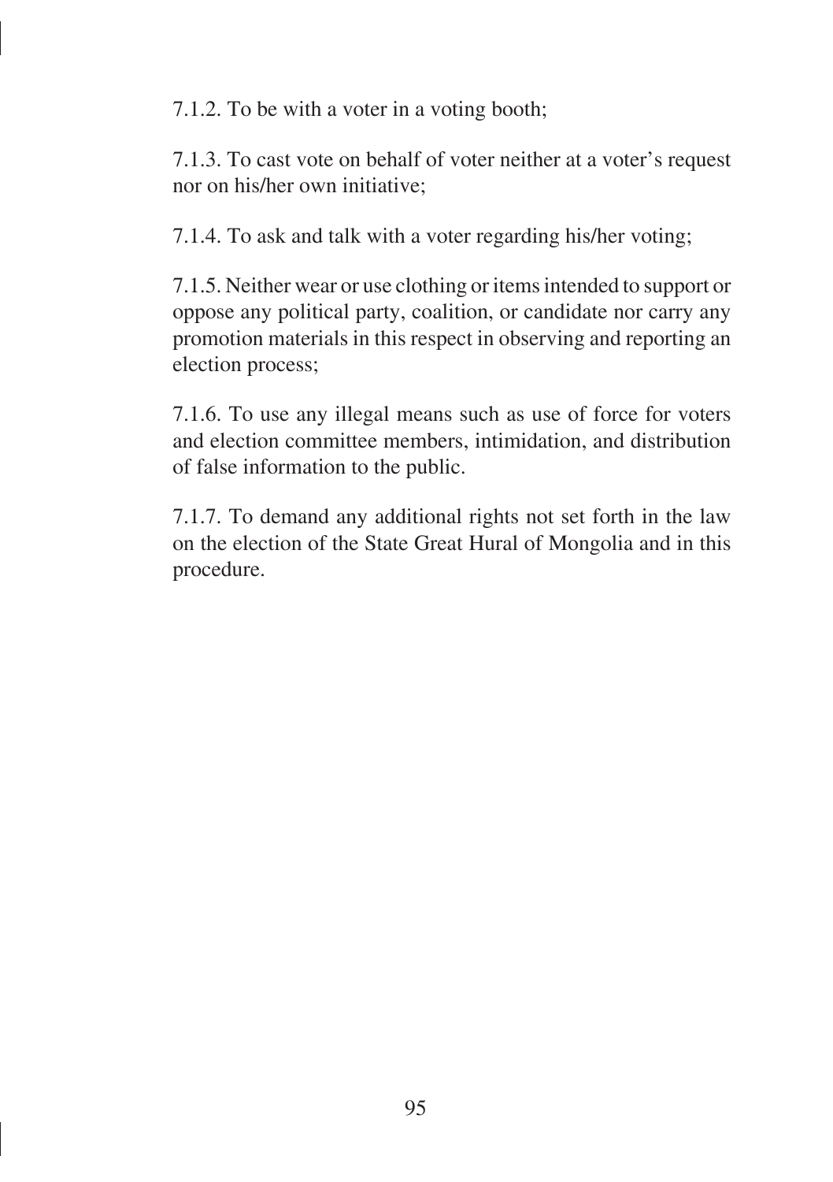7.1.2. To be with a voter in a voting booth;

7.1.3. To cast vote on behalf of voter neither at a voter's request nor on his/her own initiative;

7.1.4. To ask and talk with a voter regarding his/her voting;

7.1.5. Neither wear or use clothing or items intended to support or oppose any political party, coalition, or candidate nor carry any promotion materials in this respect in observing and reporting an election process;

7.1.6. To use any illegal means such as use of force for voters and election committee members, intimidation, and distribution of false information to the public.

7.1.7. To demand any additional rights not set forth in the law on the election of the State Great Hural of Mongolia and in this procedure.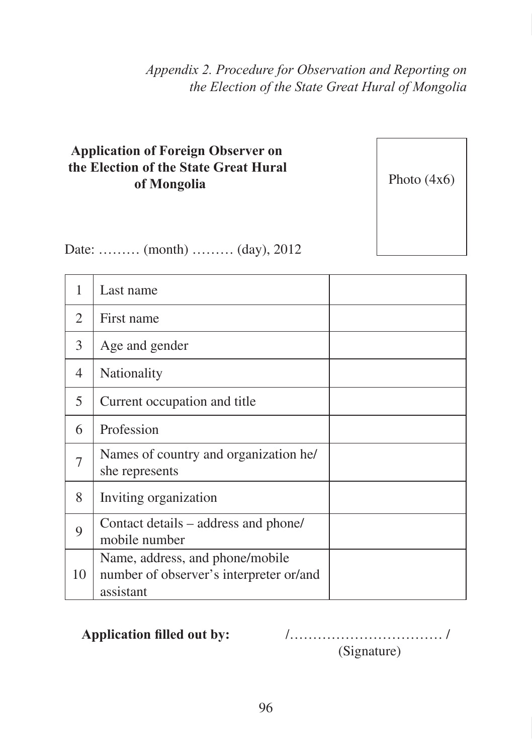*Appendix 2. Procedure for Observation and Reporting on the Election of the State Great Hural of Mongolia*

**Application of Foreign Observer on the Election of the State Great Hural of Mongolia**

Photo (4x6)

Date: ……… (month) ……… (day), 2012

| | | |
|---|---|---|
| 1 | Last name | |
| 2 | First name | |
| 3 | Age and gender | |
| 4 | Nationality | |
| 5 | Current occupation and title | |
| 6 | Profession | |
| 7 | Names of country and organization he/she represents | |
| 8 | Inviting organization | |
| 9 | Contact details – address and phone/mobile number | |
| 10 | Name, address, and phone/mobile number of observer's interpreter or/and assistant | |

**Application filled out by:** /…………………………… /
(Signature)